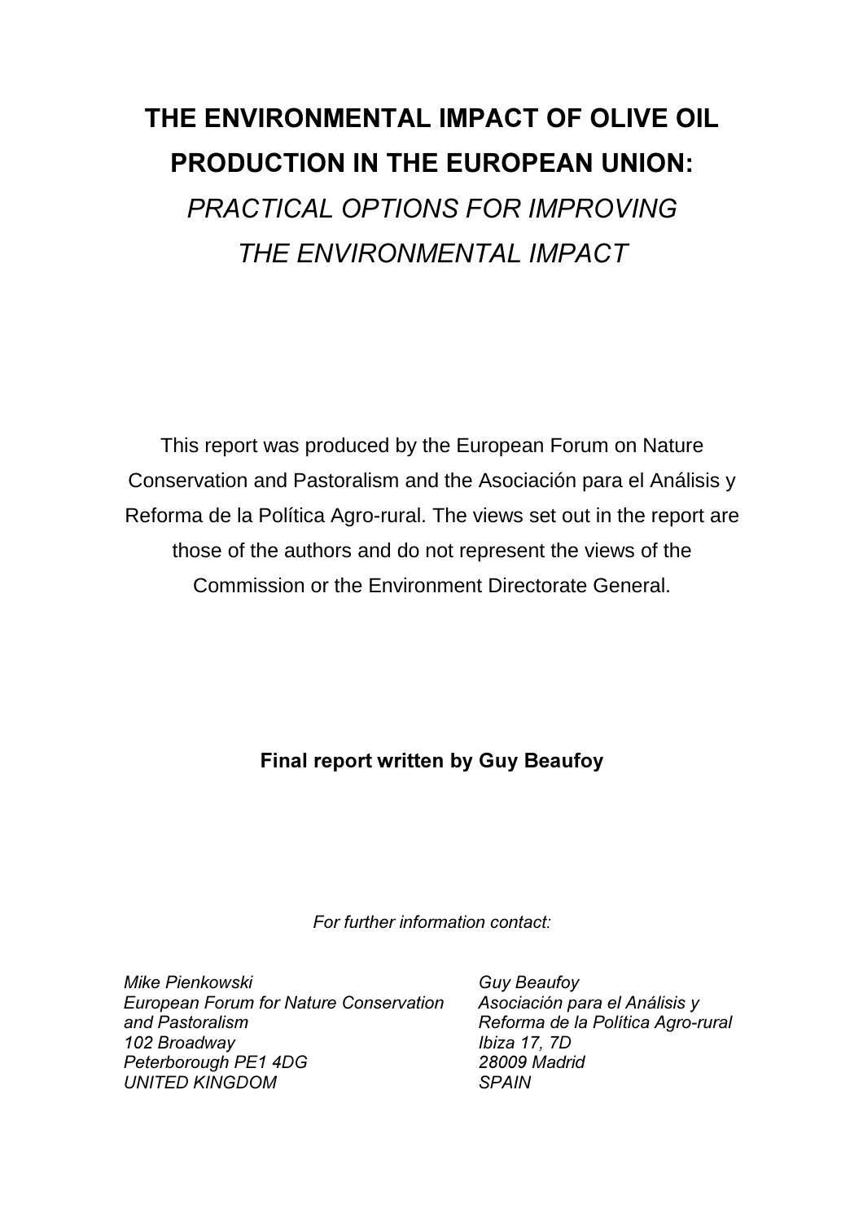# THE ENVIRONMENTAL IMPACT OF OLIVE OIL PRODUCTION IN THE EUROPEAN UNION:

## *PRACTICAL OPTIONS FOR IMPROVING THE ENVIRONMENTAL IMPACT*

This report was produced by the European Forum on Nature Conservation and Pastoralism and the Asociación para el Análisis y Reforma de la Política Agro-rural. The views set out in the report are those of the authors and do not represent the views of the Commission or the Environment Directorate General.

**Final report written by Guy Beaufoy**

*For further information contact:*

*Mike Pienkowski*
*European Forum for Nature Conservation and Pastoralism*
*102 Broadway*
*Peterborough PE1 4DG*
*UNITED KINGDOM*

*Guy Beaufoy*
*Asociación para el Análisis y Reforma de la Política Agro-rural*
*Ibiza 17, 7D*
*28009 Madrid*
*SPAIN*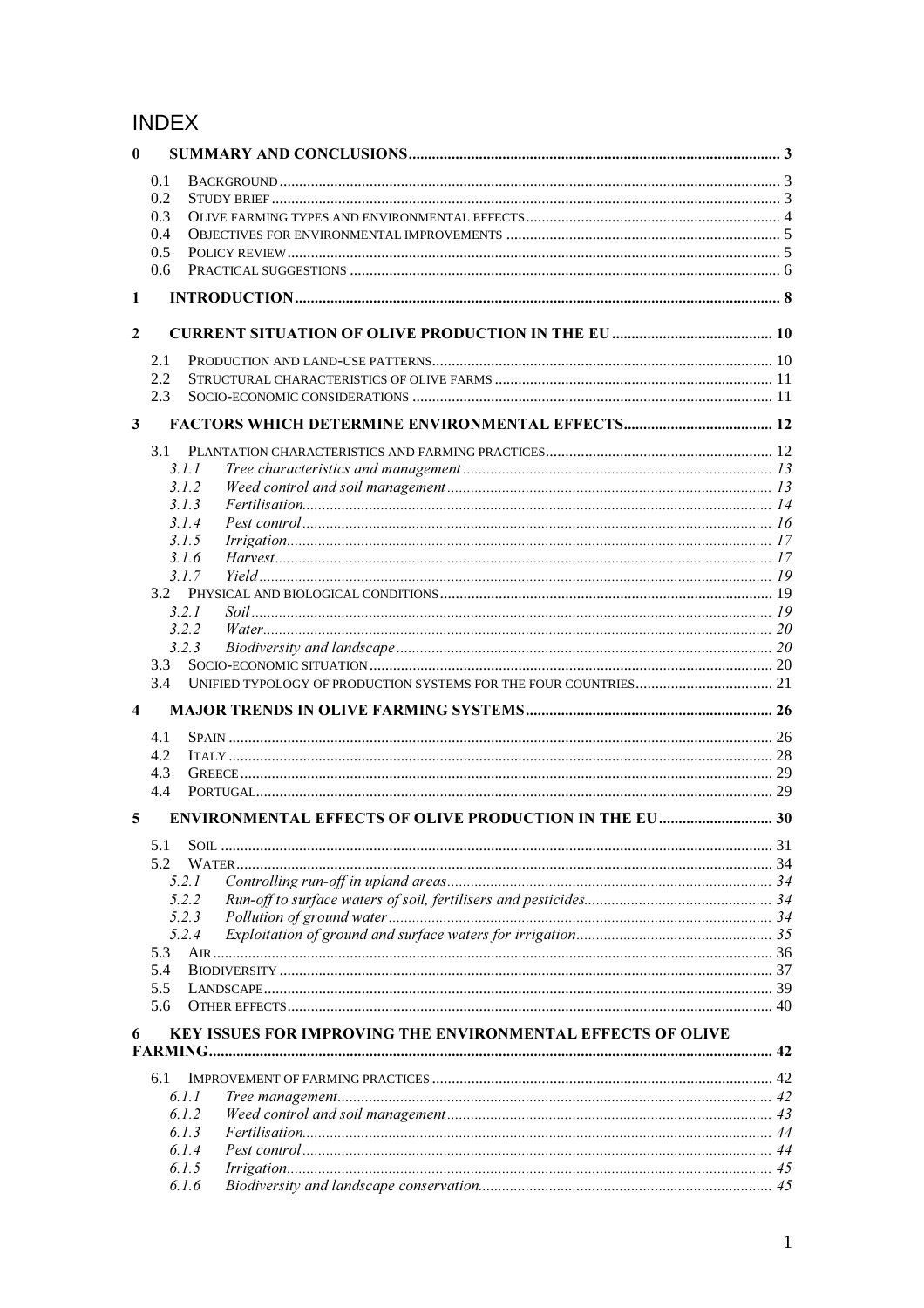# INDEX

**0 SUMMARY AND CONCLUSIONS** .......... 3

- 0.1 BACKGROUND .......... 3
- 0.2 STUDY BRIEF .......... 3
- 0.3 OLIVE FARMING TYPES AND ENVIRONMENTAL EFFECTS .......... 4
- 0.4 OBJECTIVES FOR ENVIRONMENTAL IMPROVEMENTS .......... 5
- 0.5 POLICY REVIEW .......... 5
- 0.6 PRACTICAL SUGGESTIONS .......... 6

**1 INTRODUCTION** .......... 8

**2 CURRENT SITUATION OF OLIVE PRODUCTION IN THE EU** .......... 10

- 2.1 PRODUCTION AND LAND-USE PATTERNS .......... 10
- 2.2 STRUCTURAL CHARACTERISTICS OF OLIVE FARMS .......... 11
- 2.3 SOCIO-ECONOMIC CONSIDERATIONS .......... 11

**3 FACTORS WHICH DETERMINE ENVIRONMENTAL EFFECTS** .......... 12

- 3.1 PLANTATION CHARACTERISTICS AND FARMING PRACTICES .......... 12
  - *3.1.1 Tree characteristics and management* .......... *13*
  - *3.1.2 Weed control and soil management* .......... *13*
  - *3.1.3 Fertilisation* .......... *14*
  - *3.1.4 Pest control* .......... *16*
  - *3.1.5 Irrigation* .......... *17*
  - *3.1.6 Harvest* .......... *17*
  - *3.1.7 Yield* .......... *19*
- 3.2 PHYSICAL AND BIOLOGICAL CONDITIONS .......... 19
  - *3.2.1 Soil* .......... *19*
  - *3.2.2 Water* .......... *20*
  - *3.2.3 Biodiversity and landscape* .......... *20*
- 3.3 SOCIO-ECONOMIC SITUATION .......... 20
- 3.4 UNIFIED TYPOLOGY OF PRODUCTION SYSTEMS FOR THE FOUR COUNTRIES .......... 21

**4 MAJOR TRENDS IN OLIVE FARMING SYSTEMS** .......... 26

- 4.1 SPAIN .......... 26
- 4.2 ITALY .......... 28
- 4.3 GREECE .......... 29
- 4.4 PORTUGAL .......... 29

**5 ENVIRONMENTAL EFFECTS OF OLIVE PRODUCTION IN THE EU** .......... 30

- 5.1 SOIL .......... 31
- 5.2 WATER .......... 34
  - *5.2.1 Controlling run-off in upland areas* .......... *34*
  - *5.2.2 Run-off to surface waters of soil, fertilisers and pesticides* .......... *34*
  - *5.2.3 Pollution of ground water* .......... *34*
  - *5.2.4 Exploitation of ground and surface waters for irrigation* .......... *35*
- 5.3 AIR .......... 36
- 5.4 BIODIVERSITY .......... 37
- 5.5 LANDSCAPE .......... 39
- 5.6 OTHER EFFECTS .......... 40

**6 KEY ISSUES FOR IMPROVING THE ENVIRONMENTAL EFFECTS OF OLIVE FARMING** .......... 42

- 6.1 IMPROVEMENT OF FARMING PRACTICES .......... 42
  - *6.1.1 Tree management* .......... *42*
  - *6.1.2 Weed control and soil management* .......... *43*
  - *6.1.3 Fertilisation* .......... *44*
  - *6.1.4 Pest control* .......... *44*
  - *6.1.5 Irrigation* .......... *45*
  - *6.1.6 Biodiversity and landscape conservation* .......... *45*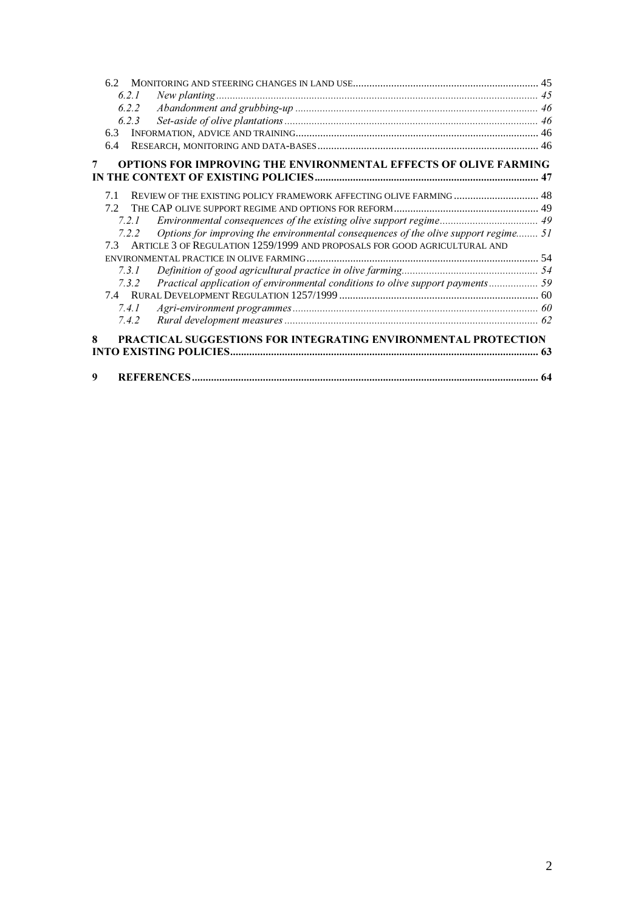6.2 MONITORING AND STEERING CHANGES IN LAND USE ... 45

*6.2.1 New planting ... 45*

*6.2.2 Abandonment and grubbing-up ... 46*

*6.2.3 Set-aside of olive plantations ... 46*

6.3 INFORMATION, ADVICE AND TRAINING ... 46

6.4 RESEARCH, MONITORING AND DATA-BASES ... 46

**7 OPTIONS FOR IMPROVING THE ENVIRONMENTAL EFFECTS OF OLIVE FARMING IN THE CONTEXT OF EXISTING POLICIES ... 47**

7.1 REVIEW OF THE EXISTING POLICY FRAMEWORK AFFECTING OLIVE FARMING ... 48

7.2 THE CAP OLIVE SUPPORT REGIME AND OPTIONS FOR REFORM ... 49

*7.2.1 Environmental consequences of the existing olive support regime ... 49*

*7.2.2 Options for improving the environmental consequences of the olive support regime ... 51*

7.3 ARTICLE 3 OF REGULATION 1259/1999 AND PROPOSALS FOR GOOD AGRICULTURAL AND ENVIRONMENTAL PRACTICE IN OLIVE FARMING ... 54

*7.3.1 Definition of good agricultural practice in olive farming ... 54*

*7.3.2 Practical application of environmental conditions to olive support payments ... 59*

7.4 RURAL DEVELOPMENT REGULATION 1257/1999 ... 60

*7.4.1 Agri-environment programmes ... 60*

*7.4.2 Rural development measures ... 62*

**8 PRACTICAL SUGGESTIONS FOR INTEGRATING ENVIRONMENTAL PROTECTION INTO EXISTING POLICIES ... 63**

**9 REFERENCES ... 64**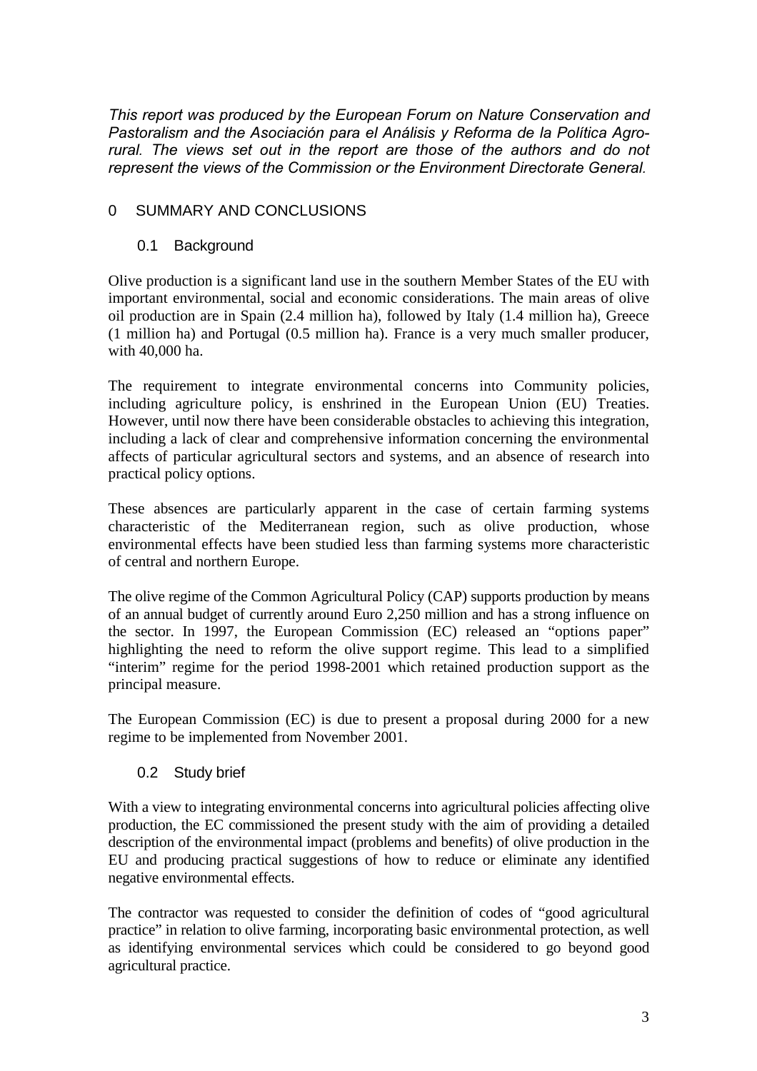*This report was produced by the European Forum on Nature Conservation and Pastoralism and the Asociación para el Análisis y Reforma de la Política Agro-rural. The views set out in the report are those of the authors and do not represent the views of the Commission or the Environment Directorate General.*

# 0 SUMMARY AND CONCLUSIONS

## 0.1 Background

Olive production is a significant land use in the southern Member States of the EU with important environmental, social and economic considerations. The main areas of olive oil production are in Spain (2.4 million ha), followed by Italy (1.4 million ha), Greece (1 million ha) and Portugal (0.5 million ha). France is a very much smaller producer, with 40,000 ha.

The requirement to integrate environmental concerns into Community policies, including agriculture policy, is enshrined in the European Union (EU) Treaties. However, until now there have been considerable obstacles to achieving this integration, including a lack of clear and comprehensive information concerning the environmental affects of particular agricultural sectors and systems, and an absence of research into practical policy options.

These absences are particularly apparent in the case of certain farming systems characteristic of the Mediterranean region, such as olive production, whose environmental effects have been studied less than farming systems more characteristic of central and northern Europe.

The olive regime of the Common Agricultural Policy (CAP) supports production by means of an annual budget of currently around Euro 2,250 million and has a strong influence on the sector. In 1997, the European Commission (EC) released an "options paper" highlighting the need to reform the olive support regime. This lead to a simplified "interim" regime for the period 1998-2001 which retained production support as the principal measure.

The European Commission (EC) is due to present a proposal during 2000 for a new regime to be implemented from November 2001.

## 0.2 Study brief

With a view to integrating environmental concerns into agricultural policies affecting olive production, the EC commissioned the present study with the aim of providing a detailed description of the environmental impact (problems and benefits) of olive production in the EU and producing practical suggestions of how to reduce or eliminate any identified negative environmental effects.

The contractor was requested to consider the definition of codes of "good agricultural practice" in relation to olive farming, incorporating basic environmental protection, as well as identifying environmental services which could be considered to go beyond good agricultural practice.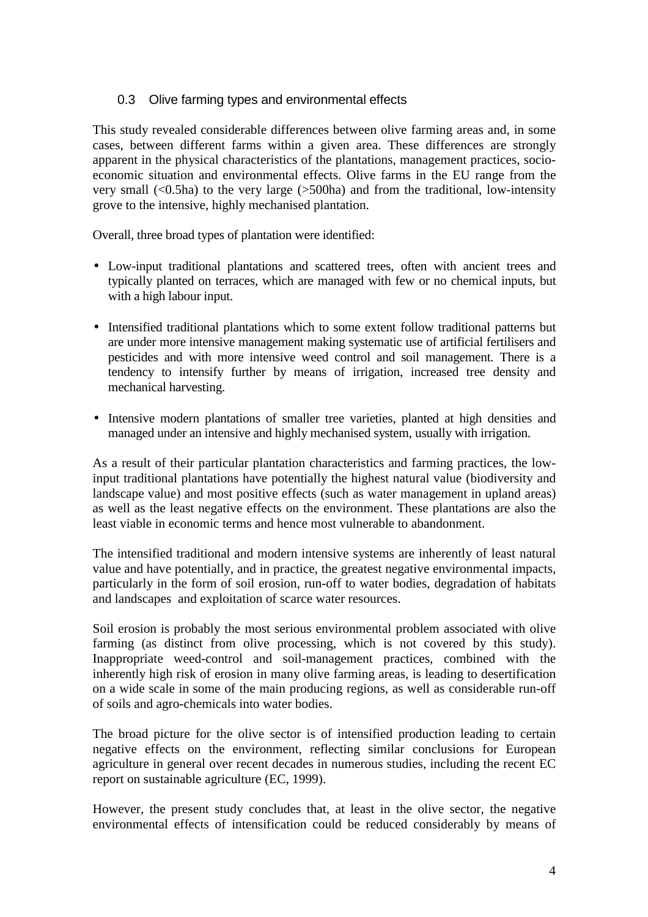## 0.3 Olive farming types and environmental effects

This study revealed considerable differences between olive farming areas and, in some cases, between different farms within a given area. These differences are strongly apparent in the physical characteristics of the plantations, management practices, socio-economic situation and environmental effects. Olive farms in the EU range from the very small (<0.5ha) to the very large (>500ha) and from the traditional, low-intensity grove to the intensive, highly mechanised plantation.

Overall, three broad types of plantation were identified:

- Low-input traditional plantations and scattered trees, often with ancient trees and typically planted on terraces, which are managed with few or no chemical inputs, but with a high labour input.
- Intensified traditional plantations which to some extent follow traditional patterns but are under more intensive management making systematic use of artificial fertilisers and pesticides and with more intensive weed control and soil management. There is a tendency to intensify further by means of irrigation, increased tree density and mechanical harvesting.
- Intensive modern plantations of smaller tree varieties, planted at high densities and managed under an intensive and highly mechanised system, usually with irrigation.

As a result of their particular plantation characteristics and farming practices, the low-input traditional plantations have potentially the highest natural value (biodiversity and landscape value) and most positive effects (such as water management in upland areas) as well as the least negative effects on the environment. These plantations are also the least viable in economic terms and hence most vulnerable to abandonment.

The intensified traditional and modern intensive systems are inherently of least natural value and have potentially, and in practice, the greatest negative environmental impacts, particularly in the form of soil erosion, run-off to water bodies, degradation of habitats and landscapes and exploitation of scarce water resources.

Soil erosion is probably the most serious environmental problem associated with olive farming (as distinct from olive processing, which is not covered by this study). Inappropriate weed-control and soil-management practices, combined with the inherently high risk of erosion in many olive farming areas, is leading to desertification on a wide scale in some of the main producing regions, as well as considerable run-off of soils and agro-chemicals into water bodies.

The broad picture for the olive sector is of intensified production leading to certain negative effects on the environment, reflecting similar conclusions for European agriculture in general over recent decades in numerous studies, including the recent EC report on sustainable agriculture (EC, 1999).

However, the present study concludes that, at least in the olive sector, the negative environmental effects of intensification could be reduced considerably by means of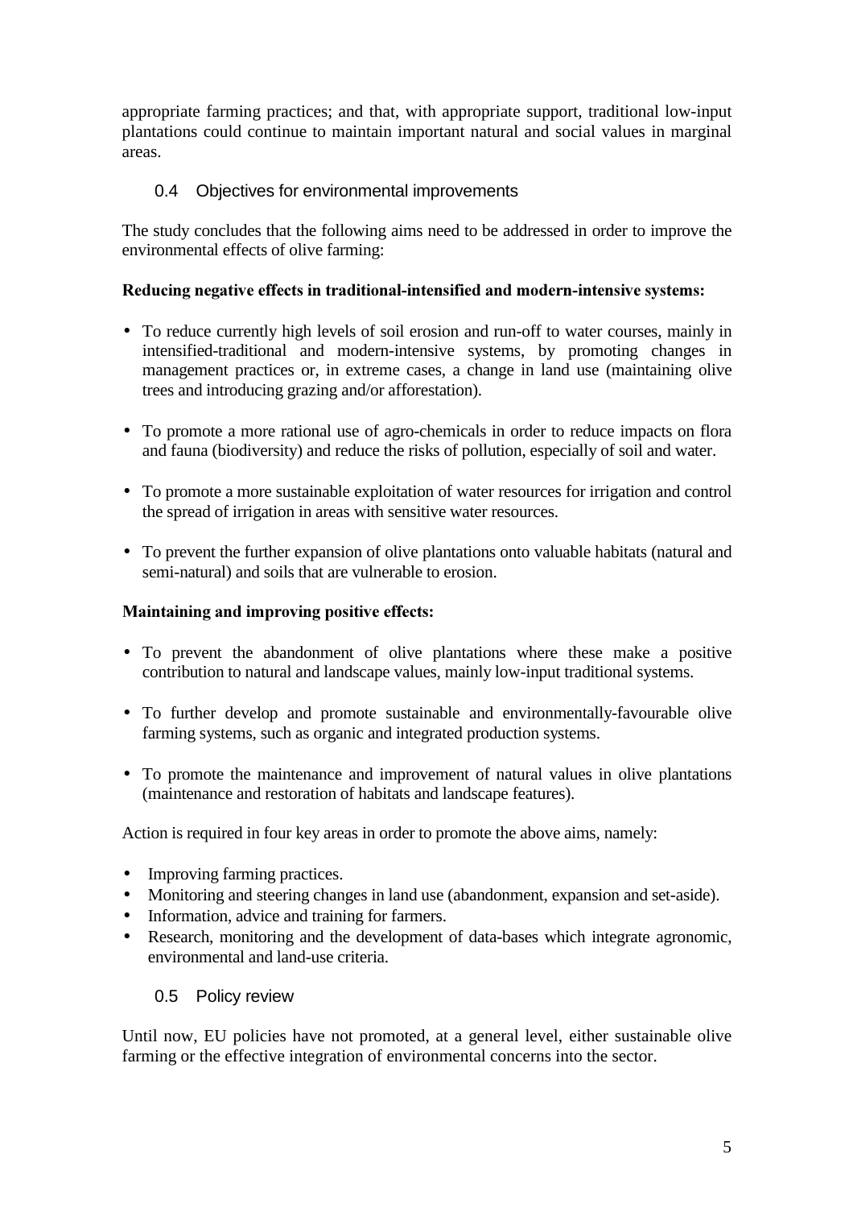appropriate farming practices; and that, with appropriate support, traditional low-input plantations could continue to maintain important natural and social values in marginal areas.

## 0.4 Objectives for environmental improvements

The study concludes that the following aims need to be addressed in order to improve the environmental effects of olive farming:

**Reducing negative effects in traditional-intensified and modern-intensive systems:**

- To reduce currently high levels of soil erosion and run-off to water courses, mainly in intensified-traditional and modern-intensive systems, by promoting changes in management practices or, in extreme cases, a change in land use (maintaining olive trees and introducing grazing and/or afforestation).
- To promote a more rational use of agro-chemicals in order to reduce impacts on flora and fauna (biodiversity) and reduce the risks of pollution, especially of soil and water.
- To promote a more sustainable exploitation of water resources for irrigation and control the spread of irrigation in areas with sensitive water resources.
- To prevent the further expansion of olive plantations onto valuable habitats (natural and semi-natural) and soils that are vulnerable to erosion.

**Maintaining and improving positive effects:**

- To prevent the abandonment of olive plantations where these make a positive contribution to natural and landscape values, mainly low-input traditional systems.
- To further develop and promote sustainable and environmentally-favourable olive farming systems, such as organic and integrated production systems.
- To promote the maintenance and improvement of natural values in olive plantations (maintenance and restoration of habitats and landscape features).

Action is required in four key areas in order to promote the above aims, namely:

- Improving farming practices.
- Monitoring and steering changes in land use (abandonment, expansion and set-aside).
- Information, advice and training for farmers.
- Research, monitoring and the development of data-bases which integrate agronomic, environmental and land-use criteria.

## 0.5 Policy review

Until now, EU policies have not promoted, at a general level, either sustainable olive farming or the effective integration of environmental concerns into the sector.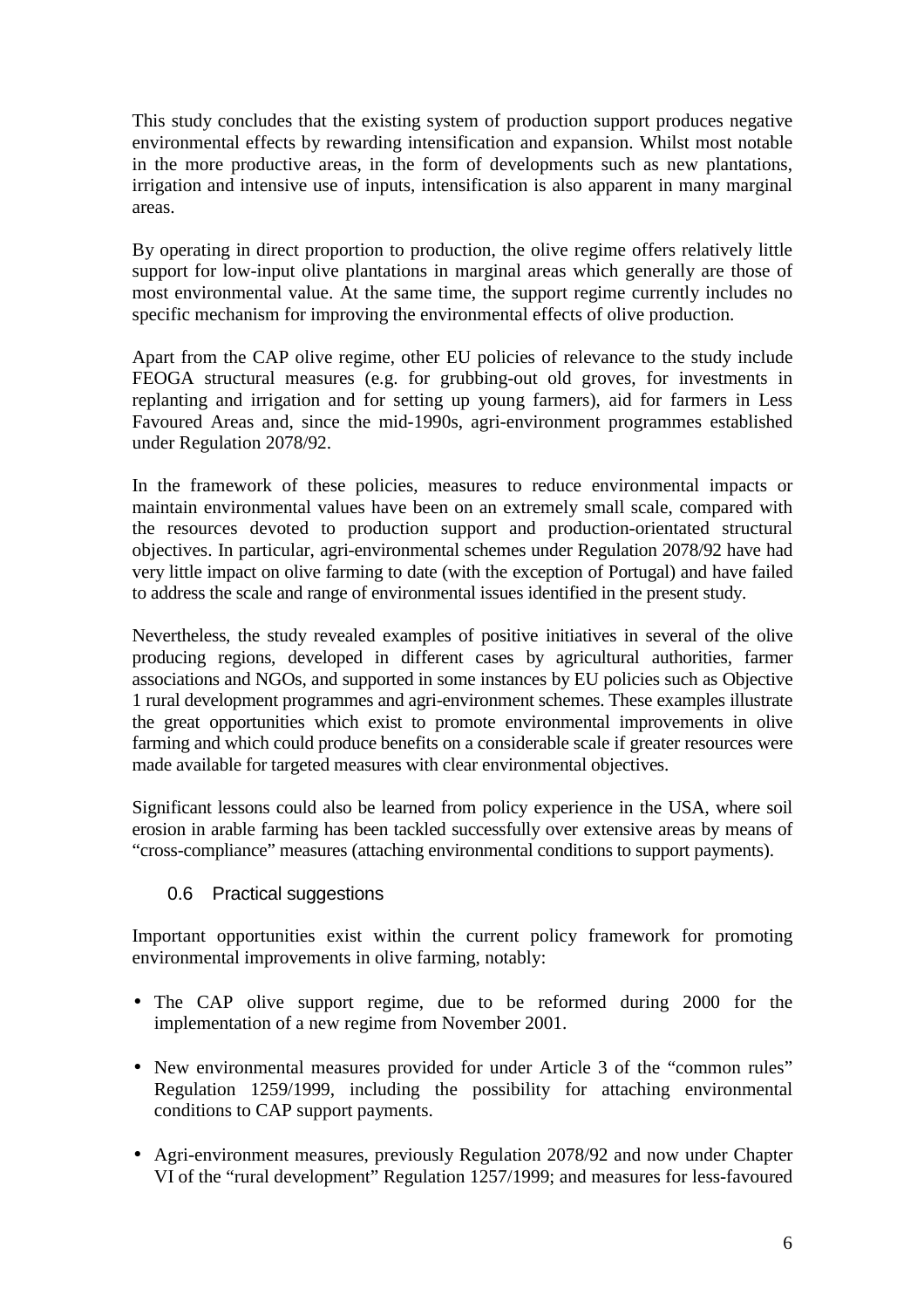This study concludes that the existing system of production support produces negative environmental effects by rewarding intensification and expansion. Whilst most notable in the more productive areas, in the form of developments such as new plantations, irrigation and intensive use of inputs, intensification is also apparent in many marginal areas.

By operating in direct proportion to production, the olive regime offers relatively little support for low-input olive plantations in marginal areas which generally are those of most environmental value. At the same time, the support regime currently includes no specific mechanism for improving the environmental effects of olive production.

Apart from the CAP olive regime, other EU policies of relevance to the study include FEOGA structural measures (e.g. for grubbing-out old groves, for investments in replanting and irrigation and for setting up young farmers), aid for farmers in Less Favoured Areas and, since the mid-1990s, agri-environment programmes established under Regulation 2078/92.

In the framework of these policies, measures to reduce environmental impacts or maintain environmental values have been on an extremely small scale, compared with the resources devoted to production support and production-orientated structural objectives. In particular, agri-environmental schemes under Regulation 2078/92 have had very little impact on olive farming to date (with the exception of Portugal) and have failed to address the scale and range of environmental issues identified in the present study.

Nevertheless, the study revealed examples of positive initiatives in several of the olive producing regions, developed in different cases by agricultural authorities, farmer associations and NGOs, and supported in some instances by EU policies such as Objective 1 rural development programmes and agri-environment schemes. These examples illustrate the great opportunities which exist to promote environmental improvements in olive farming and which could produce benefits on a considerable scale if greater resources were made available for targeted measures with clear environmental objectives.

Significant lessons could also be learned from policy experience in the USA, where soil erosion in arable farming has been tackled successfully over extensive areas by means of "cross-compliance" measures (attaching environmental conditions to support payments).

## 0.6 Practical suggestions

Important opportunities exist within the current policy framework for promoting environmental improvements in olive farming, notably:

- The CAP olive support regime, due to be reformed during 2000 for the implementation of a new regime from November 2001.
- New environmental measures provided for under Article 3 of the "common rules" Regulation 1259/1999, including the possibility for attaching environmental conditions to CAP support payments.
- Agri-environment measures, previously Regulation 2078/92 and now under Chapter VI of the "rural development" Regulation 1257/1999; and measures for less-favoured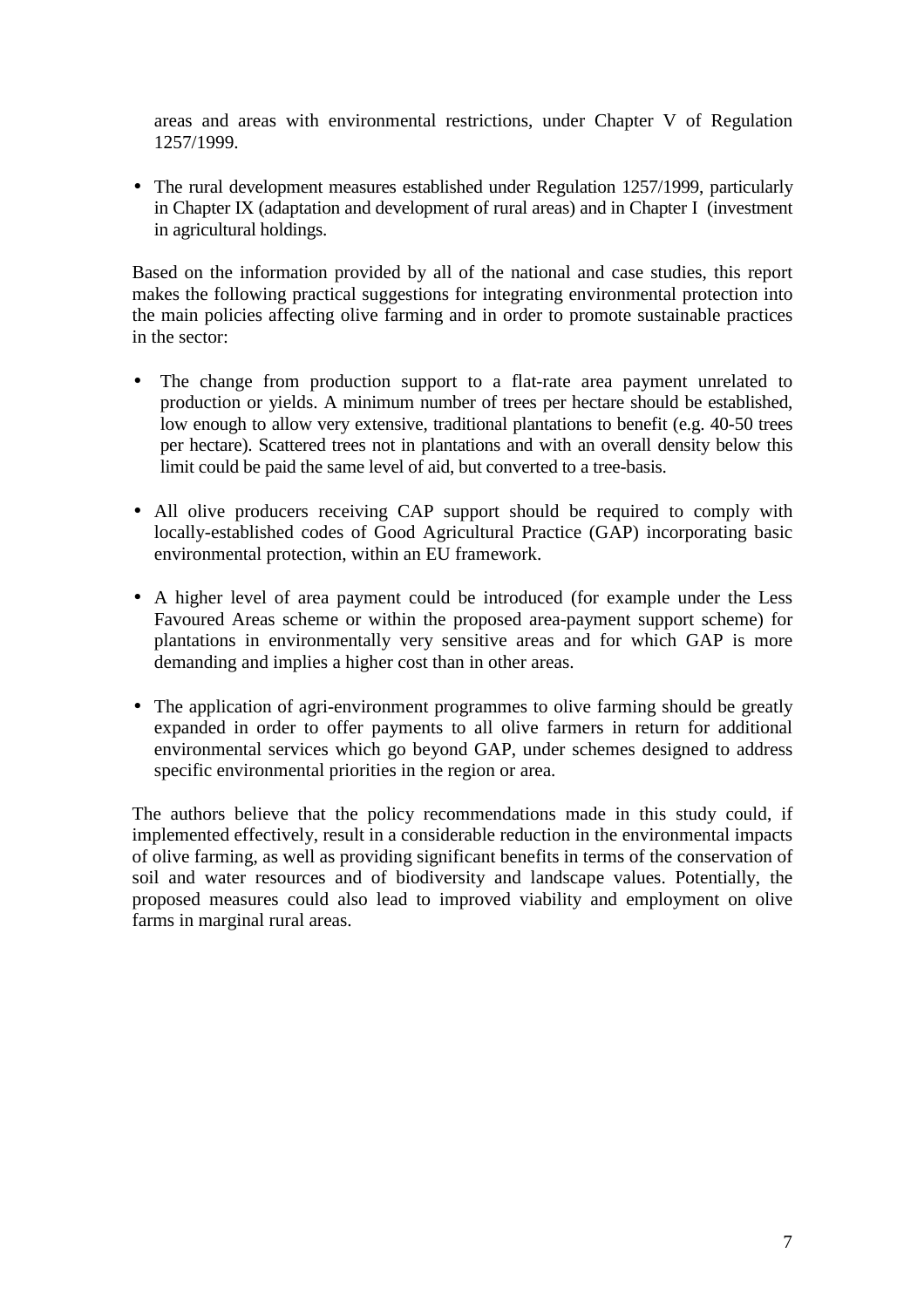areas and areas with environmental restrictions, under Chapter V of Regulation 1257/1999.

- The rural development measures established under Regulation 1257/1999, particularly in Chapter IX (adaptation and development of rural areas) and in Chapter I (investment in agricultural holdings.

Based on the information provided by all of the national and case studies, this report makes the following practical suggestions for integrating environmental protection into the main policies affecting olive farming and in order to promote sustainable practices in the sector:

- The change from production support to a flat-rate area payment unrelated to production or yields. A minimum number of trees per hectare should be established, low enough to allow very extensive, traditional plantations to benefit (e.g. 40-50 trees per hectare). Scattered trees not in plantations and with an overall density below this limit could be paid the same level of aid, but converted to a tree-basis.

- All olive producers receiving CAP support should be required to comply with locally-established codes of Good Agricultural Practice (GAP) incorporating basic environmental protection, within an EU framework.

- A higher level of area payment could be introduced (for example under the Less Favoured Areas scheme or within the proposed area-payment support scheme) for plantations in environmentally very sensitive areas and for which GAP is more demanding and implies a higher cost than in other areas.

- The application of agri-environment programmes to olive farming should be greatly expanded in order to offer payments to all olive farmers in return for additional environmental services which go beyond GAP, under schemes designed to address specific environmental priorities in the region or area.

The authors believe that the policy recommendations made in this study could, if implemented effectively, result in a considerable reduction in the environmental impacts of olive farming, as well as providing significant benefits in terms of the conservation of soil and water resources and of biodiversity and landscape values. Potentially, the proposed measures could also lead to improved viability and employment on olive farms in marginal rural areas.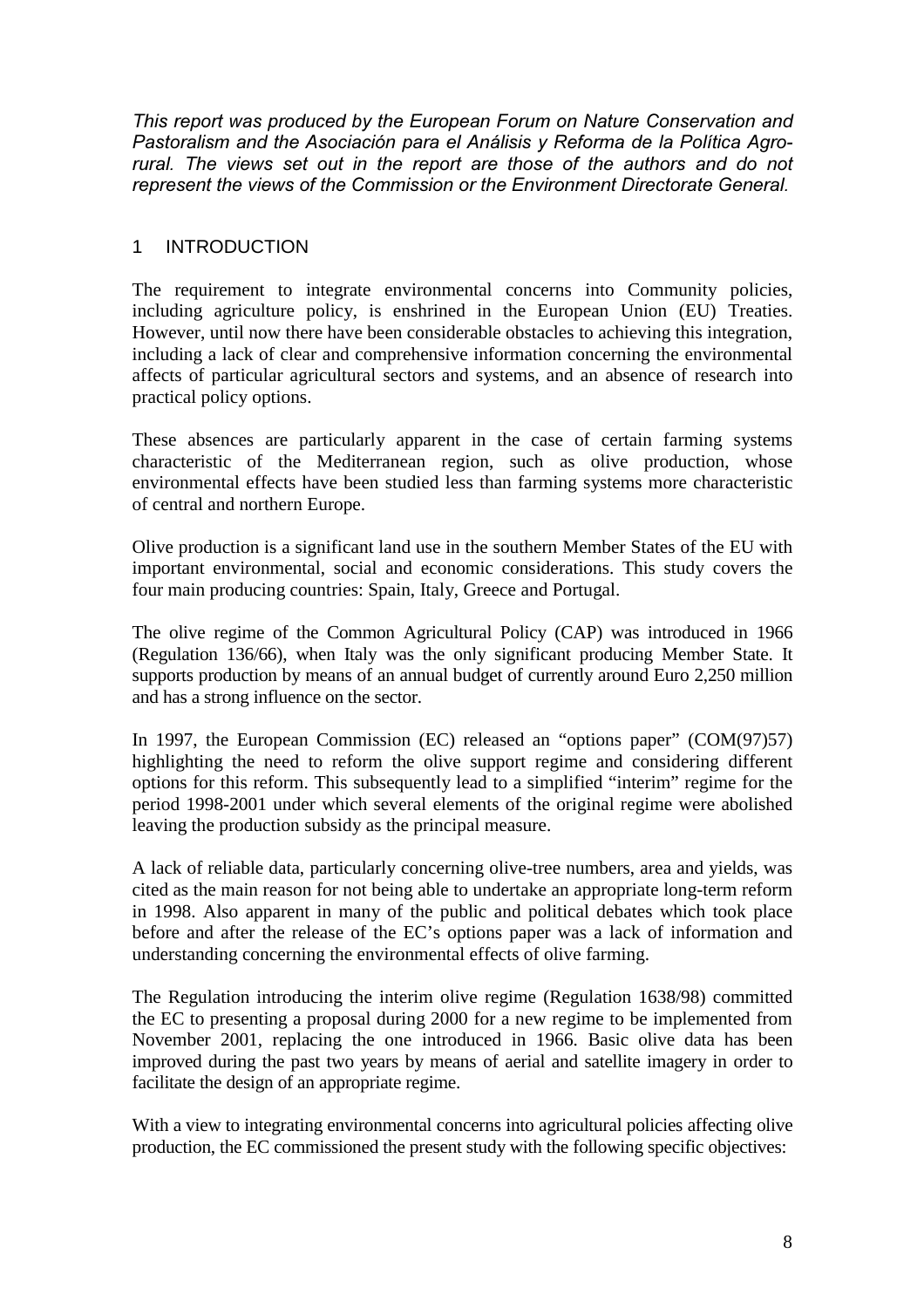*This report was produced by the European Forum on Nature Conservation and Pastoralism and the Asociación para el Análisis y Reforma de la Política Agro-rural. The views set out in the report are those of the authors and do not represent the views of the Commission or the Environment Directorate General.*

# 1 INTRODUCTION

The requirement to integrate environmental concerns into Community policies, including agriculture policy, is enshrined in the European Union (EU) Treaties. However, until now there have been considerable obstacles to achieving this integration, including a lack of clear and comprehensive information concerning the environmental affects of particular agricultural sectors and systems, and an absence of research into practical policy options.

These absences are particularly apparent in the case of certain farming systems characteristic of the Mediterranean region, such as olive production, whose environmental effects have been studied less than farming systems more characteristic of central and northern Europe.

Olive production is a significant land use in the southern Member States of the EU with important environmental, social and economic considerations. This study covers the four main producing countries: Spain, Italy, Greece and Portugal.

The olive regime of the Common Agricultural Policy (CAP) was introduced in 1966 (Regulation 136/66), when Italy was the only significant producing Member State. It supports production by means of an annual budget of currently around Euro 2,250 million and has a strong influence on the sector.

In 1997, the European Commission (EC) released an "options paper" (COM(97)57) highlighting the need to reform the olive support regime and considering different options for this reform. This subsequently lead to a simplified "interim" regime for the period 1998-2001 under which several elements of the original regime were abolished leaving the production subsidy as the principal measure.

A lack of reliable data, particularly concerning olive-tree numbers, area and yields, was cited as the main reason for not being able to undertake an appropriate long-term reform in 1998. Also apparent in many of the public and political debates which took place before and after the release of the EC's options paper was a lack of information and understanding concerning the environmental effects of olive farming.

The Regulation introducing the interim olive regime (Regulation 1638/98) committed the EC to presenting a proposal during 2000 for a new regime to be implemented from November 2001, replacing the one introduced in 1966. Basic olive data has been improved during the past two years by means of aerial and satellite imagery in order to facilitate the design of an appropriate regime.

With a view to integrating environmental concerns into agricultural policies affecting olive production, the EC commissioned the present study with the following specific objectives: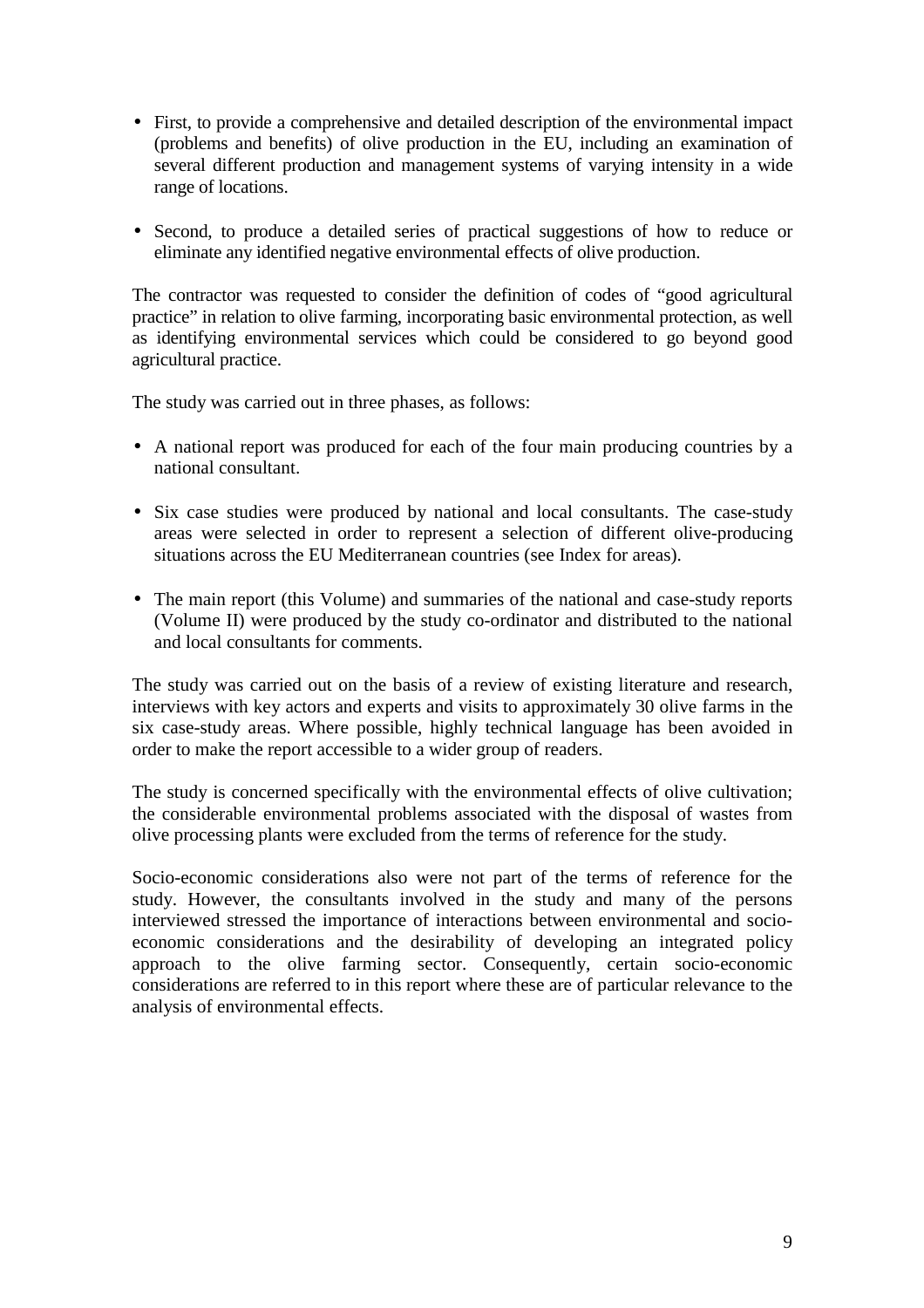- First, to provide a comprehensive and detailed description of the environmental impact (problems and benefits) of olive production in the EU, including an examination of several different production and management systems of varying intensity in a wide range of locations.

- Second, to produce a detailed series of practical suggestions of how to reduce or eliminate any identified negative environmental effects of olive production.

The contractor was requested to consider the definition of codes of "good agricultural practice" in relation to olive farming, incorporating basic environmental protection, as well as identifying environmental services which could be considered to go beyond good agricultural practice.

The study was carried out in three phases, as follows:

- A national report was produced for each of the four main producing countries by a national consultant.

- Six case studies were produced by national and local consultants. The case-study areas were selected in order to represent a selection of different olive-producing situations across the EU Mediterranean countries (see Index for areas).

- The main report (this Volume) and summaries of the national and case-study reports (Volume II) were produced by the study co-ordinator and distributed to the national and local consultants for comments.

The study was carried out on the basis of a review of existing literature and research, interviews with key actors and experts and visits to approximately 30 olive farms in the six case-study areas. Where possible, highly technical language has been avoided in order to make the report accessible to a wider group of readers.

The study is concerned specifically with the environmental effects of olive cultivation; the considerable environmental problems associated with the disposal of wastes from olive processing plants were excluded from the terms of reference for the study.

Socio-economic considerations also were not part of the terms of reference for the study. However, the consultants involved in the study and many of the persons interviewed stressed the importance of interactions between environmental and socio-economic considerations and the desirability of developing an integrated policy approach to the olive farming sector. Consequently, certain socio-economic considerations are referred to in this report where these are of particular relevance to the analysis of environmental effects.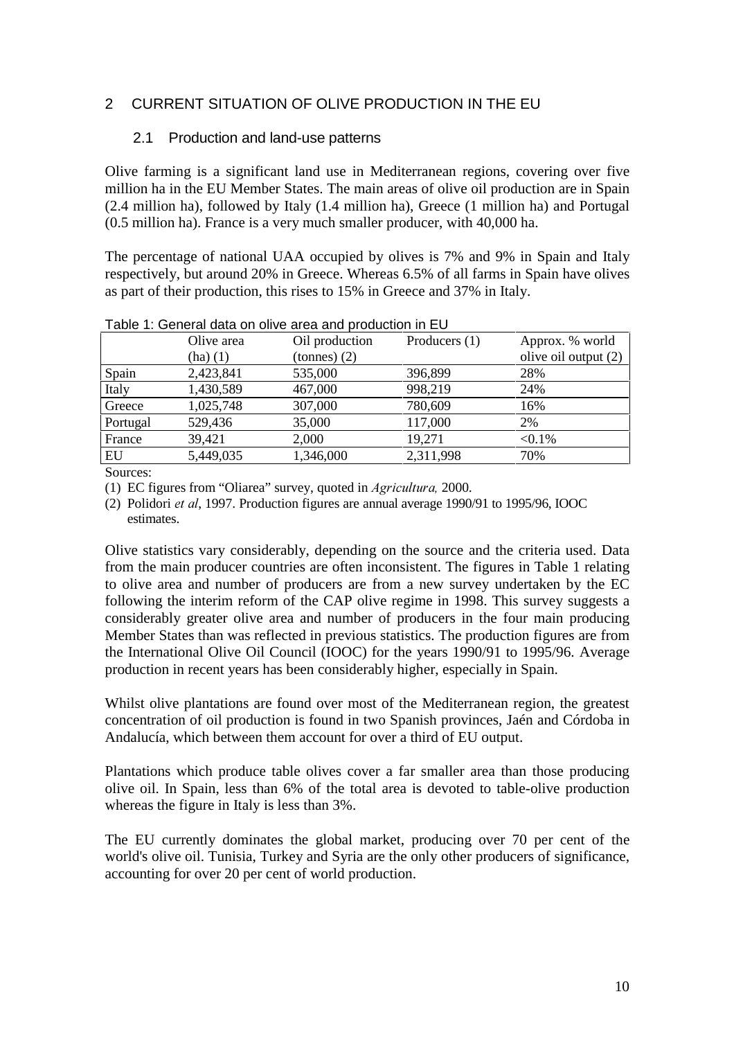## 2 CURRENT SITUATION OF OLIVE PRODUCTION IN THE EU

### 2.1 Production and land-use patterns

Olive farming is a significant land use in Mediterranean regions, covering over five million ha in the EU Member States. The main areas of olive oil production are in Spain (2.4 million ha), followed by Italy (1.4 million ha), Greece (1 million ha) and Portugal (0.5 million ha). France is a very much smaller producer, with 40,000 ha.

The percentage of national UAA occupied by olives is 7% and 9% in Spain and Italy respectively, but around 20% in Greece. Whereas 6.5% of all farms in Spain have olives as part of their production, this rises to 15% in Greece and 37% in Italy.

Table 1: General data on olive area and production in EU

| | Olive area (ha) (1) | Oil production (tonnes) (2) | Producers (1) | Approx. % world olive oil output (2) |
|---|---|---|---|---|
| Spain | 2,423,841 | 535,000 | 396,899 | 28% |
| Italy | 1,430,589 | 467,000 | 998,219 | 24% |
| Greece | 1,025,748 | 307,000 | 780,609 | 16% |
| Portugal | 529,436 | 35,000 | 117,000 | 2% |
| France | 39,421 | 2,000 | 19,271 | <0.1% |
| EU | 5,449,035 | 1,346,000 | 2,311,998 | 70% |

Sources:

(1) EC figures from "Oliarea" survey, quoted in *Agricultura,* 2000.

(2) Polidori *et al*, 1997. Production figures are annual average 1990/91 to 1995/96, IOOC estimates.

Olive statistics vary considerably, depending on the source and the criteria used. Data from the main producer countries are often inconsistent. The figures in Table 1 relating to olive area and number of producers are from a new survey undertaken by the EC following the interim reform of the CAP olive regime in 1998. This survey suggests a considerably greater olive area and number of producers in the four main producing Member States than was reflected in previous statistics. The production figures are from the International Olive Oil Council (IOOC) for the years 1990/91 to 1995/96. Average production in recent years has been considerably higher, especially in Spain.

Whilst olive plantations are found over most of the Mediterranean region, the greatest concentration of oil production is found in two Spanish provinces, Jaén and Córdoba in Andalucía, which between them account for over a third of EU output.

Plantations which produce table olives cover a far smaller area than those producing olive oil. In Spain, less than 6% of the total area is devoted to table-olive production whereas the figure in Italy is less than 3%.

The EU currently dominates the global market, producing over 70 per cent of the world's olive oil. Tunisia, Turkey and Syria are the only other producers of significance, accounting for over 20 per cent of world production.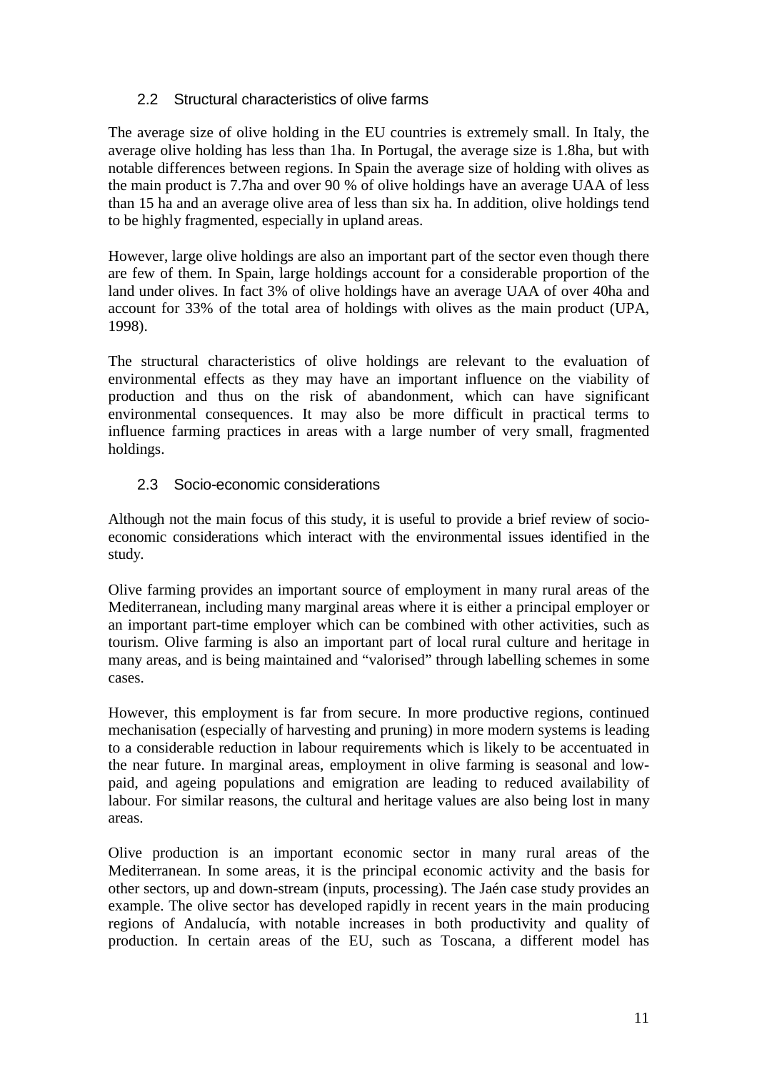## 2.2 Structural characteristics of olive farms

The average size of olive holding in the EU countries is extremely small. In Italy, the average olive holding has less than 1ha. In Portugal, the average size is 1.8ha, but with notable differences between regions. In Spain the average size of holding with olives as the main product is 7.7ha and over 90 % of olive holdings have an average UAA of less than 15 ha and an average olive area of less than six ha. In addition, olive holdings tend to be highly fragmented, especially in upland areas.

However, large olive holdings are also an important part of the sector even though there are few of them. In Spain, large holdings account for a considerable proportion of the land under olives. In fact 3% of olive holdings have an average UAA of over 40ha and account for 33% of the total area of holdings with olives as the main product (UPA, 1998).

The structural characteristics of olive holdings are relevant to the evaluation of environmental effects as they may have an important influence on the viability of production and thus on the risk of abandonment, which can have significant environmental consequences. It may also be more difficult in practical terms to influence farming practices in areas with a large number of very small, fragmented holdings.

## 2.3 Socio-economic considerations

Although not the main focus of this study, it is useful to provide a brief review of socio-economic considerations which interact with the environmental issues identified in the study.

Olive farming provides an important source of employment in many rural areas of the Mediterranean, including many marginal areas where it is either a principal employer or an important part-time employer which can be combined with other activities, such as tourism. Olive farming is also an important part of local rural culture and heritage in many areas, and is being maintained and "valorised" through labelling schemes in some cases.

However, this employment is far from secure. In more productive regions, continued mechanisation (especially of harvesting and pruning) in more modern systems is leading to a considerable reduction in labour requirements which is likely to be accentuated in the near future. In marginal areas, employment in olive farming is seasonal and low-paid, and ageing populations and emigration are leading to reduced availability of labour. For similar reasons, the cultural and heritage values are also being lost in many areas.

Olive production is an important economic sector in many rural areas of the Mediterranean. In some areas, it is the principal economic activity and the basis for other sectors, up and down-stream (inputs, processing). The Jaén case study provides an example. The olive sector has developed rapidly in recent years in the main producing regions of Andalucía, with notable increases in both productivity and quality of production. In certain areas of the EU, such as Toscana, a different model has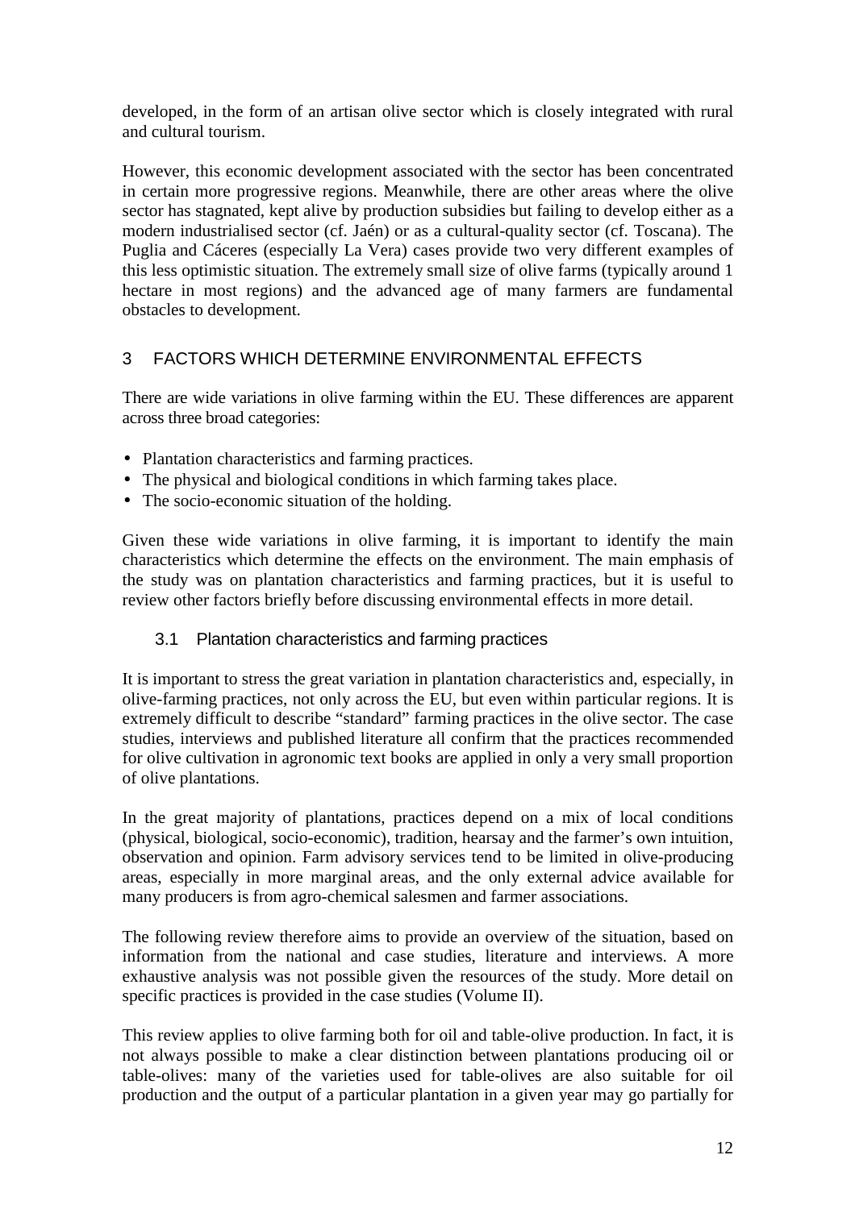developed, in the form of an artisan olive sector which is closely integrated with rural and cultural tourism.

However, this economic development associated with the sector has been concentrated in certain more progressive regions. Meanwhile, there are other areas where the olive sector has stagnated, kept alive by production subsidies but failing to develop either as a modern industrialised sector (cf. Jaén) or as a cultural-quality sector (cf. Toscana). The Puglia and Cáceres (especially La Vera) cases provide two very different examples of this less optimistic situation. The extremely small size of olive farms (typically around 1 hectare in most regions) and the advanced age of many farmers are fundamental obstacles to development.

# 3 FACTORS WHICH DETERMINE ENVIRONMENTAL EFFECTS

There are wide variations in olive farming within the EU. These differences are apparent across three broad categories:

- Plantation characteristics and farming practices.
- The physical and biological conditions in which farming takes place.
- The socio-economic situation of the holding.

Given these wide variations in olive farming, it is important to identify the main characteristics which determine the effects on the environment. The main emphasis of the study was on plantation characteristics and farming practices, but it is useful to review other factors briefly before discussing environmental effects in more detail.

## 3.1 Plantation characteristics and farming practices

It is important to stress the great variation in plantation characteristics and, especially, in olive-farming practices, not only across the EU, but even within particular regions. It is extremely difficult to describe "standard" farming practices in the olive sector. The case studies, interviews and published literature all confirm that the practices recommended for olive cultivation in agronomic text books are applied in only a very small proportion of olive plantations.

In the great majority of plantations, practices depend on a mix of local conditions (physical, biological, socio-economic), tradition, hearsay and the farmer's own intuition, observation and opinion. Farm advisory services tend to be limited in olive-producing areas, especially in more marginal areas, and the only external advice available for many producers is from agro-chemical salesmen and farmer associations.

The following review therefore aims to provide an overview of the situation, based on information from the national and case studies, literature and interviews. A more exhaustive analysis was not possible given the resources of the study. More detail on specific practices is provided in the case studies (Volume II).

This review applies to olive farming both for oil and table-olive production. In fact, it is not always possible to make a clear distinction between plantations producing oil or table-olives: many of the varieties used for table-olives are also suitable for oil production and the output of a particular plantation in a given year may go partially for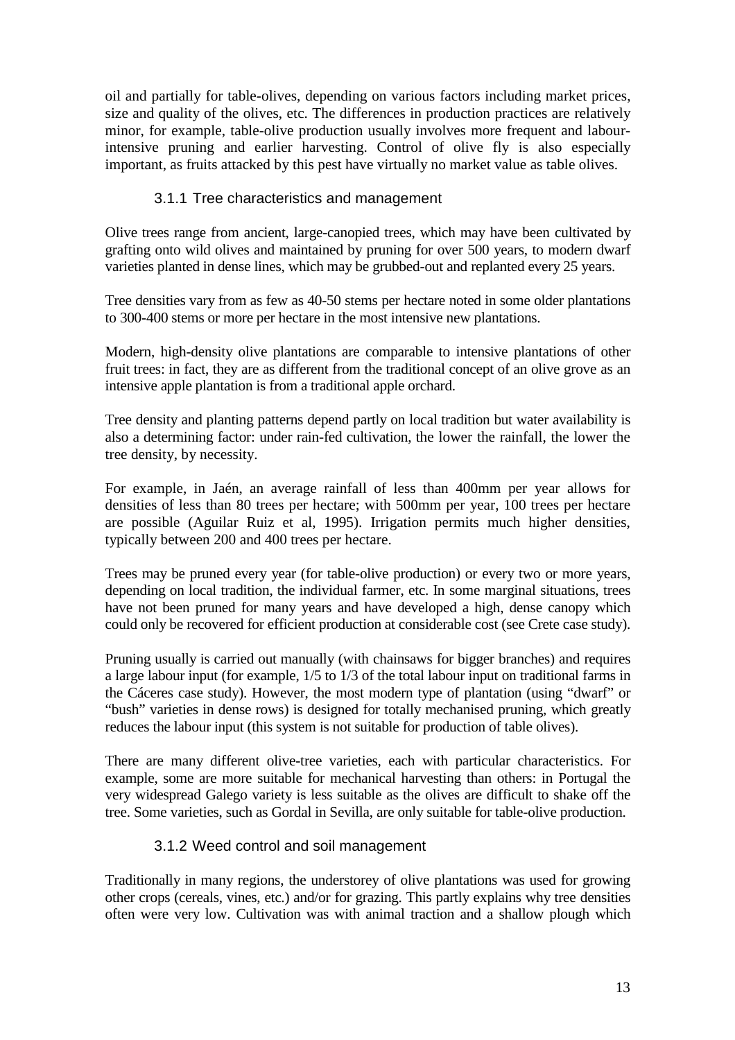oil and partially for table-olives, depending on various factors including market prices, size and quality of the olives, etc. The differences in production practices are relatively minor, for example, table-olive production usually involves more frequent and labour-intensive pruning and earlier harvesting. Control of olive fly is also especially important, as fruits attacked by this pest have virtually no market value as table olives.

### 3.1.1 Tree characteristics and management

Olive trees range from ancient, large-canopied trees, which may have been cultivated by grafting onto wild olives and maintained by pruning for over 500 years, to modern dwarf varieties planted in dense lines, which may be grubbed-out and replanted every 25 years.

Tree densities vary from as few as 40-50 stems per hectare noted in some older plantations to 300-400 stems or more per hectare in the most intensive new plantations.

Modern, high-density olive plantations are comparable to intensive plantations of other fruit trees: in fact, they are as different from the traditional concept of an olive grove as an intensive apple plantation is from a traditional apple orchard.

Tree density and planting patterns depend partly on local tradition but water availability is also a determining factor: under rain-fed cultivation, the lower the rainfall, the lower the tree density, by necessity.

For example, in Jaén, an average rainfall of less than 400mm per year allows for densities of less than 80 trees per hectare; with 500mm per year, 100 trees per hectare are possible (Aguilar Ruiz et al, 1995). Irrigation permits much higher densities, typically between 200 and 400 trees per hectare.

Trees may be pruned every year (for table-olive production) or every two or more years, depending on local tradition, the individual farmer, etc. In some marginal situations, trees have not been pruned for many years and have developed a high, dense canopy which could only be recovered for efficient production at considerable cost (see Crete case study).

Pruning usually is carried out manually (with chainsaws for bigger branches) and requires a large labour input (for example, 1/5 to 1/3 of the total labour input on traditional farms in the Cáceres case study). However, the most modern type of plantation (using "dwarf" or "bush" varieties in dense rows) is designed for totally mechanised pruning, which greatly reduces the labour input (this system is not suitable for production of table olives).

There are many different olive-tree varieties, each with particular characteristics. For example, some are more suitable for mechanical harvesting than others: in Portugal the very widespread Galego variety is less suitable as the olives are difficult to shake off the tree. Some varieties, such as Gordal in Sevilla, are only suitable for table-olive production.

### 3.1.2 Weed control and soil management

Traditionally in many regions, the understorey of olive plantations was used for growing other crops (cereals, vines, etc.) and/or for grazing. This partly explains why tree densities often were very low. Cultivation was with animal traction and a shallow plough which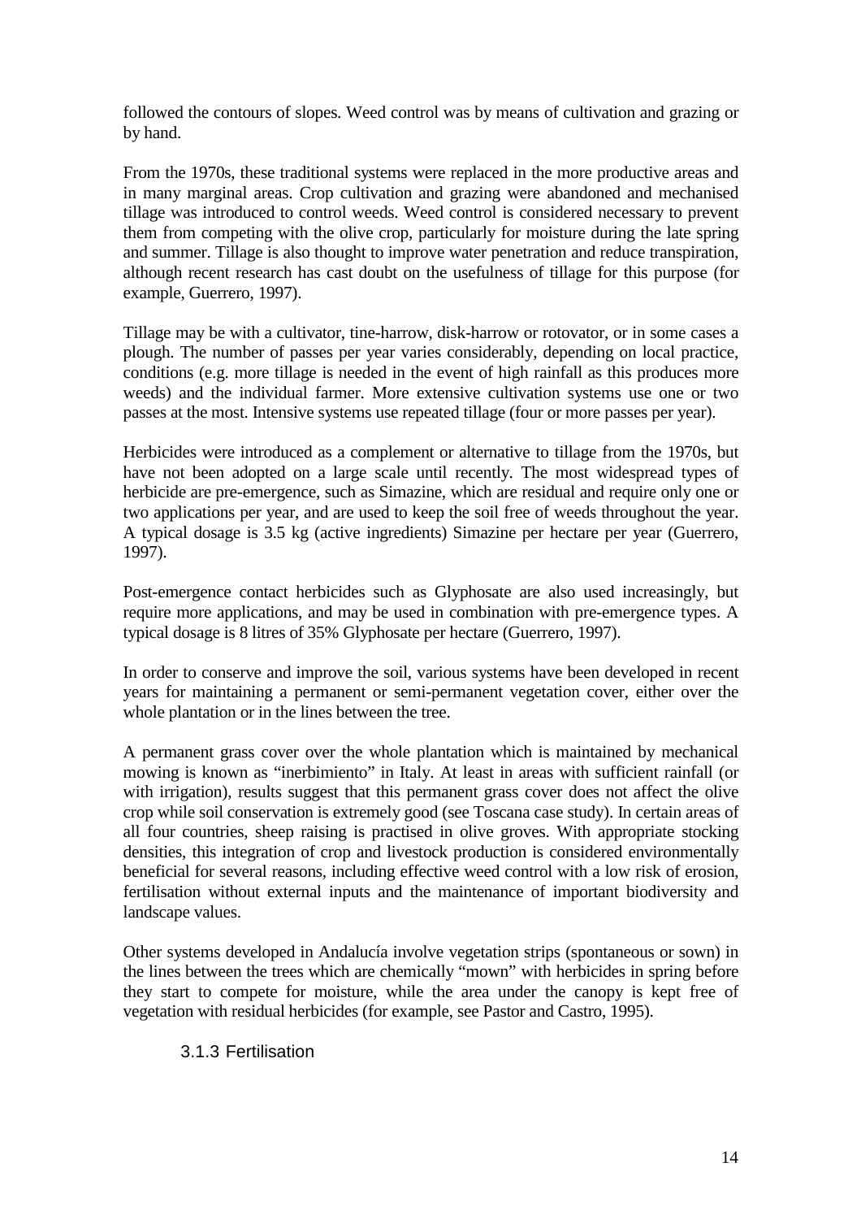followed the contours of slopes. Weed control was by means of cultivation and grazing or by hand.

From the 1970s, these traditional systems were replaced in the more productive areas and in many marginal areas. Crop cultivation and grazing were abandoned and mechanised tillage was introduced to control weeds. Weed control is considered necessary to prevent them from competing with the olive crop, particularly for moisture during the late spring and summer. Tillage is also thought to improve water penetration and reduce transpiration, although recent research has cast doubt on the usefulness of tillage for this purpose (for example, Guerrero, 1997).

Tillage may be with a cultivator, tine-harrow, disk-harrow or rotovator, or in some cases a plough. The number of passes per year varies considerably, depending on local practice, conditions (e.g. more tillage is needed in the event of high rainfall as this produces more weeds) and the individual farmer. More extensive cultivation systems use one or two passes at the most. Intensive systems use repeated tillage (four or more passes per year).

Herbicides were introduced as a complement or alternative to tillage from the 1970s, but have not been adopted on a large scale until recently. The most widespread types of herbicide are pre-emergence, such as Simazine, which are residual and require only one or two applications per year, and are used to keep the soil free of weeds throughout the year. A typical dosage is 3.5 kg (active ingredients) Simazine per hectare per year (Guerrero, 1997).

Post-emergence contact herbicides such as Glyphosate are also used increasingly, but require more applications, and may be used in combination with pre-emergence types. A typical dosage is 8 litres of 35% Glyphosate per hectare (Guerrero, 1997).

In order to conserve and improve the soil, various systems have been developed in recent years for maintaining a permanent or semi-permanent vegetation cover, either over the whole plantation or in the lines between the tree.

A permanent grass cover over the whole plantation which is maintained by mechanical mowing is known as "inerbimiento" in Italy. At least in areas with sufficient rainfall (or with irrigation), results suggest that this permanent grass cover does not affect the olive crop while soil conservation is extremely good (see Toscana case study). In certain areas of all four countries, sheep raising is practised in olive groves. With appropriate stocking densities, this integration of crop and livestock production is considered environmentally beneficial for several reasons, including effective weed control with a low risk of erosion, fertilisation without external inputs and the maintenance of important biodiversity and landscape values.

Other systems developed in Andalucía involve vegetation strips (spontaneous or sown) in the lines between the trees which are chemically "mown" with herbicides in spring before they start to compete for moisture, while the area under the canopy is kept free of vegetation with residual herbicides (for example, see Pastor and Castro, 1995).

### 3.1.3 Fertilisation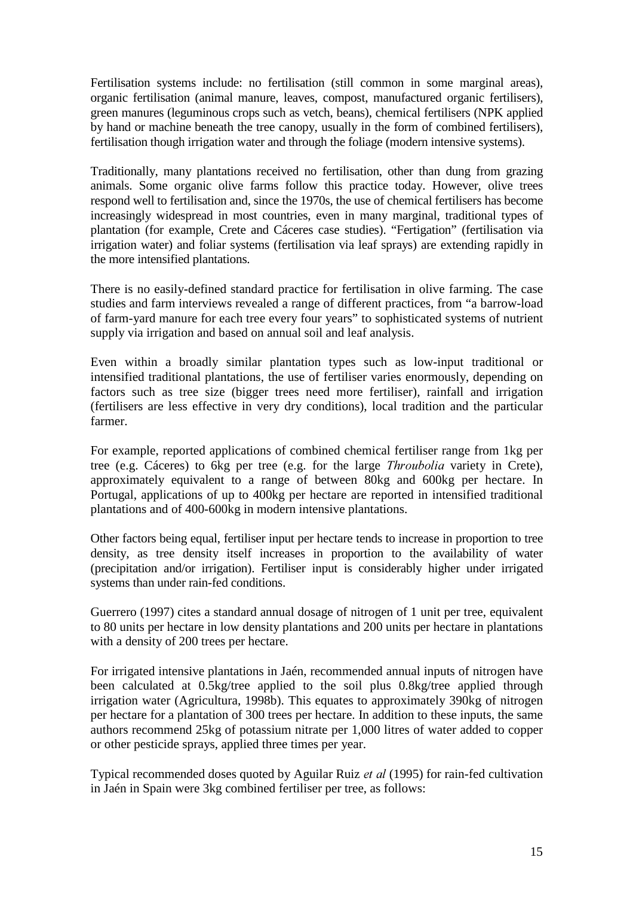Fertilisation systems include: no fertilisation (still common in some marginal areas), organic fertilisation (animal manure, leaves, compost, manufactured organic fertilisers), green manures (leguminous crops such as vetch, beans), chemical fertilisers (NPK applied by hand or machine beneath the tree canopy, usually in the form of combined fertilisers), fertilisation though irrigation water and through the foliage (modern intensive systems).

Traditionally, many plantations received no fertilisation, other than dung from grazing animals. Some organic olive farms follow this practice today. However, olive trees respond well to fertilisation and, since the 1970s, the use of chemical fertilisers has become increasingly widespread in most countries, even in many marginal, traditional types of plantation (for example, Crete and Cáceres case studies). "Fertigation" (fertilisation via irrigation water) and foliar systems (fertilisation via leaf sprays) are extending rapidly in the more intensified plantations.

There is no easily-defined standard practice for fertilisation in olive farming. The case studies and farm interviews revealed a range of different practices, from "a barrow-load of farm-yard manure for each tree every four years" to sophisticated systems of nutrient supply via irrigation and based on annual soil and leaf analysis.

Even within a broadly similar plantation types such as low-input traditional or intensified traditional plantations, the use of fertiliser varies enormously, depending on factors such as tree size (bigger trees need more fertiliser), rainfall and irrigation (fertilisers are less effective in very dry conditions), local tradition and the particular farmer.

For example, reported applications of combined chemical fertiliser range from 1kg per tree (e.g. Cáceres) to 6kg per tree (e.g. for the large *Throubolia* variety in Crete), approximately equivalent to a range of between 80kg and 600kg per hectare. In Portugal, applications of up to 400kg per hectare are reported in intensified traditional plantations and of 400-600kg in modern intensive plantations.

Other factors being equal, fertiliser input per hectare tends to increase in proportion to tree density, as tree density itself increases in proportion to the availability of water (precipitation and/or irrigation). Fertiliser input is considerably higher under irrigated systems than under rain-fed conditions.

Guerrero (1997) cites a standard annual dosage of nitrogen of 1 unit per tree, equivalent to 80 units per hectare in low density plantations and 200 units per hectare in plantations with a density of 200 trees per hectare.

For irrigated intensive plantations in Jaén, recommended annual inputs of nitrogen have been calculated at 0.5kg/tree applied to the soil plus 0.8kg/tree applied through irrigation water (Agricultura, 1998b). This equates to approximately 390kg of nitrogen per hectare for a plantation of 300 trees per hectare. In addition to these inputs, the same authors recommend 25kg of potassium nitrate per 1,000 litres of water added to copper or other pesticide sprays, applied three times per year.

Typical recommended doses quoted by Aguilar Ruiz *et al* (1995) for rain-fed cultivation in Jaén in Spain were 3kg combined fertiliser per tree, as follows: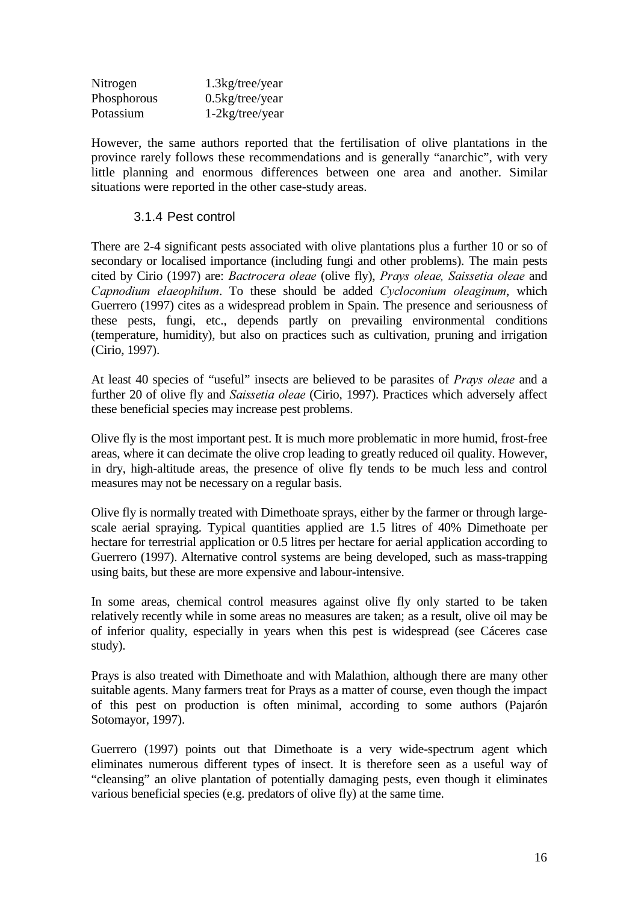| Nitrogen | 1.3kg/tree/year |
|---|---|
| Phosphorous | 0.5kg/tree/year |
| Potassium | 1-2kg/tree/year |

However, the same authors reported that the fertilisation of olive plantations in the province rarely follows these recommendations and is generally "anarchic", with very little planning and enormous differences between one area and another. Similar situations were reported in the other case-study areas.

### 3.1.4 Pest control

There are 2-4 significant pests associated with olive plantations plus a further 10 or so of secondary or localised importance (including fungi and other problems). The main pests cited by Cirio (1997) are: *Bactrocera oleae* (olive fly), *Prays oleae, Saissetia oleae* and *Capnodium elaeophilum*. To these should be added *Cycloconium oleaginum*, which Guerrero (1997) cites as a widespread problem in Spain. The presence and seriousness of these pests, fungi, etc., depends partly on prevailing environmental conditions (temperature, humidity), but also on practices such as cultivation, pruning and irrigation (Cirio, 1997).

At least 40 species of "useful" insects are believed to be parasites of *Prays oleae* and a further 20 of olive fly and *Saissetia oleae* (Cirio, 1997). Practices which adversely affect these beneficial species may increase pest problems.

Olive fly is the most important pest. It is much more problematic in more humid, frost-free areas, where it can decimate the olive crop leading to greatly reduced oil quality. However, in dry, high-altitude areas, the presence of olive fly tends to be much less and control measures may not be necessary on a regular basis.

Olive fly is normally treated with Dimethoate sprays, either by the farmer or through large-scale aerial spraying. Typical quantities applied are 1.5 litres of 40% Dimethoate per hectare for terrestrial application or 0.5 litres per hectare for aerial application according to Guerrero (1997). Alternative control systems are being developed, such as mass-trapping using baits, but these are more expensive and labour-intensive.

In some areas, chemical control measures against olive fly only started to be taken relatively recently while in some areas no measures are taken; as a result, olive oil may be of inferior quality, especially in years when this pest is widespread (see Cáceres case study).

Prays is also treated with Dimethoate and with Malathion, although there are many other suitable agents. Many farmers treat for Prays as a matter of course, even though the impact of this pest on production is often minimal, according to some authors (Pajarón Sotomayor, 1997).

Guerrero (1997) points out that Dimethoate is a very wide-spectrum agent which eliminates numerous different types of insect. It is therefore seen as a useful way of "cleansing" an olive plantation of potentially damaging pests, even though it eliminates various beneficial species (e.g. predators of olive fly) at the same time.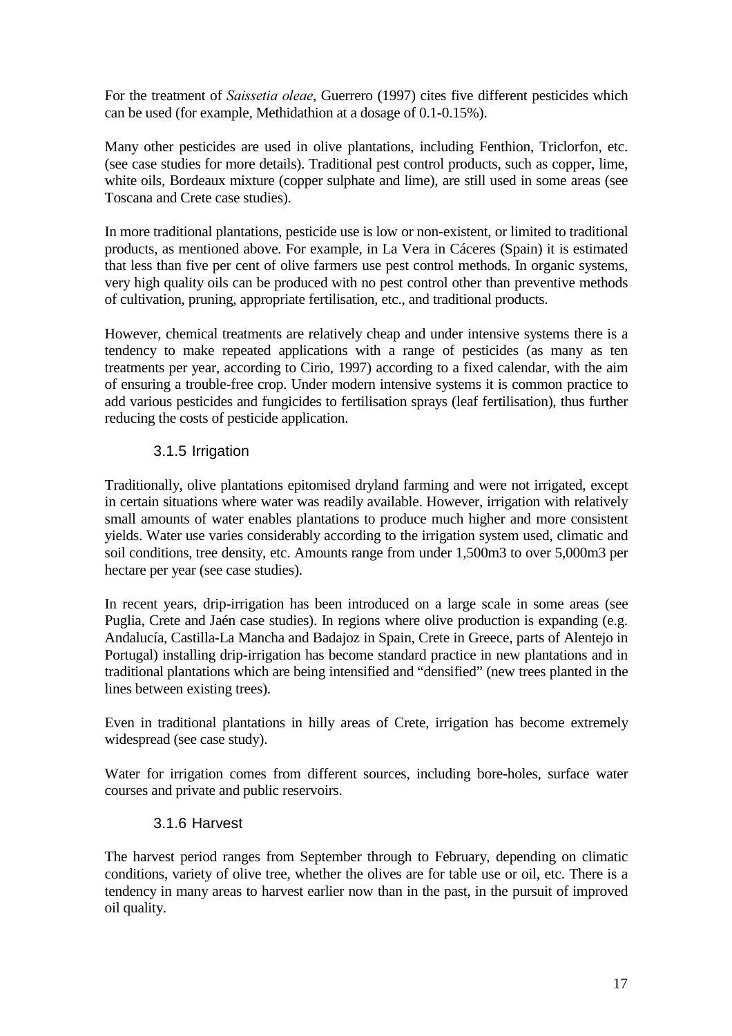For the treatment of *Saissetia oleae*, Guerrero (1997) cites five different pesticides which can be used (for example, Methidathion at a dosage of 0.1-0.15%).

Many other pesticides are used in olive plantations, including Fenthion, Triclorfon, etc. (see case studies for more details). Traditional pest control products, such as copper, lime, white oils, Bordeaux mixture (copper sulphate and lime), are still used in some areas (see Toscana and Crete case studies).

In more traditional plantations, pesticide use is low or non-existent, or limited to traditional products, as mentioned above. For example, in La Vera in Cáceres (Spain) it is estimated that less than five per cent of olive farmers use pest control methods. In organic systems, very high quality oils can be produced with no pest control other than preventive methods of cultivation, pruning, appropriate fertilisation, etc., and traditional products.

However, chemical treatments are relatively cheap and under intensive systems there is a tendency to make repeated applications with a range of pesticides (as many as ten treatments per year, according to Cirio, 1997) according to a fixed calendar, with the aim of ensuring a trouble-free crop. Under modern intensive systems it is common practice to add various pesticides and fungicides to fertilisation sprays (leaf fertilisation), thus further reducing the costs of pesticide application.

### 3.1.5 Irrigation

Traditionally, olive plantations epitomised dryland farming and were not irrigated, except in certain situations where water was readily available. However, irrigation with relatively small amounts of water enables plantations to produce much higher and more consistent yields. Water use varies considerably according to the irrigation system used, climatic and soil conditions, tree density, etc. Amounts range from under 1,500m3 to over 5,000m3 per hectare per year (see case studies).

In recent years, drip-irrigation has been introduced on a large scale in some areas (see Puglia, Crete and Jaén case studies). In regions where olive production is expanding (e.g. Andalucía, Castilla-La Mancha and Badajoz in Spain, Crete in Greece, parts of Alentejo in Portugal) installing drip-irrigation has become standard practice in new plantations and in traditional plantations which are being intensified and "densified" (new trees planted in the lines between existing trees).

Even in traditional plantations in hilly areas of Crete, irrigation has become extremely widespread (see case study).

Water for irrigation comes from different sources, including bore-holes, surface water courses and private and public reservoirs.

### 3.1.6 Harvest

The harvest period ranges from September through to February, depending on climatic conditions, variety of olive tree, whether the olives are for table use or oil, etc. There is a tendency in many areas to harvest earlier now than in the past, in the pursuit of improved oil quality.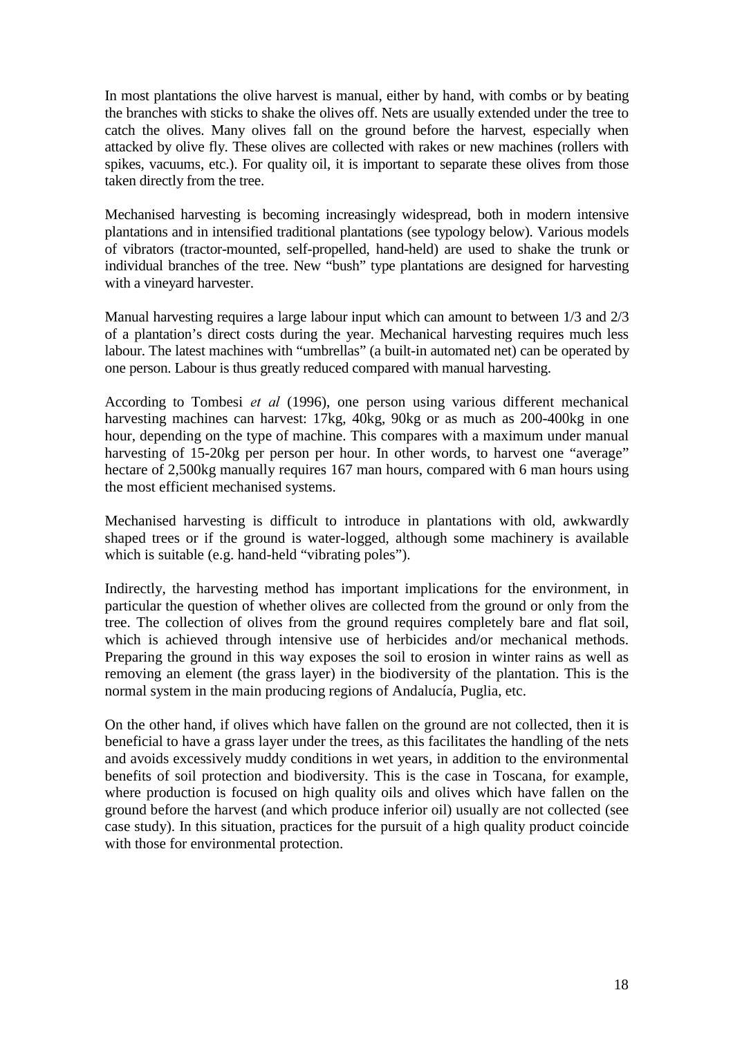In most plantations the olive harvest is manual, either by hand, with combs or by beating the branches with sticks to shake the olives off. Nets are usually extended under the tree to catch the olives. Many olives fall on the ground before the harvest, especially when attacked by olive fly. These olives are collected with rakes or new machines (rollers with spikes, vacuums, etc.). For quality oil, it is important to separate these olives from those taken directly from the tree.

Mechanised harvesting is becoming increasingly widespread, both in modern intensive plantations and in intensified traditional plantations (see typology below). Various models of vibrators (tractor-mounted, self-propelled, hand-held) are used to shake the trunk or individual branches of the tree. New "bush" type plantations are designed for harvesting with a vineyard harvester.

Manual harvesting requires a large labour input which can amount to between 1/3 and 2/3 of a plantation's direct costs during the year. Mechanical harvesting requires much less labour. The latest machines with "umbrellas" (a built-in automated net) can be operated by one person. Labour is thus greatly reduced compared with manual harvesting.

According to Tombesi *et al* (1996), one person using various different mechanical harvesting machines can harvest: 17kg, 40kg, 90kg or as much as 200-400kg in one hour, depending on the type of machine. This compares with a maximum under manual harvesting of 15-20kg per person per hour. In other words, to harvest one "average" hectare of 2,500kg manually requires 167 man hours, compared with 6 man hours using the most efficient mechanised systems.

Mechanised harvesting is difficult to introduce in plantations with old, awkwardly shaped trees or if the ground is water-logged, although some machinery is available which is suitable (e.g. hand-held "vibrating poles").

Indirectly, the harvesting method has important implications for the environment, in particular the question of whether olives are collected from the ground or only from the tree. The collection of olives from the ground requires completely bare and flat soil, which is achieved through intensive use of herbicides and/or mechanical methods. Preparing the ground in this way exposes the soil to erosion in winter rains as well as removing an element (the grass layer) in the biodiversity of the plantation. This is the normal system in the main producing regions of Andalucía, Puglia, etc.

On the other hand, if olives which have fallen on the ground are not collected, then it is beneficial to have a grass layer under the trees, as this facilitates the handling of the nets and avoids excessively muddy conditions in wet years, in addition to the environmental benefits of soil protection and biodiversity. This is the case in Toscana, for example, where production is focused on high quality oils and olives which have fallen on the ground before the harvest (and which produce inferior oil) usually are not collected (see case study). In this situation, practices for the pursuit of a high quality product coincide with those for environmental protection.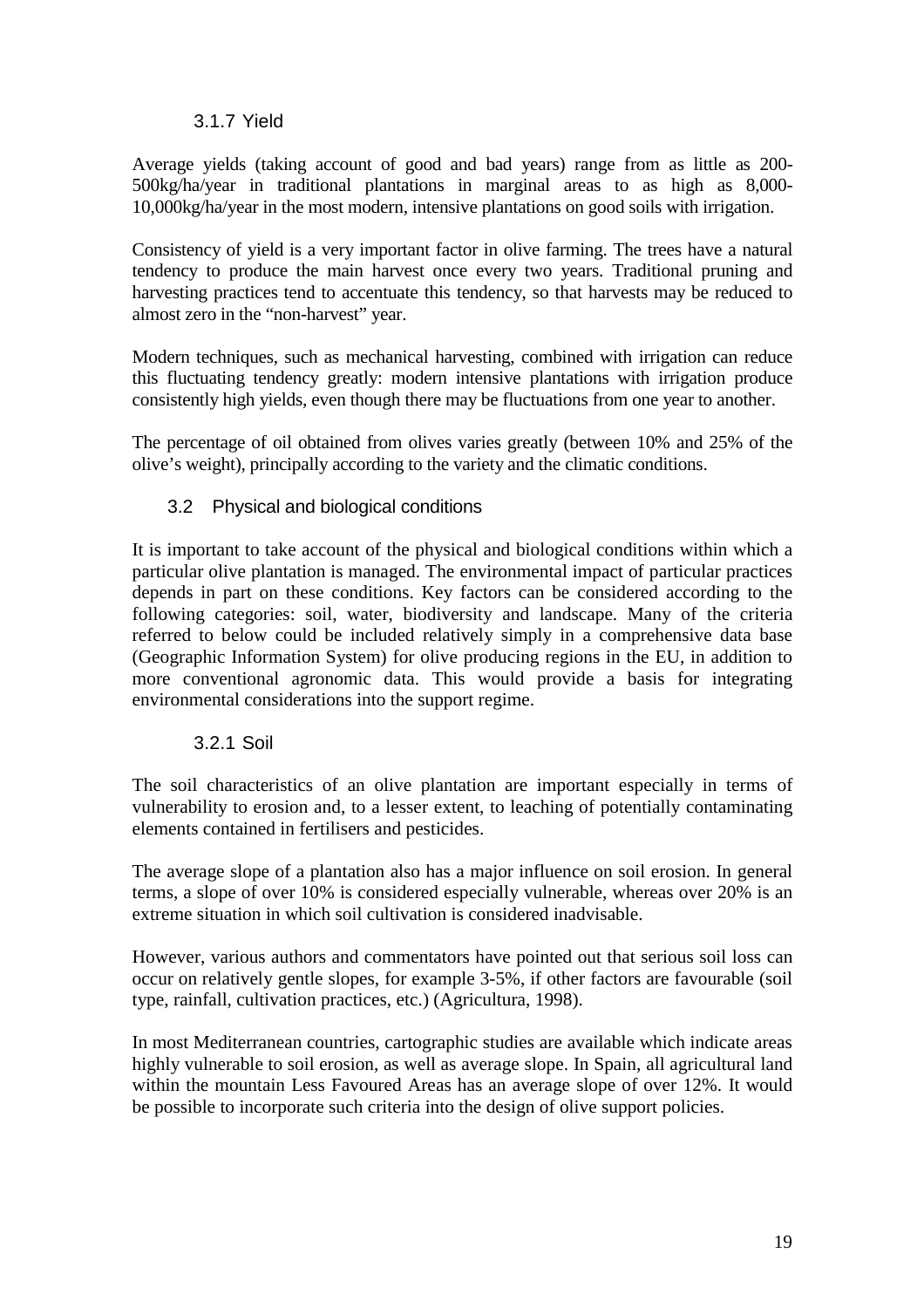### 3.1.7 Yield

Average yields (taking account of good and bad years) range from as little as 200-500kg/ha/year in traditional plantations in marginal areas to as high as 8,000-10,000kg/ha/year in the most modern, intensive plantations on good soils with irrigation.

Consistency of yield is a very important factor in olive farming. The trees have a natural tendency to produce the main harvest once every two years. Traditional pruning and harvesting practices tend to accentuate this tendency, so that harvests may be reduced to almost zero in the "non-harvest" year.

Modern techniques, such as mechanical harvesting, combined with irrigation can reduce this fluctuating tendency greatly: modern intensive plantations with irrigation produce consistently high yields, even though there may be fluctuations from one year to another.

The percentage of oil obtained from olives varies greatly (between 10% and 25% of the olive's weight), principally according to the variety and the climatic conditions.

## 3.2 Physical and biological conditions

It is important to take account of the physical and biological conditions within which a particular olive plantation is managed. The environmental impact of particular practices depends in part on these conditions. Key factors can be considered according to the following categories: soil, water, biodiversity and landscape. Many of the criteria referred to below could be included relatively simply in a comprehensive data base (Geographic Information System) for olive producing regions in the EU, in addition to more conventional agronomic data. This would provide a basis for integrating environmental considerations into the support regime.

### 3.2.1 Soil

The soil characteristics of an olive plantation are important especially in terms of vulnerability to erosion and, to a lesser extent, to leaching of potentially contaminating elements contained in fertilisers and pesticides.

The average slope of a plantation also has a major influence on soil erosion. In general terms, a slope of over 10% is considered especially vulnerable, whereas over 20% is an extreme situation in which soil cultivation is considered inadvisable.

However, various authors and commentators have pointed out that serious soil loss can occur on relatively gentle slopes, for example 3-5%, if other factors are favourable (soil type, rainfall, cultivation practices, etc.) (Agricultura, 1998).

In most Mediterranean countries, cartographic studies are available which indicate areas highly vulnerable to soil erosion, as well as average slope. In Spain, all agricultural land within the mountain Less Favoured Areas has an average slope of over 12%. It would be possible to incorporate such criteria into the design of olive support policies.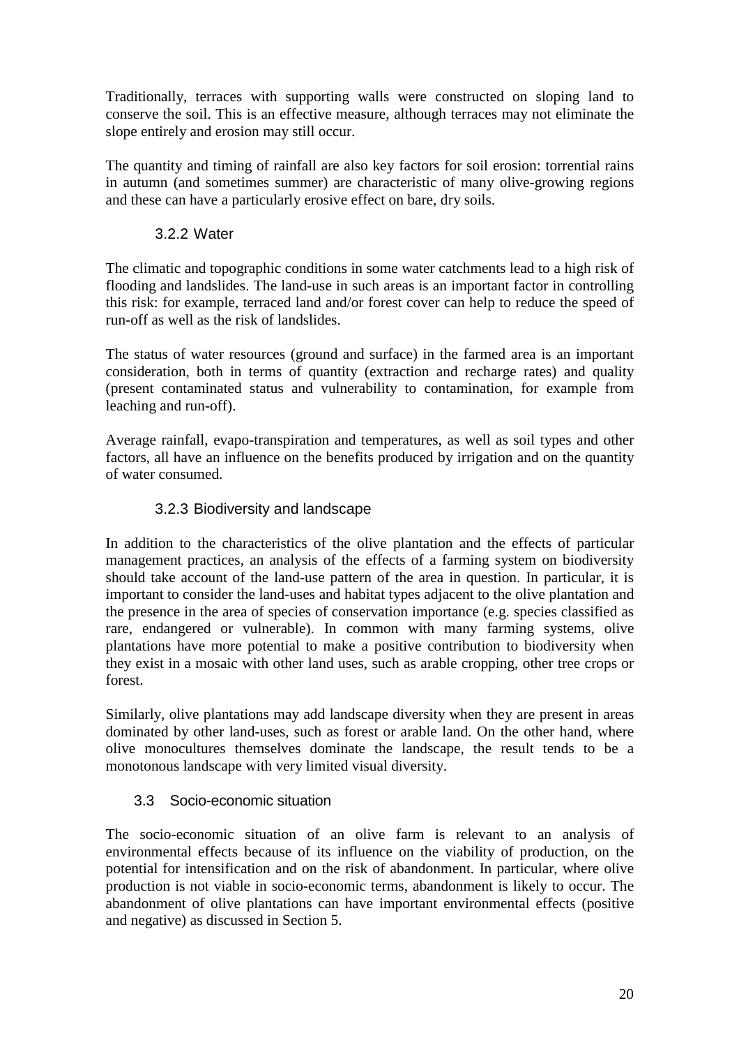Traditionally, terraces with supporting walls were constructed on sloping land to conserve the soil. This is an effective measure, although terraces may not eliminate the slope entirely and erosion may still occur.

The quantity and timing of rainfall are also key factors for soil erosion: torrential rains in autumn (and sometimes summer) are characteristic of many olive-growing regions and these can have a particularly erosive effect on bare, dry soils.

### 3.2.2 Water

The climatic and topographic conditions in some water catchments lead to a high risk of flooding and landslides. The land-use in such areas is an important factor in controlling this risk: for example, terraced land and/or forest cover can help to reduce the speed of run-off as well as the risk of landslides.

The status of water resources (ground and surface) in the farmed area is an important consideration, both in terms of quantity (extraction and recharge rates) and quality (present contaminated status and vulnerability to contamination, for example from leaching and run-off).

Average rainfall, evapo-transpiration and temperatures, as well as soil types and other factors, all have an influence on the benefits produced by irrigation and on the quantity of water consumed.

### 3.2.3 Biodiversity and landscape

In addition to the characteristics of the olive plantation and the effects of particular management practices, an analysis of the effects of a farming system on biodiversity should take account of the land-use pattern of the area in question. In particular, it is important to consider the land-uses and habitat types adjacent to the olive plantation and the presence in the area of species of conservation importance (e.g. species classified as rare, endangered or vulnerable). In common with many farming systems, olive plantations have more potential to make a positive contribution to biodiversity when they exist in a mosaic with other land uses, such as arable cropping, other tree crops or forest.

Similarly, olive plantations may add landscape diversity when they are present in areas dominated by other land-uses, such as forest or arable land. On the other hand, where olive monocultures themselves dominate the landscape, the result tends to be a monotonous landscape with very limited visual diversity.

## 3.3 Socio-economic situation

The socio-economic situation of an olive farm is relevant to an analysis of environmental effects because of its influence on the viability of production, on the potential for intensification and on the risk of abandonment. In particular, where olive production is not viable in socio-economic terms, abandonment is likely to occur. The abandonment of olive plantations can have important environmental effects (positive and negative) as discussed in Section 5.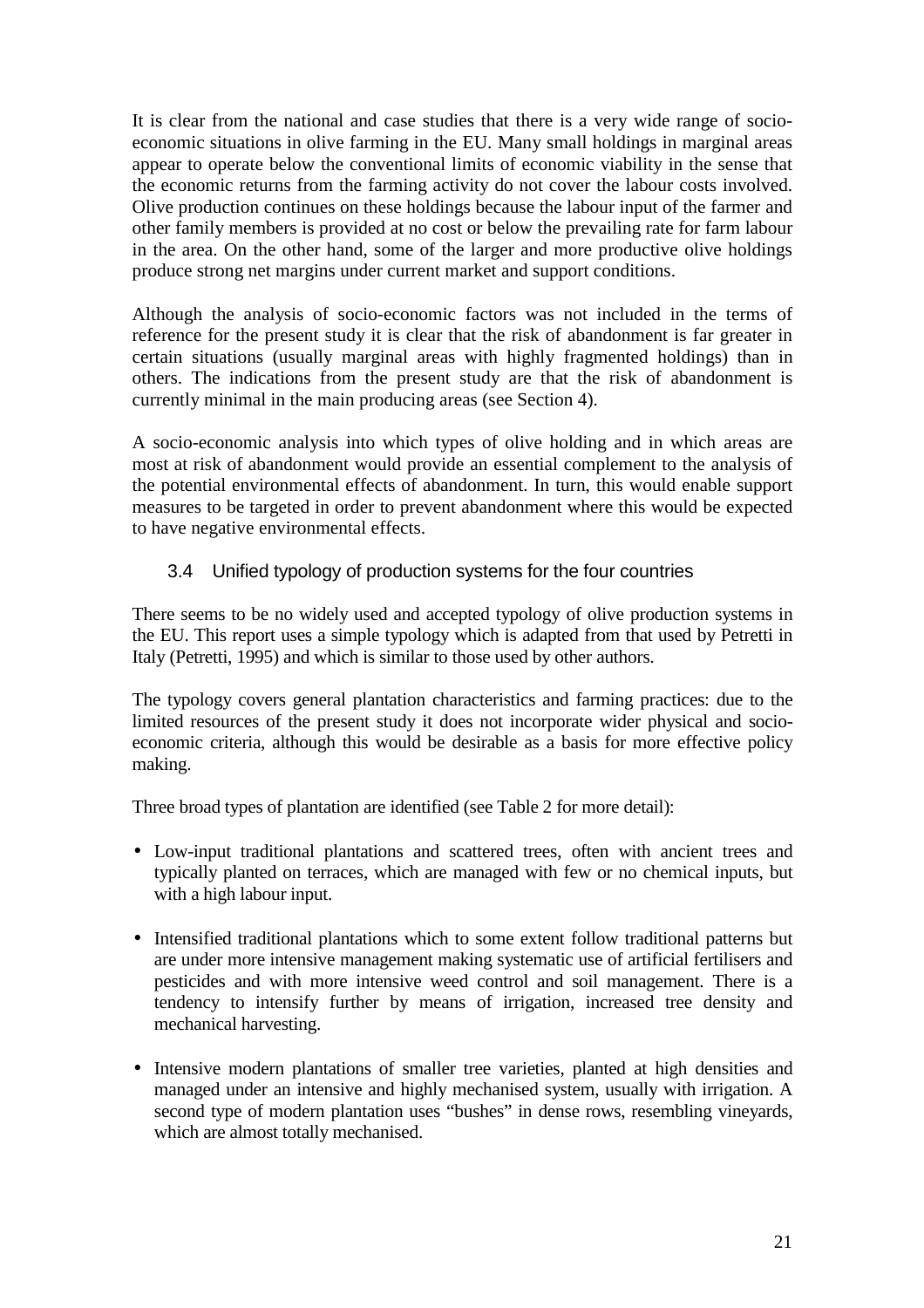It is clear from the national and case studies that there is a very wide range of socio-economic situations in olive farming in the EU. Many small holdings in marginal areas appear to operate below the conventional limits of economic viability in the sense that the economic returns from the farming activity do not cover the labour costs involved. Olive production continues on these holdings because the labour input of the farmer and other family members is provided at no cost or below the prevailing rate for farm labour in the area. On the other hand, some of the larger and more productive olive holdings produce strong net margins under current market and support conditions.

Although the analysis of socio-economic factors was not included in the terms of reference for the present study it is clear that the risk of abandonment is far greater in certain situations (usually marginal areas with highly fragmented holdings) than in others. The indications from the present study are that the risk of abandonment is currently minimal in the main producing areas (see Section 4).

A socio-economic analysis into which types of olive holding and in which areas are most at risk of abandonment would provide an essential complement to the analysis of the potential environmental effects of abandonment. In turn, this would enable support measures to be targeted in order to prevent abandonment where this would be expected to have negative environmental effects.

### 3.4 Unified typology of production systems for the four countries

There seems to be no widely used and accepted typology of olive production systems in the EU. This report uses a simple typology which is adapted from that used by Petretti in Italy (Petretti, 1995) and which is similar to those used by other authors.

The typology covers general plantation characteristics and farming practices: due to the limited resources of the present study it does not incorporate wider physical and socio-economic criteria, although this would be desirable as a basis for more effective policy making.

Three broad types of plantation are identified (see Table 2 for more detail):

- Low-input traditional plantations and scattered trees, often with ancient trees and typically planted on terraces, which are managed with few or no chemical inputs, but with a high labour input.
- Intensified traditional plantations which to some extent follow traditional patterns but are under more intensive management making systematic use of artificial fertilisers and pesticides and with more intensive weed control and soil management. There is a tendency to intensify further by means of irrigation, increased tree density and mechanical harvesting.
- Intensive modern plantations of smaller tree varieties, planted at high densities and managed under an intensive and highly mechanised system, usually with irrigation. A second type of modern plantation uses "bushes" in dense rows, resembling vineyards, which are almost totally mechanised.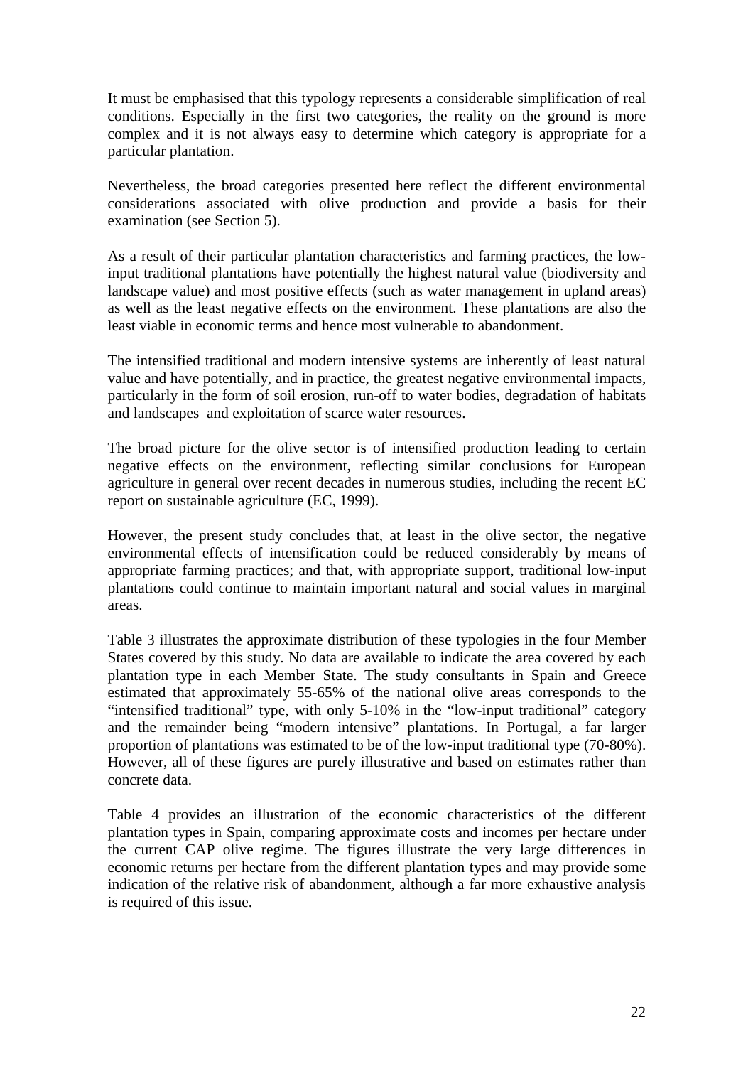It must be emphasised that this typology represents a considerable simplification of real conditions. Especially in the first two categories, the reality on the ground is more complex and it is not always easy to determine which category is appropriate for a particular plantation.

Nevertheless, the broad categories presented here reflect the different environmental considerations associated with olive production and provide a basis for their examination (see Section 5).

As a result of their particular plantation characteristics and farming practices, the low-input traditional plantations have potentially the highest natural value (biodiversity and landscape value) and most positive effects (such as water management in upland areas) as well as the least negative effects on the environment. These plantations are also the least viable in economic terms and hence most vulnerable to abandonment.

The intensified traditional and modern intensive systems are inherently of least natural value and have potentially, and in practice, the greatest negative environmental impacts, particularly in the form of soil erosion, run-off to water bodies, degradation of habitats and landscapes and exploitation of scarce water resources.

The broad picture for the olive sector is of intensified production leading to certain negative effects on the environment, reflecting similar conclusions for European agriculture in general over recent decades in numerous studies, including the recent EC report on sustainable agriculture (EC, 1999).

However, the present study concludes that, at least in the olive sector, the negative environmental effects of intensification could be reduced considerably by means of appropriate farming practices; and that, with appropriate support, traditional low-input plantations could continue to maintain important natural and social values in marginal areas.

Table 3 illustrates the approximate distribution of these typologies in the four Member States covered by this study. No data are available to indicate the area covered by each plantation type in each Member State. The study consultants in Spain and Greece estimated that approximately 55-65% of the national olive areas corresponds to the "intensified traditional" type, with only 5-10% in the "low-input traditional" category and the remainder being "modern intensive" plantations. In Portugal, a far larger proportion of plantations was estimated to be of the low-input traditional type (70-80%). However, all of these figures are purely illustrative and based on estimates rather than concrete data.

Table 4 provides an illustration of the economic characteristics of the different plantation types in Spain, comparing approximate costs and incomes per hectare under the current CAP olive regime. The figures illustrate the very large differences in economic returns per hectare from the different plantation types and may provide some indication of the relative risk of abandonment, although a far more exhaustive analysis is required of this issue.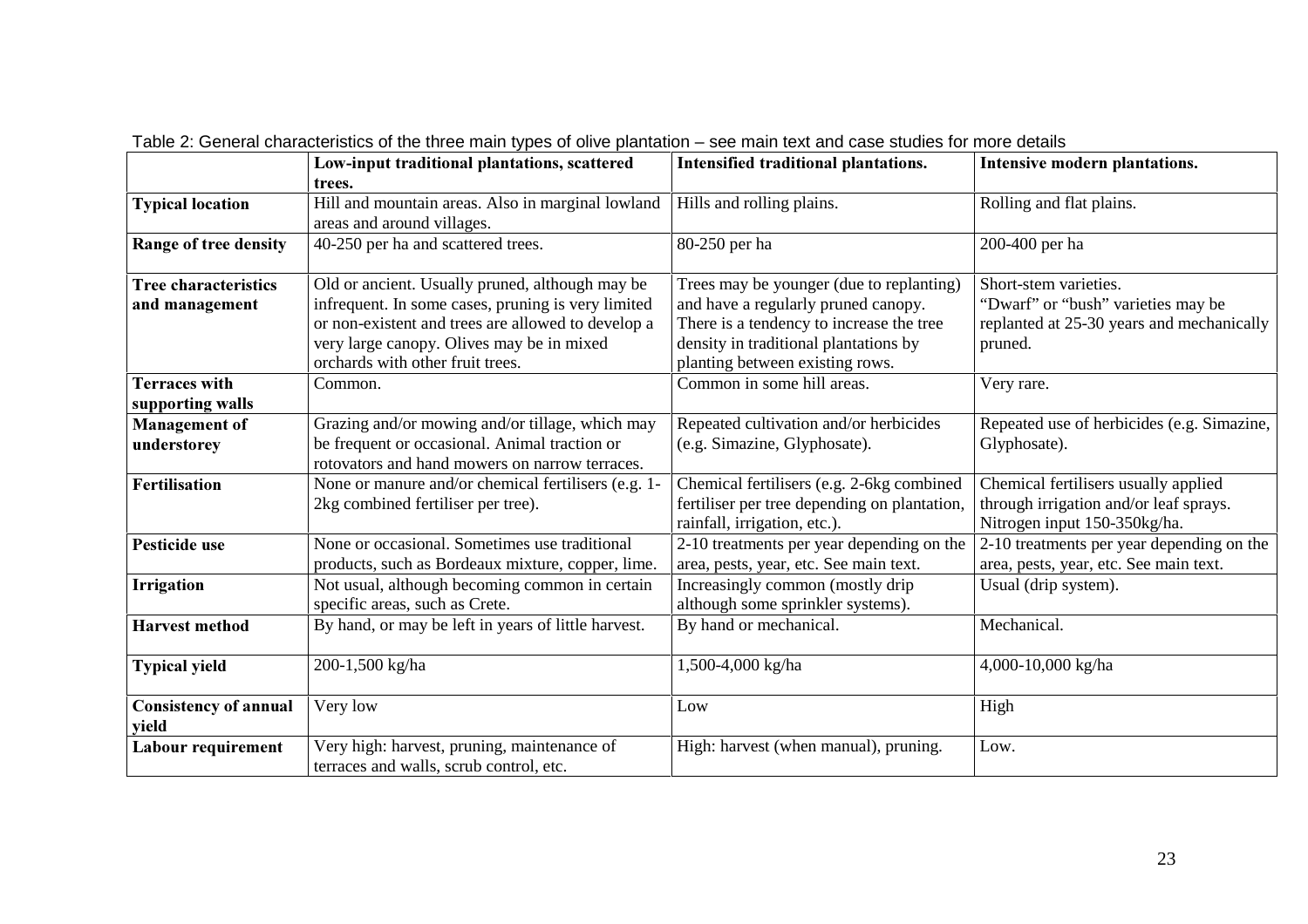Table 2: General characteristics of the three main types of olive plantation – see main text and case studies for more details

| | **Low-input traditional plantations, scattered trees.** | **Intensified traditional plantations.** | **Intensive modern plantations.** |
|---|---|---|---|
| **Typical location** | Hill and mountain areas. Also in marginal lowland areas and around villages. | Hills and rolling plains. | Rolling and flat plains. |
| **Range of tree density** | 40-250 per ha and scattered trees. | 80-250 per ha | 200-400 per ha |
| **Tree characteristics and management** | Old or ancient. Usually pruned, although may be infrequent. In some cases, pruning is very limited or non-existent and trees are allowed to develop a very large canopy. Olives may be in mixed orchards with other fruit trees. | Trees may be younger (due to replanting) and have a regularly pruned canopy. There is a tendency to increase the tree density in traditional plantations by planting between existing rows. | Short-stem varieties. "Dwarf" or "bush" varieties may be replanted at 25-30 years and mechanically pruned. |
| **Terraces with supporting walls** | Common. | Common in some hill areas. | Very rare. |
| **Management of understorey** | Grazing and/or mowing and/or tillage, which may be frequent or occasional. Animal traction or rotovators and hand mowers on narrow terraces. | Repeated cultivation and/or herbicides (e.g. Simazine, Glyphosate). | Repeated use of herbicides (e.g. Simazine, Glyphosate). |
| **Fertilisation** | None or manure and/or chemical fertilisers (e.g. 1-2kg combined fertiliser per tree). | Chemical fertilisers (e.g. 2-6kg combined fertiliser per tree depending on plantation, rainfall, irrigation, etc.). | Chemical fertilisers usually applied through irrigation and/or leaf sprays. Nitrogen input 150-350kg/ha. |
| **Pesticide use** | None or occasional. Sometimes use traditional products, such as Bordeaux mixture, copper, lime. | 2-10 treatments per year depending on the area, pests, year, etc. See main text. | 2-10 treatments per year depending on the area, pests, year, etc. See main text. |
| **Irrigation** | Not usual, although becoming common in certain specific areas, such as Crete. | Increasingly common (mostly drip although some sprinkler systems). | Usual (drip system). |
| **Harvest method** | By hand, or may be left in years of little harvest. | By hand or mechanical. | Mechanical. |
| **Typical yield** | 200-1,500 kg/ha | 1,500-4,000 kg/ha | 4,000-10,000 kg/ha |
| **Consistency of annual yield** | Very low | Low | High |
| **Labour requirement** | Very high: harvest, pruning, maintenance of terraces and walls, scrub control, etc. | High: harvest (when manual), pruning. | Low. |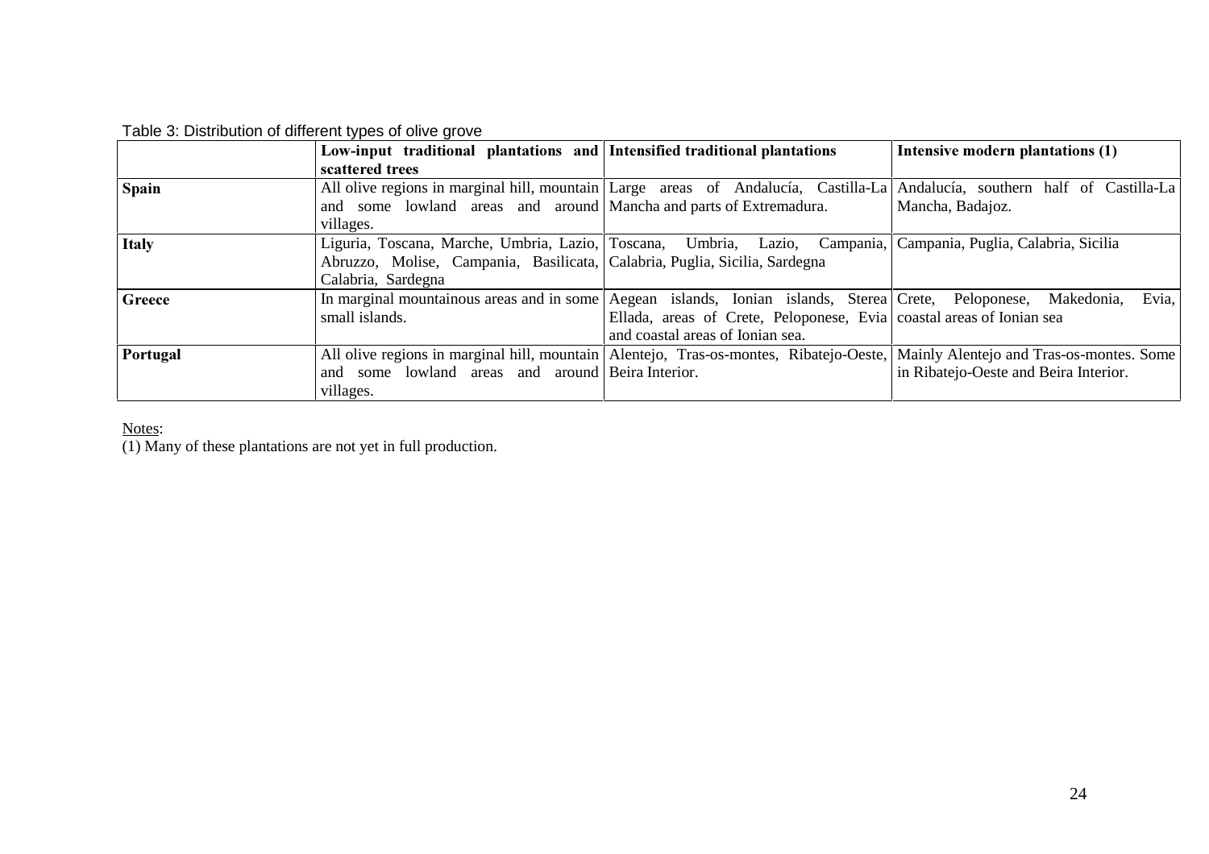Table 3: Distribution of different types of olive grove

| | Low-input traditional plantations and scattered trees | Intensified traditional plantations | Intensive modern plantations (1) |
|---|---|---|---|
| **Spain** | All olive regions in marginal hill, mountain and some lowland areas and around villages. | Large areas of Andalucía, Castilla-La Mancha and parts of Extremadura. | Andalucía, southern half of Castilla-La Mancha, Badajoz. |
| **Italy** | Liguria, Toscana, Marche, Umbria, Lazio, Abruzzo, Molise, Campania, Basilicata, Calabria, Sardegna | Toscana, Umbria, Lazio, Campania, Calabria, Puglia, Sicilia, Sardegna | Campania, Puglia, Calabria, Sicilia |
| **Greece** | In marginal mountainous areas and in some small islands. | Aegean islands, Ionian islands, Sterea Ellada, areas of Crete, Peloponese, Evia and coastal areas of Ionian sea. | Crete, Peloponese, Makedonia, Evia, coastal areas of Ionian sea |
| **Portugal** | All olive regions in marginal hill, mountain and some lowland areas and around villages. | Alentejo, Tras-os-montes, Ribatejo-Oeste, Beira Interior. | Mainly Alentejo and Tras-os-montes. Some in Ribatejo-Oeste and Beira Interior. |

Notes:
(1) Many of these plantations are not yet in full production.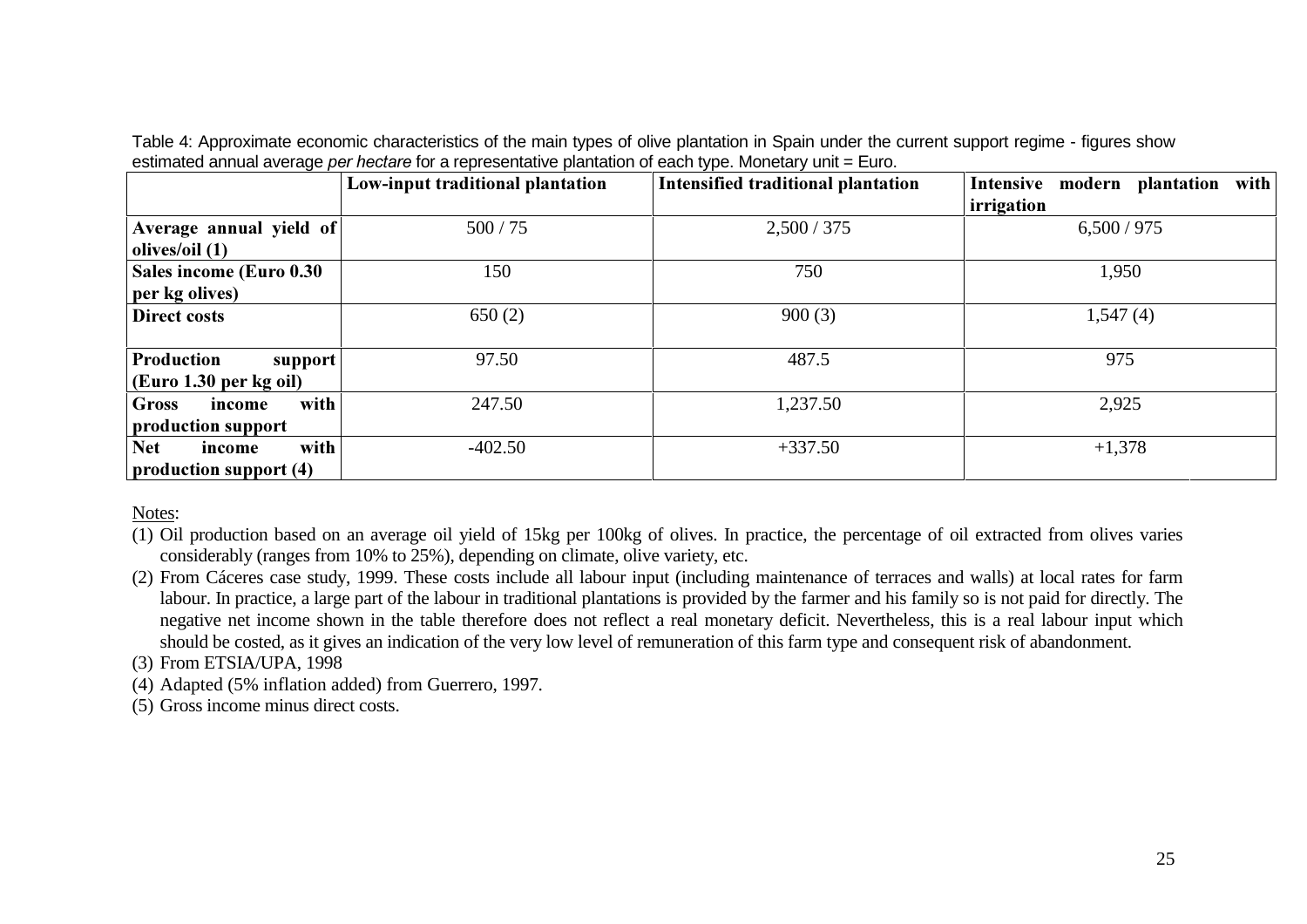Table 4: Approximate economic characteristics of the main types of olive plantation in Spain under the current support regime - figures show estimated annual average *per hectare* for a representative plantation of each type. Monetary unit = Euro.

| | **Low-input traditional plantation** | **Intensified traditional plantation** | **Intensive modern plantation with irrigation** |
|---|---|---|---|
| **Average annual yield of olives/oil (1)** | 500 / 75 | 2,500 / 375 | 6,500 / 975 |
| **Sales income (Euro 0.30 per kg olives)** | 150 | 750 | 1,950 |
| **Direct costs** | 650 (2) | 900 (3) | 1,547 (4) |
| **Production support (Euro 1.30 per kg oil)** | 97.50 | 487.5 | 975 |
| **Gross income with production support** | 247.50 | 1,237.50 | 2,925 |
| **Net income with production support (4)** | -402.50 | +337.50 | +1,378 |

Notes:

(1) Oil production based on an average oil yield of 15kg per 100kg of olives. In practice, the percentage of oil extracted from olives varies considerably (ranges from 10% to 25%), depending on climate, olive variety, etc.

(2) From Cáceres case study, 1999. These costs include all labour input (including maintenance of terraces and walls) at local rates for farm labour. In practice, a large part of the labour in traditional plantations is provided by the farmer and his family so is not paid for directly. The negative net income shown in the table therefore does not reflect a real monetary deficit. Nevertheless, this is a real labour input which should be costed, as it gives an indication of the very low level of remuneration of this farm type and consequent risk of abandonment.

(3) From ETSIA/UPA, 1998

(4) Adapted (5% inflation added) from Guerrero, 1997.

(5) Gross income minus direct costs.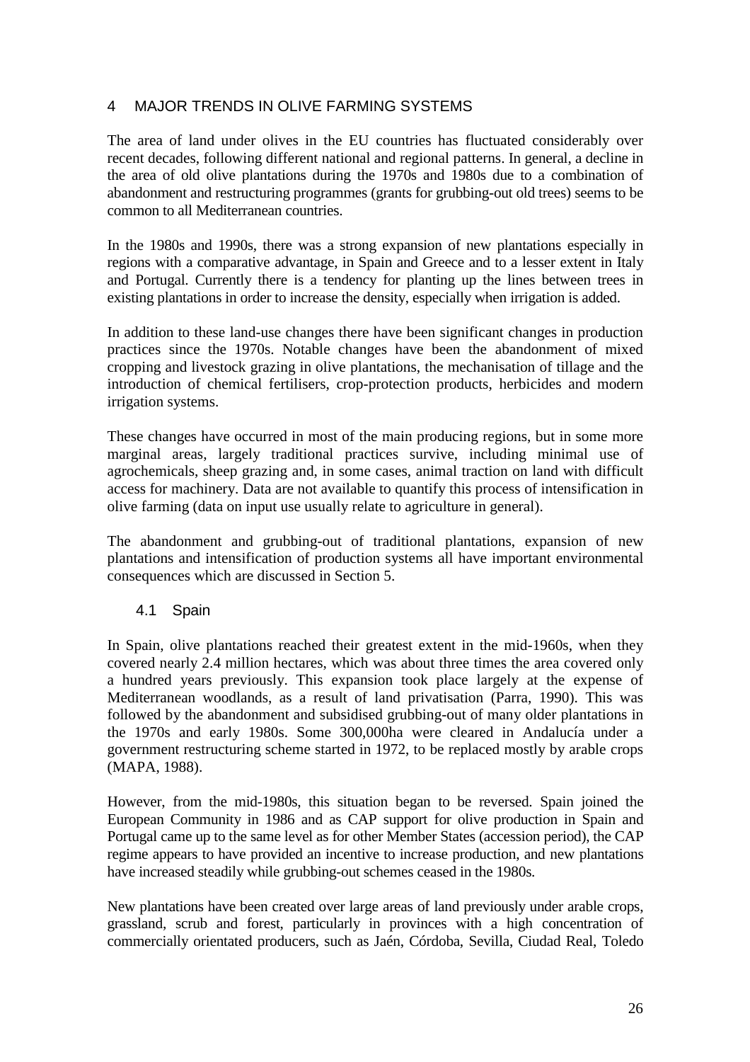## 4 MAJOR TRENDS IN OLIVE FARMING SYSTEMS

The area of land under olives in the EU countries has fluctuated considerably over recent decades, following different national and regional patterns. In general, a decline in the area of old olive plantations during the 1970s and 1980s due to a combination of abandonment and restructuring programmes (grants for grubbing-out old trees) seems to be common to all Mediterranean countries.

In the 1980s and 1990s, there was a strong expansion of new plantations especially in regions with a comparative advantage, in Spain and Greece and to a lesser extent in Italy and Portugal. Currently there is a tendency for planting up the lines between trees in existing plantations in order to increase the density, especially when irrigation is added.

In addition to these land-use changes there have been significant changes in production practices since the 1970s. Notable changes have been the abandonment of mixed cropping and livestock grazing in olive plantations, the mechanisation of tillage and the introduction of chemical fertilisers, crop-protection products, herbicides and modern irrigation systems.

These changes have occurred in most of the main producing regions, but in some more marginal areas, largely traditional practices survive, including minimal use of agrochemicals, sheep grazing and, in some cases, animal traction on land with difficult access for machinery. Data are not available to quantify this process of intensification in olive farming (data on input use usually relate to agriculture in general).

The abandonment and grubbing-out of traditional plantations, expansion of new plantations and intensification of production systems all have important environmental consequences which are discussed in Section 5.

### 4.1 Spain

In Spain, olive plantations reached their greatest extent in the mid-1960s, when they covered nearly 2.4 million hectares, which was about three times the area covered only a hundred years previously. This expansion took place largely at the expense of Mediterranean woodlands, as a result of land privatisation (Parra, 1990). This was followed by the abandonment and subsidised grubbing-out of many older plantations in the 1970s and early 1980s. Some 300,000ha were cleared in Andalucía under a government restructuring scheme started in 1972, to be replaced mostly by arable crops (MAPA, 1988).

However, from the mid-1980s, this situation began to be reversed. Spain joined the European Community in 1986 and as CAP support for olive production in Spain and Portugal came up to the same level as for other Member States (accession period), the CAP regime appears to have provided an incentive to increase production, and new plantations have increased steadily while grubbing-out schemes ceased in the 1980s.

New plantations have been created over large areas of land previously under arable crops, grassland, scrub and forest, particularly in provinces with a high concentration of commercially orientated producers, such as Jaén, Córdoba, Sevilla, Ciudad Real, Toledo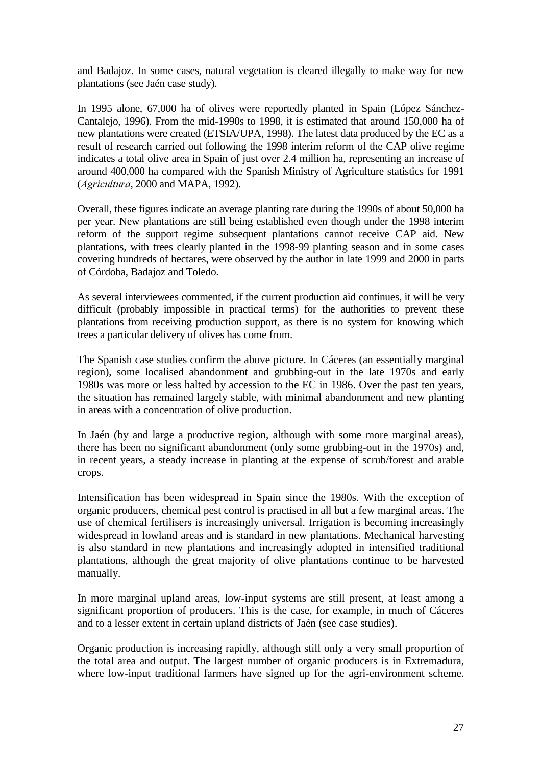and Badajoz. In some cases, natural vegetation is cleared illegally to make way for new plantations (see Jaén case study).

In 1995 alone, 67,000 ha of olives were reportedly planted in Spain (López Sánchez-Cantalejo, 1996). From the mid-1990s to 1998, it is estimated that around 150,000 ha of new plantations were created (ETSIA/UPA, 1998). The latest data produced by the EC as a result of research carried out following the 1998 interim reform of the CAP olive regime indicates a total olive area in Spain of just over 2.4 million ha, representing an increase of around 400,000 ha compared with the Spanish Ministry of Agriculture statistics for 1991 (*Agricultura*, 2000 and MAPA, 1992).

Overall, these figures indicate an average planting rate during the 1990s of about 50,000 ha per year. New plantations are still being established even though under the 1998 interim reform of the support regime subsequent plantations cannot receive CAP aid. New plantations, with trees clearly planted in the 1998-99 planting season and in some cases covering hundreds of hectares, were observed by the author in late 1999 and 2000 in parts of Córdoba, Badajoz and Toledo.

As several interviewees commented, if the current production aid continues, it will be very difficult (probably impossible in practical terms) for the authorities to prevent these plantations from receiving production support, as there is no system for knowing which trees a particular delivery of olives has come from.

The Spanish case studies confirm the above picture. In Cáceres (an essentially marginal region), some localised abandonment and grubbing-out in the late 1970s and early 1980s was more or less halted by accession to the EC in 1986. Over the past ten years, the situation has remained largely stable, with minimal abandonment and new planting in areas with a concentration of olive production.

In Jaén (by and large a productive region, although with some more marginal areas), there has been no significant abandonment (only some grubbing-out in the 1970s) and, in recent years, a steady increase in planting at the expense of scrub/forest and arable crops.

Intensification has been widespread in Spain since the 1980s. With the exception of organic producers, chemical pest control is practised in all but a few marginal areas. The use of chemical fertilisers is increasingly universal. Irrigation is becoming increasingly widespread in lowland areas and is standard in new plantations. Mechanical harvesting is also standard in new plantations and increasingly adopted in intensified traditional plantations, although the great majority of olive plantations continue to be harvested manually.

In more marginal upland areas, low-input systems are still present, at least among a significant proportion of producers. This is the case, for example, in much of Cáceres and to a lesser extent in certain upland districts of Jaén (see case studies).

Organic production is increasing rapidly, although still only a very small proportion of the total area and output. The largest number of organic producers is in Extremadura, where low-input traditional farmers have signed up for the agri-environment scheme.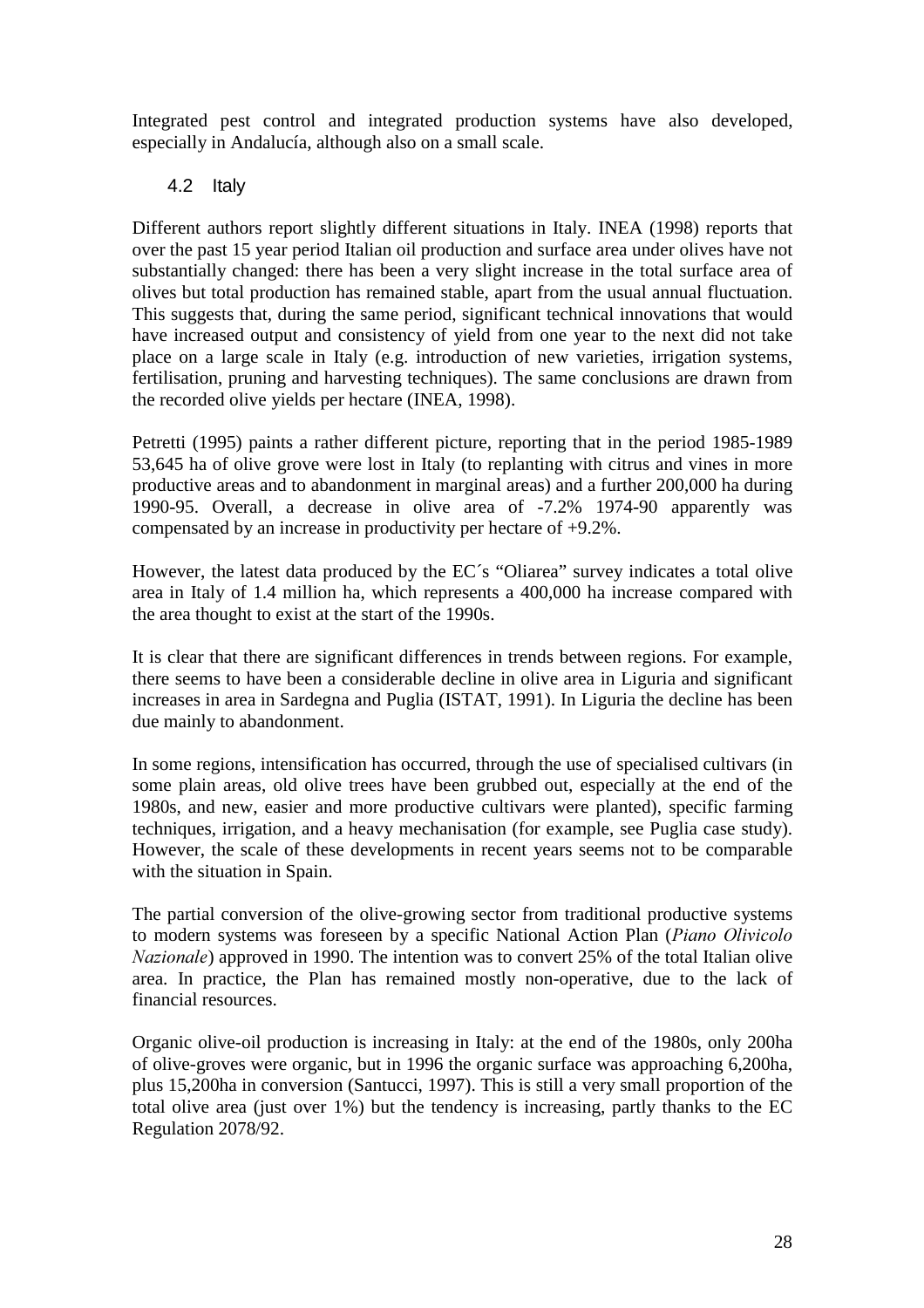Integrated pest control and integrated production systems have also developed, especially in Andalucía, although also on a small scale.

## 4.2 Italy

Different authors report slightly different situations in Italy. INEA (1998) reports that over the past 15 year period Italian oil production and surface area under olives have not substantially changed: there has been a very slight increase in the total surface area of olives but total production has remained stable, apart from the usual annual fluctuation. This suggests that, during the same period, significant technical innovations that would have increased output and consistency of yield from one year to the next did not take place on a large scale in Italy (e.g. introduction of new varieties, irrigation systems, fertilisation, pruning and harvesting techniques). The same conclusions are drawn from the recorded olive yields per hectare (INEA, 1998).

Petretti (1995) paints a rather different picture, reporting that in the period 1985-1989 53,645 ha of olive grove were lost in Italy (to replanting with citrus and vines in more productive areas and to abandonment in marginal areas) and a further 200,000 ha during 1990-95. Overall, a decrease in olive area of -7.2% 1974-90 apparently was compensated by an increase in productivity per hectare of +9.2%.

However, the latest data produced by the EC´s "Oliarea" survey indicates a total olive area in Italy of 1.4 million ha, which represents a 400,000 ha increase compared with the area thought to exist at the start of the 1990s.

It is clear that there are significant differences in trends between regions. For example, there seems to have been a considerable decline in olive area in Liguria and significant increases in area in Sardegna and Puglia (ISTAT, 1991). In Liguria the decline has been due mainly to abandonment.

In some regions, intensification has occurred, through the use of specialised cultivars (in some plain areas, old olive trees have been grubbed out, especially at the end of the 1980s, and new, easier and more productive cultivars were planted), specific farming techniques, irrigation, and a heavy mechanisation (for example, see Puglia case study). However, the scale of these developments in recent years seems not to be comparable with the situation in Spain.

The partial conversion of the olive-growing sector from traditional productive systems to modern systems was foreseen by a specific National Action Plan (*Piano Olivicolo Nazionale*) approved in 1990. The intention was to convert 25% of the total Italian olive area. In practice, the Plan has remained mostly non-operative, due to the lack of financial resources.

Organic olive-oil production is increasing in Italy: at the end of the 1980s, only 200ha of olive-groves were organic, but in 1996 the organic surface was approaching 6,200ha, plus 15,200ha in conversion (Santucci, 1997). This is still a very small proportion of the total olive area (just over 1%) but the tendency is increasing, partly thanks to the EC Regulation 2078/92.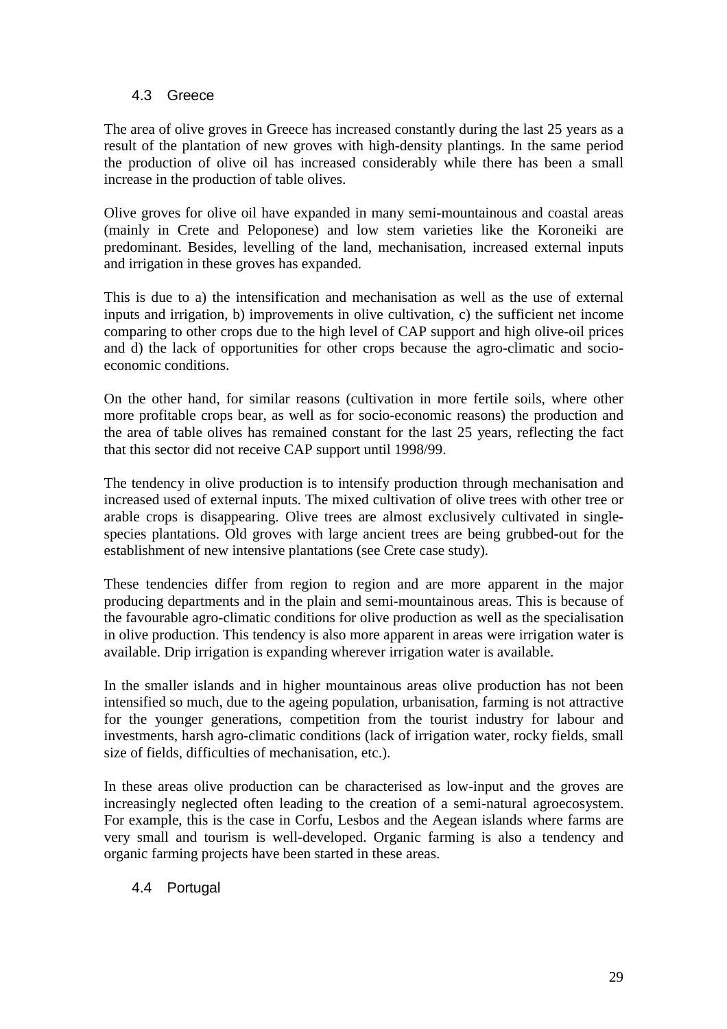## 4.3 Greece

The area of olive groves in Greece has increased constantly during the last 25 years as a result of the plantation of new groves with high-density plantings. In the same period the production of olive oil has increased considerably while there has been a small increase in the production of table olives.

Olive groves for olive oil have expanded in many semi-mountainous and coastal areas (mainly in Crete and Peloponese) and low stem varieties like the Koroneiki are predominant. Besides, levelling of the land, mechanisation, increased external inputs and irrigation in these groves has expanded.

This is due to a) the intensification and mechanisation as well as the use of external inputs and irrigation, b) improvements in olive cultivation, c) the sufficient net income comparing to other crops due to the high level of CAP support and high olive-oil prices and d) the lack of opportunities for other crops because the agro-climatic and socio-economic conditions.

On the other hand, for similar reasons (cultivation in more fertile soils, where other more profitable crops bear, as well as for socio-economic reasons) the production and the area of table olives has remained constant for the last 25 years, reflecting the fact that this sector did not receive CAP support until 1998/99.

The tendency in olive production is to intensify production through mechanisation and increased used of external inputs. The mixed cultivation of olive trees with other tree or arable crops is disappearing. Olive trees are almost exclusively cultivated in single-species plantations. Old groves with large ancient trees are being grubbed-out for the establishment of new intensive plantations (see Crete case study).

These tendencies differ from region to region and are more apparent in the major producing departments and in the plain and semi-mountainous areas. This is because of the favourable agro-climatic conditions for olive production as well as the specialisation in olive production. This tendency is also more apparent in areas were irrigation water is available. Drip irrigation is expanding wherever irrigation water is available.

In the smaller islands and in higher mountainous areas olive production has not been intensified so much, due to the ageing population, urbanisation, farming is not attractive for the younger generations, competition from the tourist industry for labour and investments, harsh agro-climatic conditions (lack of irrigation water, rocky fields, small size of fields, difficulties of mechanisation, etc.).

In these areas olive production can be characterised as low-input and the groves are increasingly neglected often leading to the creation of a semi-natural agroecosystem. For example, this is the case in Corfu, Lesbos and the Aegean islands where farms are very small and tourism is well-developed. Organic farming is also a tendency and organic farming projects have been started in these areas.

## 4.4 Portugal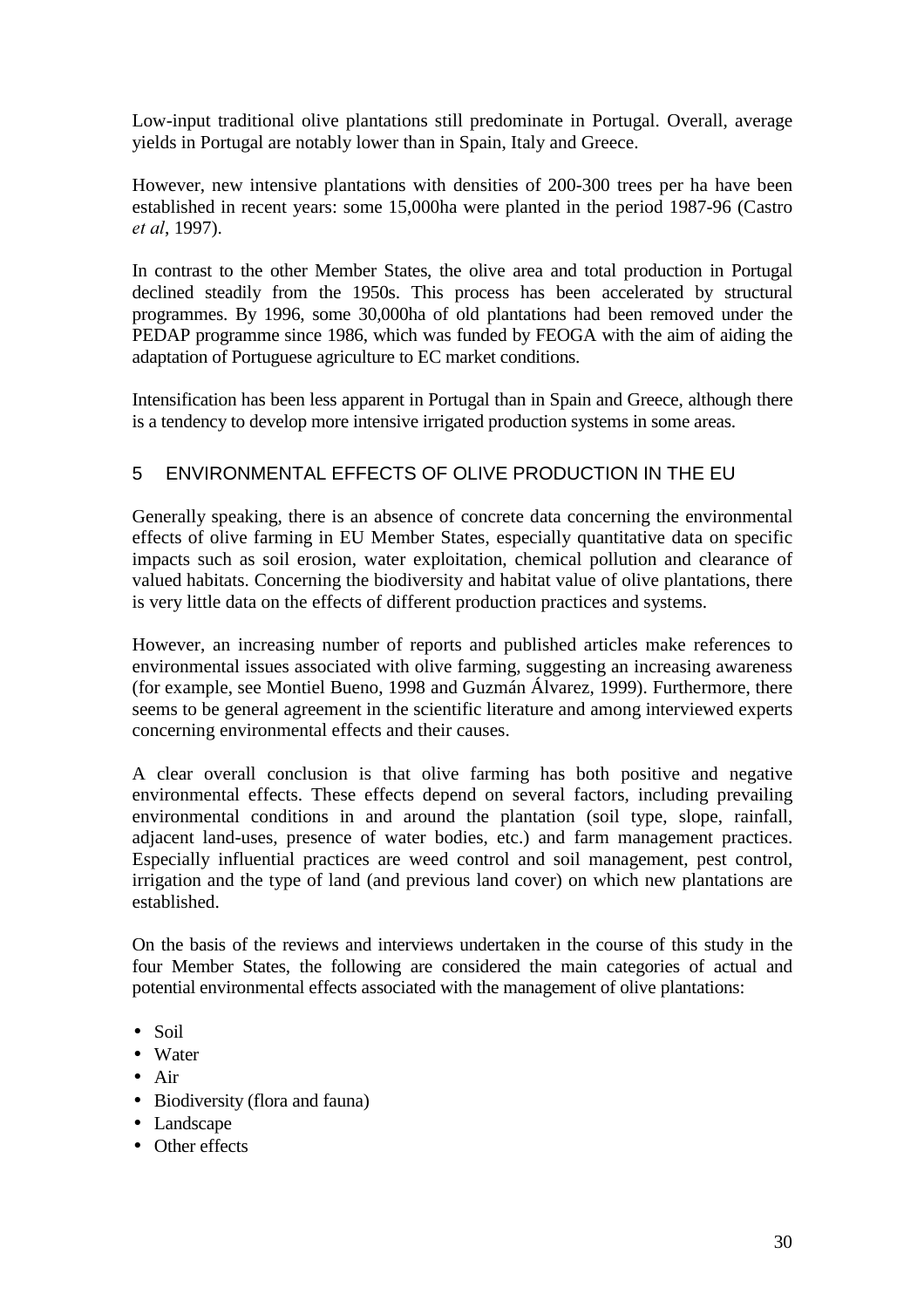Low-input traditional olive plantations still predominate in Portugal. Overall, average yields in Portugal are notably lower than in Spain, Italy and Greece.

However, new intensive plantations with densities of 200-300 trees per ha have been established in recent years: some 15,000ha were planted in the period 1987-96 (Castro *et al*, 1997).

In contrast to the other Member States, the olive area and total production in Portugal declined steadily from the 1950s. This process has been accelerated by structural programmes. By 1996, some 30,000ha of old plantations had been removed under the PEDAP programme since 1986, which was funded by FEOGA with the aim of aiding the adaptation of Portuguese agriculture to EC market conditions.

Intensification has been less apparent in Portugal than in Spain and Greece, although there is a tendency to develop more intensive irrigated production systems in some areas.

## 5 ENVIRONMENTAL EFFECTS OF OLIVE PRODUCTION IN THE EU

Generally speaking, there is an absence of concrete data concerning the environmental effects of olive farming in EU Member States, especially quantitative data on specific impacts such as soil erosion, water exploitation, chemical pollution and clearance of valued habitats. Concerning the biodiversity and habitat value of olive plantations, there is very little data on the effects of different production practices and systems.

However, an increasing number of reports and published articles make references to environmental issues associated with olive farming, suggesting an increasing awareness (for example, see Montiel Bueno, 1998 and Guzmán Álvarez, 1999). Furthermore, there seems to be general agreement in the scientific literature and among interviewed experts concerning environmental effects and their causes.

A clear overall conclusion is that olive farming has both positive and negative environmental effects. These effects depend on several factors, including prevailing environmental conditions in and around the plantation (soil type, slope, rainfall, adjacent land-uses, presence of water bodies, etc.) and farm management practices. Especially influential practices are weed control and soil management, pest control, irrigation and the type of land (and previous land cover) on which new plantations are established.

On the basis of the reviews and interviews undertaken in the course of this study in the four Member States, the following are considered the main categories of actual and potential environmental effects associated with the management of olive plantations:

- Soil
- Water
- Air
- Biodiversity (flora and fauna)
- Landscape
- Other effects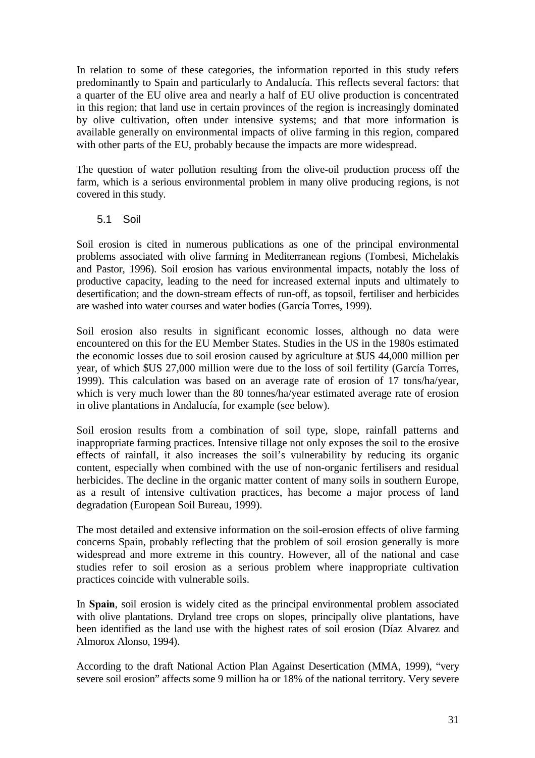In relation to some of these categories, the information reported in this study refers predominantly to Spain and particularly to Andalucía. This reflects several factors: that a quarter of the EU olive area and nearly a half of EU olive production is concentrated in this region; that land use in certain provinces of the region is increasingly dominated by olive cultivation, often under intensive systems; and that more information is available generally on environmental impacts of olive farming in this region, compared with other parts of the EU, probably because the impacts are more widespread.

The question of water pollution resulting from the olive-oil production process off the farm, which is a serious environmental problem in many olive producing regions, is not covered in this study.

## 5.1 Soil

Soil erosion is cited in numerous publications as one of the principal environmental problems associated with olive farming in Mediterranean regions (Tombesi, Michelakis and Pastor, 1996). Soil erosion has various environmental impacts, notably the loss of productive capacity, leading to the need for increased external inputs and ultimately to desertification; and the down-stream effects of run-off, as topsoil, fertiliser and herbicides are washed into water courses and water bodies (García Torres, 1999).

Soil erosion also results in significant economic losses, although no data were encountered on this for the EU Member States. Studies in the US in the 1980s estimated the economic losses due to soil erosion caused by agriculture at $US 44,000 million per year, of which $US 27,000 million were due to the loss of soil fertility (García Torres, 1999). This calculation was based on an average rate of erosion of 17 tons/ha/year, which is very much lower than the 80 tonnes/ha/year estimated average rate of erosion in olive plantations in Andalucía, for example (see below).

Soil erosion results from a combination of soil type, slope, rainfall patterns and inappropriate farming practices. Intensive tillage not only exposes the soil to the erosive effects of rainfall, it also increases the soil's vulnerability by reducing its organic content, especially when combined with the use of non-organic fertilisers and residual herbicides. The decline in the organic matter content of many soils in southern Europe, as a result of intensive cultivation practices, has become a major process of land degradation (European Soil Bureau, 1999).

The most detailed and extensive information on the soil-erosion effects of olive farming concerns Spain, probably reflecting that the problem of soil erosion generally is more widespread and more extreme in this country. However, all of the national and case studies refer to soil erosion as a serious problem where inappropriate cultivation practices coincide with vulnerable soils.

In **Spain**, soil erosion is widely cited as the principal environmental problem associated with olive plantations. Dryland tree crops on slopes, principally olive plantations, have been identified as the land use with the highest rates of soil erosion (Díaz Alvarez and Almorox Alonso, 1994).

According to the draft National Action Plan Against Desertication (MMA, 1999), "very severe soil erosion" affects some 9 million ha or 18% of the national territory. Very severe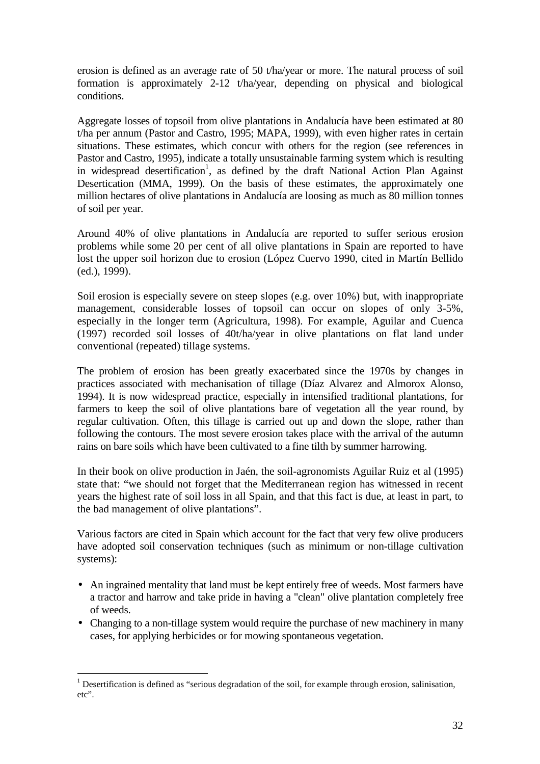erosion is defined as an average rate of 50 t/ha/year or more. The natural process of soil formation is approximately 2-12 t/ha/year, depending on physical and biological conditions.

Aggregate losses of topsoil from olive plantations in Andalucía have been estimated at 80 t/ha per annum (Pastor and Castro, 1995; MAPA, 1999), with even higher rates in certain situations. These estimates, which concur with others for the region (see references in Pastor and Castro, 1995), indicate a totally unsustainable farming system which is resulting in widespread desertification[1], as defined by the draft National Action Plan Against Desertication (MMA, 1999). On the basis of these estimates, the approximately one million hectares of olive plantations in Andalucía are loosing as much as 80 million tonnes of soil per year.

Around 40% of olive plantations in Andalucía are reported to suffer serious erosion problems while some 20 per cent of all olive plantations in Spain are reported to have lost the upper soil horizon due to erosion (López Cuervo 1990, cited in Martín Bellido (ed.), 1999).

Soil erosion is especially severe on steep slopes (e.g. over 10%) but, with inappropriate management, considerable losses of topsoil can occur on slopes of only 3-5%, especially in the longer term (Agricultura, 1998). For example, Aguilar and Cuenca (1997) recorded soil losses of 40t/ha/year in olive plantations on flat land under conventional (repeated) tillage systems.

The problem of erosion has been greatly exacerbated since the 1970s by changes in practices associated with mechanisation of tillage (Díaz Alvarez and Almorox Alonso, 1994). It is now widespread practice, especially in intensified traditional plantations, for farmers to keep the soil of olive plantations bare of vegetation all the year round, by regular cultivation. Often, this tillage is carried out up and down the slope, rather than following the contours. The most severe erosion takes place with the arrival of the autumn rains on bare soils which have been cultivated to a fine tilth by summer harrowing.

In their book on olive production in Jaén, the soil-agronomists Aguilar Ruiz et al (1995) state that: "we should not forget that the Mediterranean region has witnessed in recent years the highest rate of soil loss in all Spain, and that this fact is due, at least in part, to the bad management of olive plantations".

Various factors are cited in Spain which account for the fact that very few olive producers have adopted soil conservation techniques (such as minimum or non-tillage cultivation systems):

- An ingrained mentality that land must be kept entirely free of weeds. Most farmers have a tractor and harrow and take pride in having a "clean" olive plantation completely free of weeds.
- Changing to a non-tillage system would require the purchase of new machinery in many cases, for applying herbicides or for mowing spontaneous vegetation.

[1] Desertification is defined as "serious degradation of the soil, for example through erosion, salinisation, etc".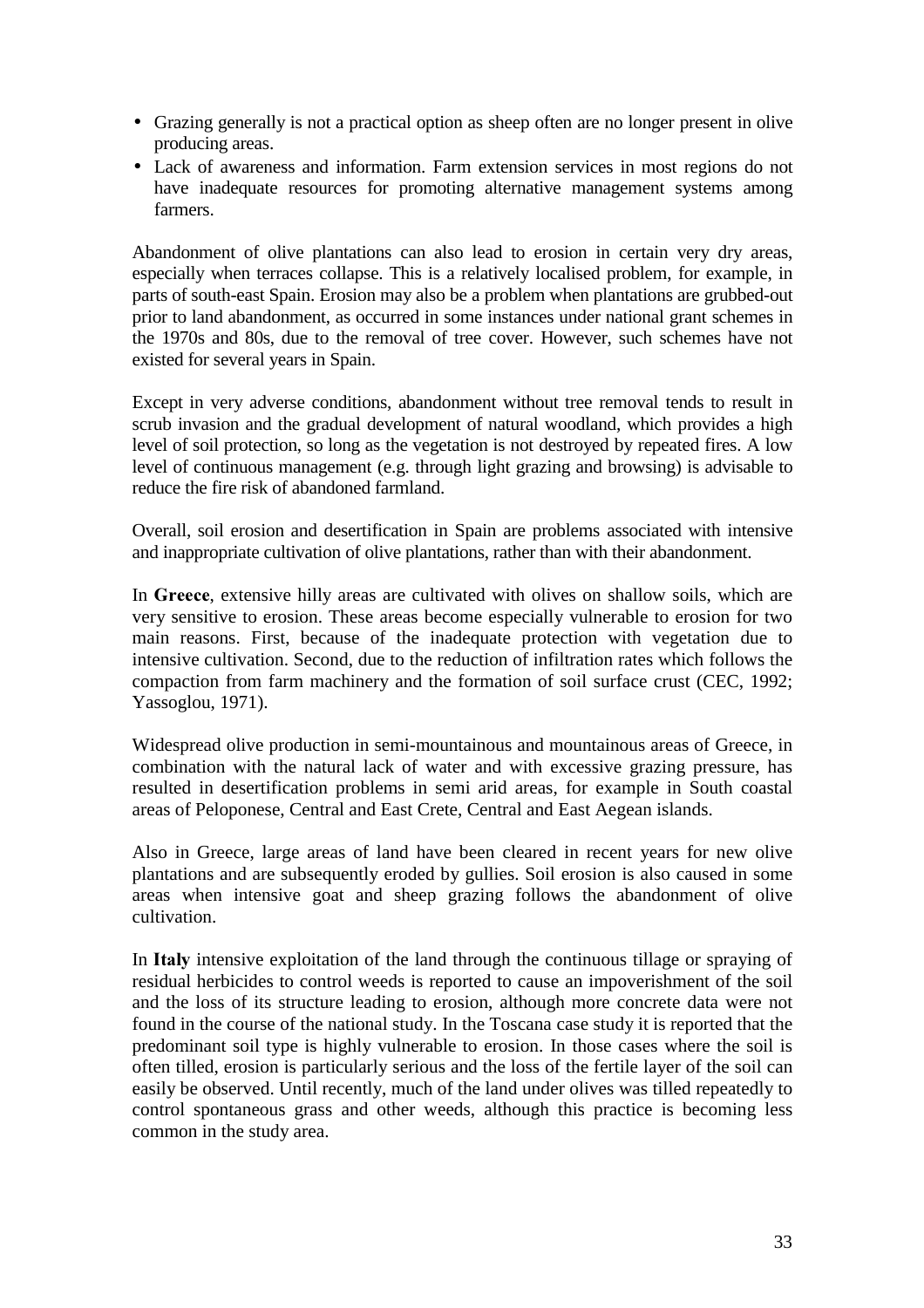- Grazing generally is not a practical option as sheep often are no longer present in olive producing areas.
- Lack of awareness and information. Farm extension services in most regions do not have inadequate resources for promoting alternative management systems among farmers.

Abandonment of olive plantations can also lead to erosion in certain very dry areas, especially when terraces collapse. This is a relatively localised problem, for example, in parts of south-east Spain. Erosion may also be a problem when plantations are grubbed-out prior to land abandonment, as occurred in some instances under national grant schemes in the 1970s and 80s, due to the removal of tree cover. However, such schemes have not existed for several years in Spain.

Except in very adverse conditions, abandonment without tree removal tends to result in scrub invasion and the gradual development of natural woodland, which provides a high level of soil protection, so long as the vegetation is not destroyed by repeated fires. A low level of continuous management (e.g. through light grazing and browsing) is advisable to reduce the fire risk of abandoned farmland.

Overall, soil erosion and desertification in Spain are problems associated with intensive and inappropriate cultivation of olive plantations, rather than with their abandonment.

In **Greece**, extensive hilly areas are cultivated with olives on shallow soils, which are very sensitive to erosion. These areas become especially vulnerable to erosion for two main reasons. First, because of the inadequate protection with vegetation due to intensive cultivation. Second, due to the reduction of infiltration rates which follows the compaction from farm machinery and the formation of soil surface crust (CEC, 1992; Yassoglou, 1971).

Widespread olive production in semi-mountainous and mountainous areas of Greece, in combination with the natural lack of water and with excessive grazing pressure, has resulted in desertification problems in semi arid areas, for example in South coastal areas of Peloponese, Central and East Crete, Central and East Aegean islands.

Also in Greece, large areas of land have been cleared in recent years for new olive plantations and are subsequently eroded by gullies. Soil erosion is also caused in some areas when intensive goat and sheep grazing follows the abandonment of olive cultivation.

In **Italy** intensive exploitation of the land through the continuous tillage or spraying of residual herbicides to control weeds is reported to cause an impoverishment of the soil and the loss of its structure leading to erosion, although more concrete data were not found in the course of the national study. In the Toscana case study it is reported that the predominant soil type is highly vulnerable to erosion. In those cases where the soil is often tilled, erosion is particularly serious and the loss of the fertile layer of the soil can easily be observed. Until recently, much of the land under olives was tilled repeatedly to control spontaneous grass and other weeds, although this practice is becoming less common in the study area.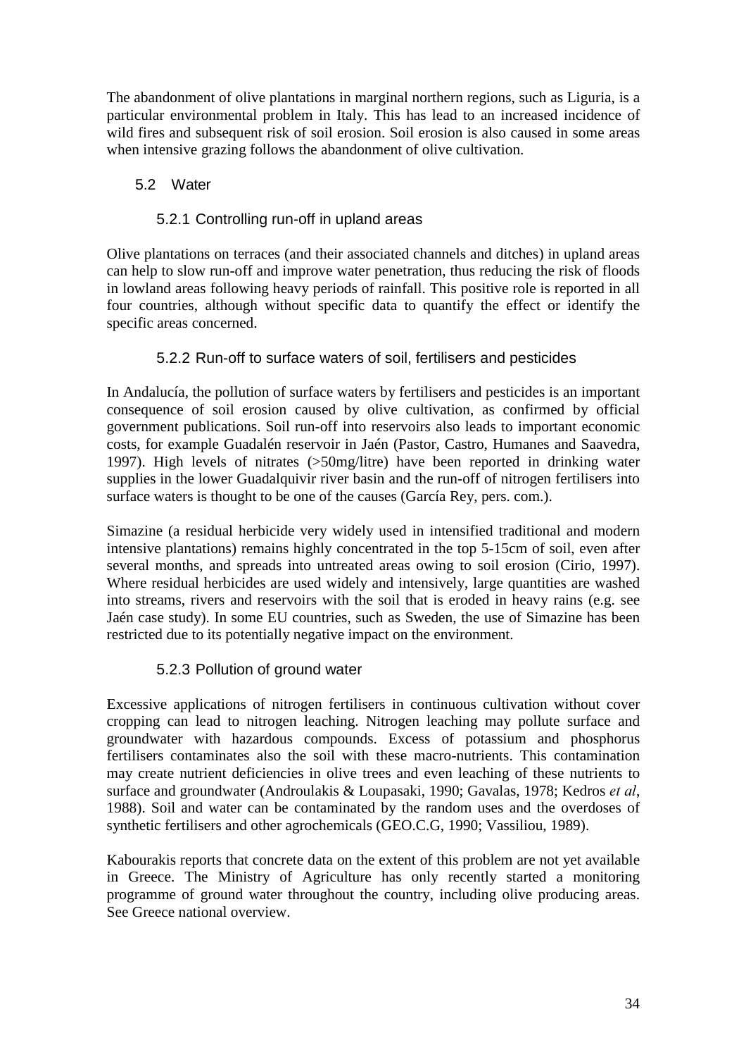The abandonment of olive plantations in marginal northern regions, such as Liguria, is a particular environmental problem in Italy. This has lead to an increased incidence of wild fires and subsequent risk of soil erosion. Soil erosion is also caused in some areas when intensive grazing follows the abandonment of olive cultivation.

## 5.2 Water

### 5.2.1 Controlling run-off in upland areas

Olive plantations on terraces (and their associated channels and ditches) in upland areas can help to slow run-off and improve water penetration, thus reducing the risk of floods in lowland areas following heavy periods of rainfall. This positive role is reported in all four countries, although without specific data to quantify the effect or identify the specific areas concerned.

### 5.2.2 Run-off to surface waters of soil, fertilisers and pesticides

In Andalucía, the pollution of surface waters by fertilisers and pesticides is an important consequence of soil erosion caused by olive cultivation, as confirmed by official government publications. Soil run-off into reservoirs also leads to important economic costs, for example Guadalén reservoir in Jaén (Pastor, Castro, Humanes and Saavedra, 1997). High levels of nitrates (>50mg/litre) have been reported in drinking water supplies in the lower Guadalquivir river basin and the run-off of nitrogen fertilisers into surface waters is thought to be one of the causes (García Rey, pers. com.).

Simazine (a residual herbicide very widely used in intensified traditional and modern intensive plantations) remains highly concentrated in the top 5-15cm of soil, even after several months, and spreads into untreated areas owing to soil erosion (Cirio, 1997). Where residual herbicides are used widely and intensively, large quantities are washed into streams, rivers and reservoirs with the soil that is eroded in heavy rains (e.g. see Jaén case study). In some EU countries, such as Sweden, the use of Simazine has been restricted due to its potentially negative impact on the environment.

### 5.2.3 Pollution of ground water

Excessive applications of nitrogen fertilisers in continuous cultivation without cover cropping can lead to nitrogen leaching. Nitrogen leaching may pollute surface and groundwater with hazardous compounds. Excess of potassium and phosphorus fertilisers contaminates also the soil with these macro-nutrients. This contamination may create nutrient deficiencies in olive trees and even leaching of these nutrients to surface and groundwater (Androulakis & Loupasaki, 1990; Gavalas, 1978; Kedros *et al*, 1988). Soil and water can be contaminated by the random uses and the overdoses of synthetic fertilisers and other agrochemicals (GEO.C.G, 1990; Vassiliou, 1989).

Kabourakis reports that concrete data on the extent of this problem are not yet available in Greece. The Ministry of Agriculture has only recently started a monitoring programme of ground water throughout the country, including olive producing areas. See Greece national overview.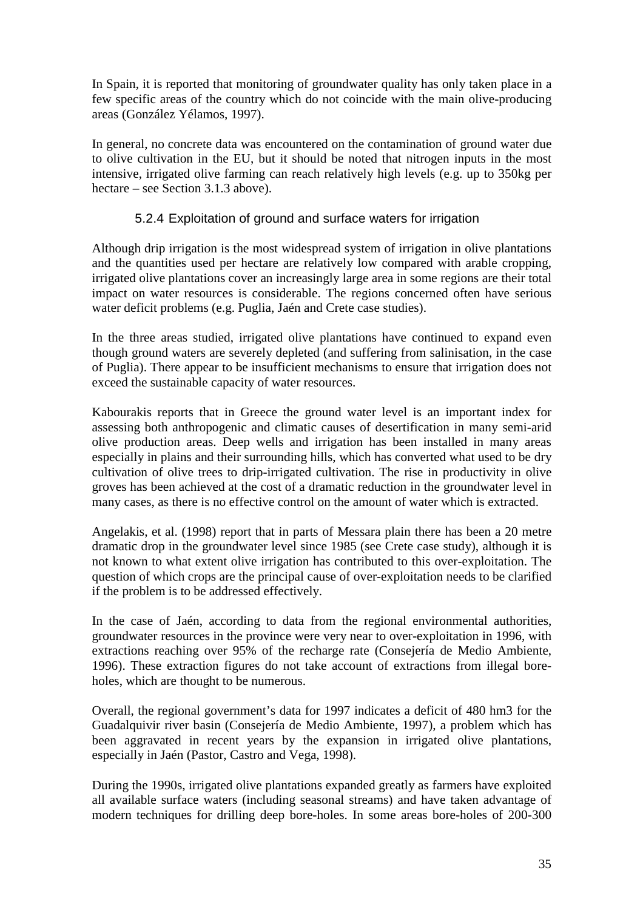In Spain, it is reported that monitoring of groundwater quality has only taken place in a few specific areas of the country which do not coincide with the main olive-producing areas (González Yélamos, 1997).

In general, no concrete data was encountered on the contamination of ground water due to olive cultivation in the EU, but it should be noted that nitrogen inputs in the most intensive, irrigated olive farming can reach relatively high levels (e.g. up to 350kg per hectare – see Section 3.1.3 above).

### 5.2.4 Exploitation of ground and surface waters for irrigation

Although drip irrigation is the most widespread system of irrigation in olive plantations and the quantities used per hectare are relatively low compared with arable cropping, irrigated olive plantations cover an increasingly large area in some regions are their total impact on water resources is considerable. The regions concerned often have serious water deficit problems (e.g. Puglia, Jaén and Crete case studies).

In the three areas studied, irrigated olive plantations have continued to expand even though ground waters are severely depleted (and suffering from salinisation, in the case of Puglia). There appear to be insufficient mechanisms to ensure that irrigation does not exceed the sustainable capacity of water resources.

Kabourakis reports that in Greece the ground water level is an important index for assessing both anthropogenic and climatic causes of desertification in many semi-arid olive production areas. Deep wells and irrigation has been installed in many areas especially in plains and their surrounding hills, which has converted what used to be dry cultivation of olive trees to drip-irrigated cultivation. The rise in productivity in olive groves has been achieved at the cost of a dramatic reduction in the groundwater level in many cases, as there is no effective control on the amount of water which is extracted.

Angelakis, et al. (1998) report that in parts of Messara plain there has been a 20 metre dramatic drop in the groundwater level since 1985 (see Crete case study), although it is not known to what extent olive irrigation has contributed to this over-exploitation. The question of which crops are the principal cause of over-exploitation needs to be clarified if the problem is to be addressed effectively.

In the case of Jaén, according to data from the regional environmental authorities, groundwater resources in the province were very near to over-exploitation in 1996, with extractions reaching over 95% of the recharge rate (Consejería de Medio Ambiente, 1996). These extraction figures do not take account of extractions from illegal bore-holes, which are thought to be numerous.

Overall, the regional government's data for 1997 indicates a deficit of 480 hm3 for the Guadalquivir river basin (Consejería de Medio Ambiente, 1997), a problem which has been aggravated in recent years by the expansion in irrigated olive plantations, especially in Jaén (Pastor, Castro and Vega, 1998).

During the 1990s, irrigated olive plantations expanded greatly as farmers have exploited all available surface waters (including seasonal streams) and have taken advantage of modern techniques for drilling deep bore-holes. In some areas bore-holes of 200-300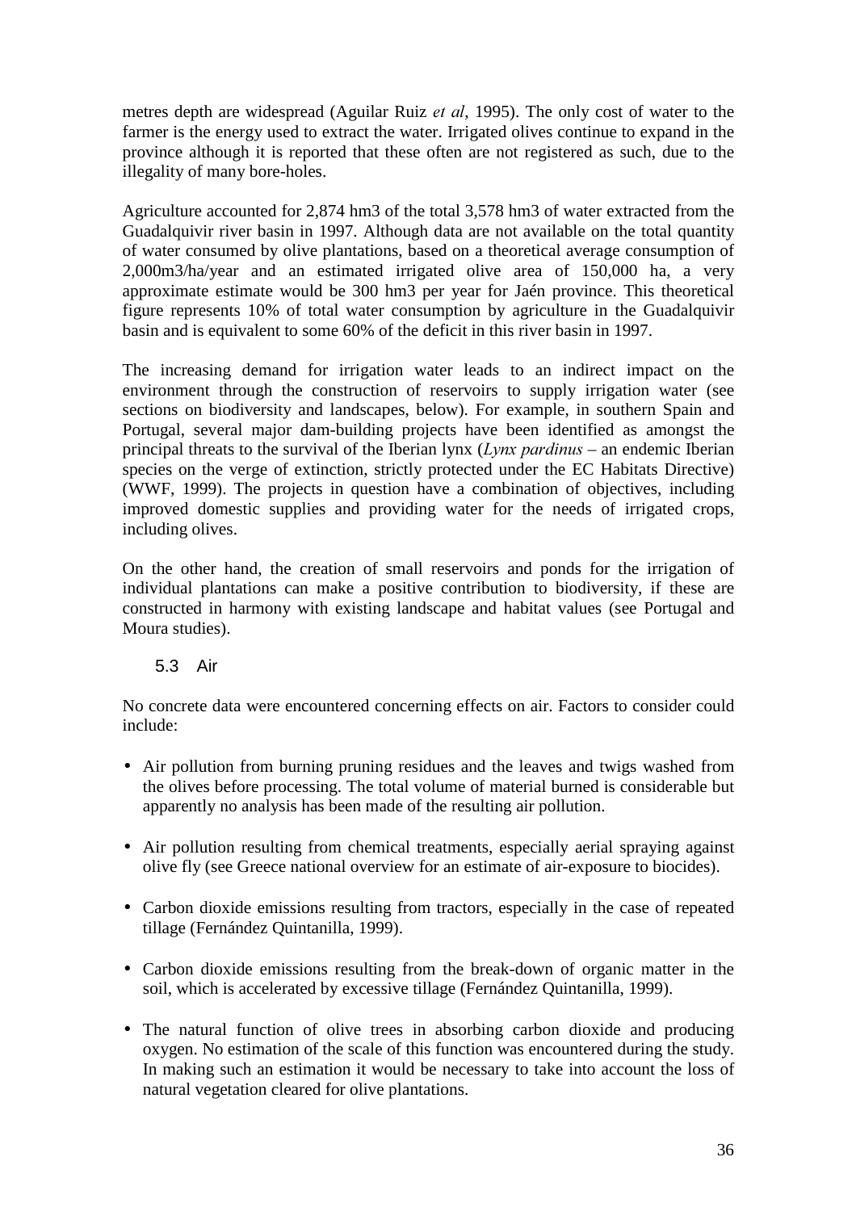metres depth are widespread (Aguilar Ruiz *et al*, 1995). The only cost of water to the farmer is the energy used to extract the water. Irrigated olives continue to expand in the province although it is reported that these often are not registered as such, due to the illegality of many bore-holes.

Agriculture accounted for 2,874 hm3 of the total 3,578 hm3 of water extracted from the Guadalquivir river basin in 1997. Although data are not available on the total quantity of water consumed by olive plantations, based on a theoretical average consumption of 2,000m3/ha/year and an estimated irrigated olive area of 150,000 ha, a very approximate estimate would be 300 hm3 per year for Jaén province. This theoretical figure represents 10% of total water consumption by agriculture in the Guadalquivir basin and is equivalent to some 60% of the deficit in this river basin in 1997.

The increasing demand for irrigation water leads to an indirect impact on the environment through the construction of reservoirs to supply irrigation water (see sections on biodiversity and landscapes, below). For example, in southern Spain and Portugal, several major dam-building projects have been identified as amongst the principal threats to the survival of the Iberian lynx (*Lynx pardinus* – an endemic Iberian species on the verge of extinction, strictly protected under the EC Habitats Directive) (WWF, 1999). The projects in question have a combination of objectives, including improved domestic supplies and providing water for the needs of irrigated crops, including olives.

On the other hand, the creation of small reservoirs and ponds for the irrigation of individual plantations can make a positive contribution to biodiversity, if these are constructed in harmony with existing landscape and habitat values (see Portugal and Moura studies).

## 5.3 Air

No concrete data were encountered concerning effects on air. Factors to consider could include:

- Air pollution from burning pruning residues and the leaves and twigs washed from the olives before processing. The total volume of material burned is considerable but apparently no analysis has been made of the resulting air pollution.

- Air pollution resulting from chemical treatments, especially aerial spraying against olive fly (see Greece national overview for an estimate of air-exposure to biocides).

- Carbon dioxide emissions resulting from tractors, especially in the case of repeated tillage (Fernández Quintanilla, 1999).

- Carbon dioxide emissions resulting from the break-down of organic matter in the soil, which is accelerated by excessive tillage (Fernández Quintanilla, 1999).

- The natural function of olive trees in absorbing carbon dioxide and producing oxygen. No estimation of the scale of this function was encountered during the study. In making such an estimation it would be necessary to take into account the loss of natural vegetation cleared for olive plantations.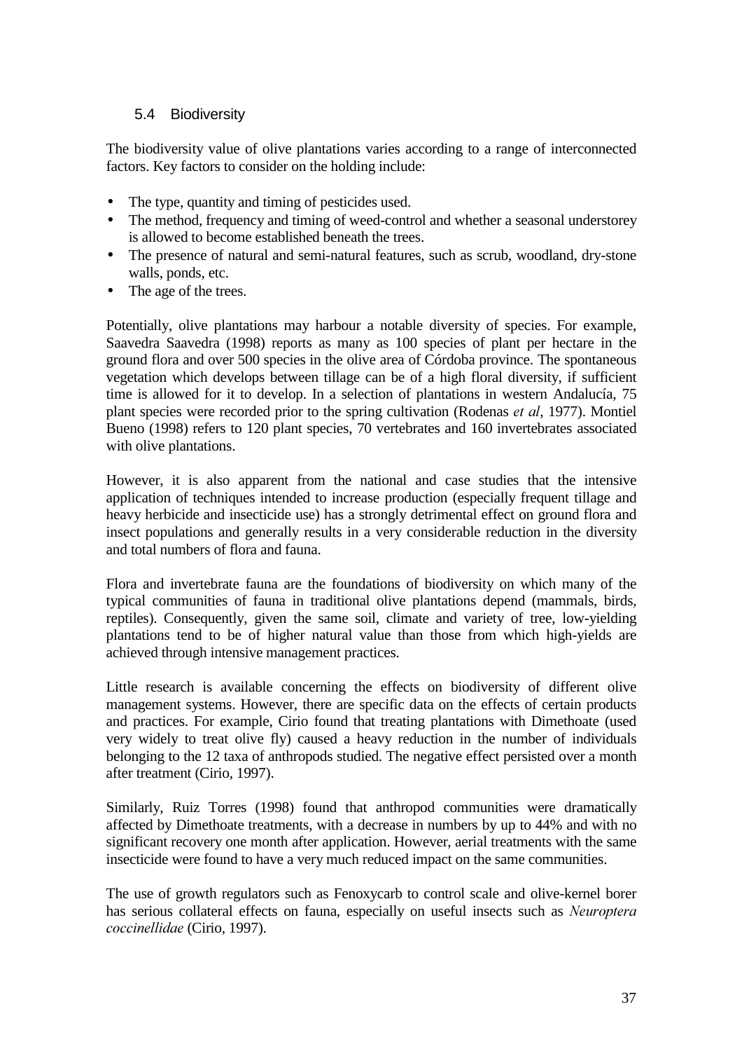### 5.4 Biodiversity

The biodiversity value of olive plantations varies according to a range of interconnected factors. Key factors to consider on the holding include:

- The type, quantity and timing of pesticides used.
- The method, frequency and timing of weed-control and whether a seasonal understorey is allowed to become established beneath the trees.
- The presence of natural and semi-natural features, such as scrub, woodland, dry-stone walls, ponds, etc.
- The age of the trees.

Potentially, olive plantations may harbour a notable diversity of species. For example, Saavedra Saavedra (1998) reports as many as 100 species of plant per hectare in the ground flora and over 500 species in the olive area of Córdoba province. The spontaneous vegetation which develops between tillage can be of a high floral diversity, if sufficient time is allowed for it to develop. In a selection of plantations in western Andalucía, 75 plant species were recorded prior to the spring cultivation (Rodenas *et al*, 1977). Montiel Bueno (1998) refers to 120 plant species, 70 vertebrates and 160 invertebrates associated with olive plantations.

However, it is also apparent from the national and case studies that the intensive application of techniques intended to increase production (especially frequent tillage and heavy herbicide and insecticide use) has a strongly detrimental effect on ground flora and insect populations and generally results in a very considerable reduction in the diversity and total numbers of flora and fauna.

Flora and invertebrate fauna are the foundations of biodiversity on which many of the typical communities of fauna in traditional olive plantations depend (mammals, birds, reptiles). Consequently, given the same soil, climate and variety of tree, low-yielding plantations tend to be of higher natural value than those from which high-yields are achieved through intensive management practices.

Little research is available concerning the effects on biodiversity of different olive management systems. However, there are specific data on the effects of certain products and practices. For example, Cirio found that treating plantations with Dimethoate (used very widely to treat olive fly) caused a heavy reduction in the number of individuals belonging to the 12 taxa of anthropods studied. The negative effect persisted over a month after treatment (Cirio, 1997).

Similarly, Ruiz Torres (1998) found that anthropod communities were dramatically affected by Dimethoate treatments, with a decrease in numbers by up to 44% and with no significant recovery one month after application. However, aerial treatments with the same insecticide were found to have a very much reduced impact on the same communities.

The use of growth regulators such as Fenoxycarb to control scale and olive-kernel borer has serious collateral effects on fauna, especially on useful insects such as *Neuroptera coccinellidae* (Cirio, 1997).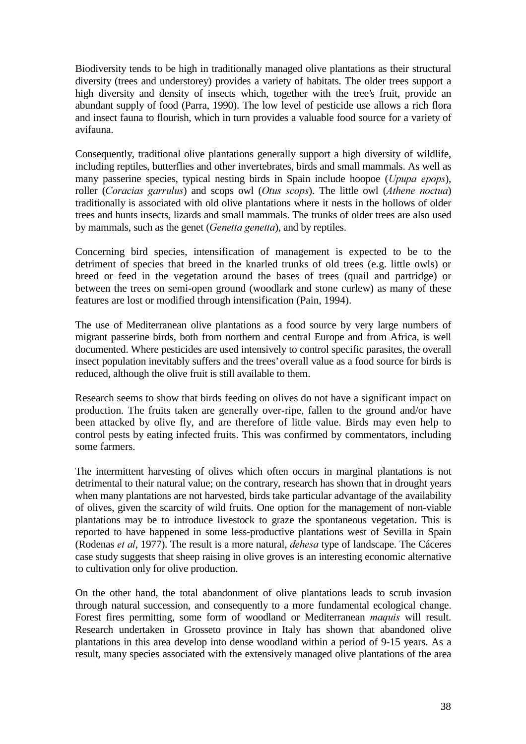Biodiversity tends to be high in traditionally managed olive plantations as their structural diversity (trees and understorey) provides a variety of habitats. The older trees support a high diversity and density of insects which, together with the tree's fruit, provide an abundant supply of food (Parra, 1990). The low level of pesticide use allows a rich flora and insect fauna to flourish, which in turn provides a valuable food source for a variety of avifauna.

Consequently, traditional olive plantations generally support a high diversity of wildlife, including reptiles, butterflies and other invertebrates, birds and small mammals. As well as many passerine species, typical nesting birds in Spain include hoopoe (*Upupa epops*), roller (*Coracias garrulus*) and scops owl (*Otus scops*). The little owl (*Athene noctua*) traditionally is associated with old olive plantations where it nests in the hollows of older trees and hunts insects, lizards and small mammals. The trunks of older trees are also used by mammals, such as the genet (*Genetta genetta*), and by reptiles.

Concerning bird species, intensification of management is expected to be to the detriment of species that breed in the knarled trunks of old trees (e.g. little owls) or breed or feed in the vegetation around the bases of trees (quail and partridge) or between the trees on semi-open ground (woodlark and stone curlew) as many of these features are lost or modified through intensification (Pain, 1994).

The use of Mediterranean olive plantations as a food source by very large numbers of migrant passerine birds, both from northern and central Europe and from Africa, is well documented. Where pesticides are used intensively to control specific parasites, the overall insect population inevitably suffers and the trees' overall value as a food source for birds is reduced, although the olive fruit is still available to them.

Research seems to show that birds feeding on olives do not have a significant impact on production. The fruits taken are generally over-ripe, fallen to the ground and/or have been attacked by olive fly, and are therefore of little value. Birds may even help to control pests by eating infected fruits. This was confirmed by commentators, including some farmers.

The intermittent harvesting of olives which often occurs in marginal plantations is not detrimental to their natural value; on the contrary, research has shown that in drought years when many plantations are not harvested, birds take particular advantage of the availability of olives, given the scarcity of wild fruits. One option for the management of non-viable plantations may be to introduce livestock to graze the spontaneous vegetation. This is reported to have happened in some less-productive plantations west of Sevilla in Spain (Rodenas *et al*, 1977). The result is a more natural, *dehesa* type of landscape. The Cáceres case study suggests that sheep raising in olive groves is an interesting economic alternative to cultivation only for olive production.

On the other hand, the total abandonment of olive plantations leads to scrub invasion through natural succession, and consequently to a more fundamental ecological change. Forest fires permitting, some form of woodland or Mediterranean *maquis* will result. Research undertaken in Grosseto province in Italy has shown that abandoned olive plantations in this area develop into dense woodland within a period of 9-15 years. As a result, many species associated with the extensively managed olive plantations of the area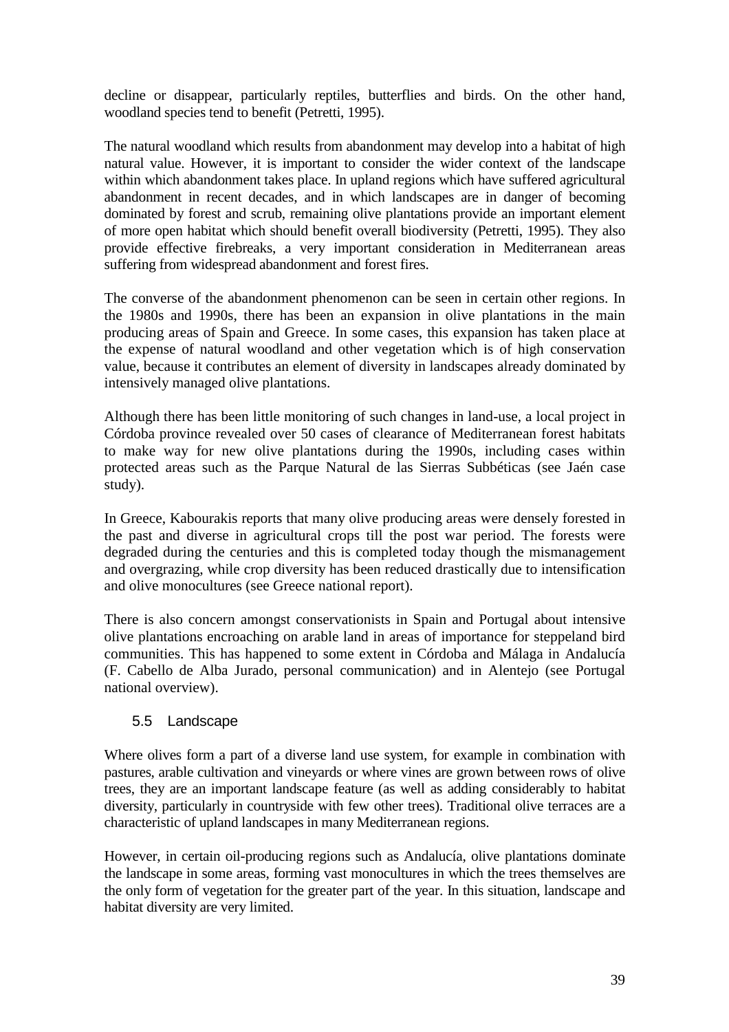decline or disappear, particularly reptiles, butterflies and birds. On the other hand, woodland species tend to benefit (Petretti, 1995).

The natural woodland which results from abandonment may develop into a habitat of high natural value. However, it is important to consider the wider context of the landscape within which abandonment takes place. In upland regions which have suffered agricultural abandonment in recent decades, and in which landscapes are in danger of becoming dominated by forest and scrub, remaining olive plantations provide an important element of more open habitat which should benefit overall biodiversity (Petretti, 1995). They also provide effective firebreaks, a very important consideration in Mediterranean areas suffering from widespread abandonment and forest fires.

The converse of the abandonment phenomenon can be seen in certain other regions. In the 1980s and 1990s, there has been an expansion in olive plantations in the main producing areas of Spain and Greece. In some cases, this expansion has taken place at the expense of natural woodland and other vegetation which is of high conservation value, because it contributes an element of diversity in landscapes already dominated by intensively managed olive plantations.

Although there has been little monitoring of such changes in land-use, a local project in Córdoba province revealed over 50 cases of clearance of Mediterranean forest habitats to make way for new olive plantations during the 1990s, including cases within protected areas such as the Parque Natural de las Sierras Subbéticas (see Jaén case study).

In Greece, Kabourakis reports that many olive producing areas were densely forested in the past and diverse in agricultural crops till the post war period. The forests were degraded during the centuries and this is completed today though the mismanagement and overgrazing, while crop diversity has been reduced drastically due to intensification and olive monocultures (see Greece national report).

There is also concern amongst conservationists in Spain and Portugal about intensive olive plantations encroaching on arable land in areas of importance for steppeland bird communities. This has happened to some extent in Córdoba and Málaga in Andalucía (F. Cabello de Alba Jurado, personal communication) and in Alentejo (see Portugal national overview).

### 5.5 Landscape

Where olives form a part of a diverse land use system, for example in combination with pastures, arable cultivation and vineyards or where vines are grown between rows of olive trees, they are an important landscape feature (as well as adding considerably to habitat diversity, particularly in countryside with few other trees). Traditional olive terraces are a characteristic of upland landscapes in many Mediterranean regions.

However, in certain oil-producing regions such as Andalucía, olive plantations dominate the landscape in some areas, forming vast monocultures in which the trees themselves are the only form of vegetation for the greater part of the year. In this situation, landscape and habitat diversity are very limited.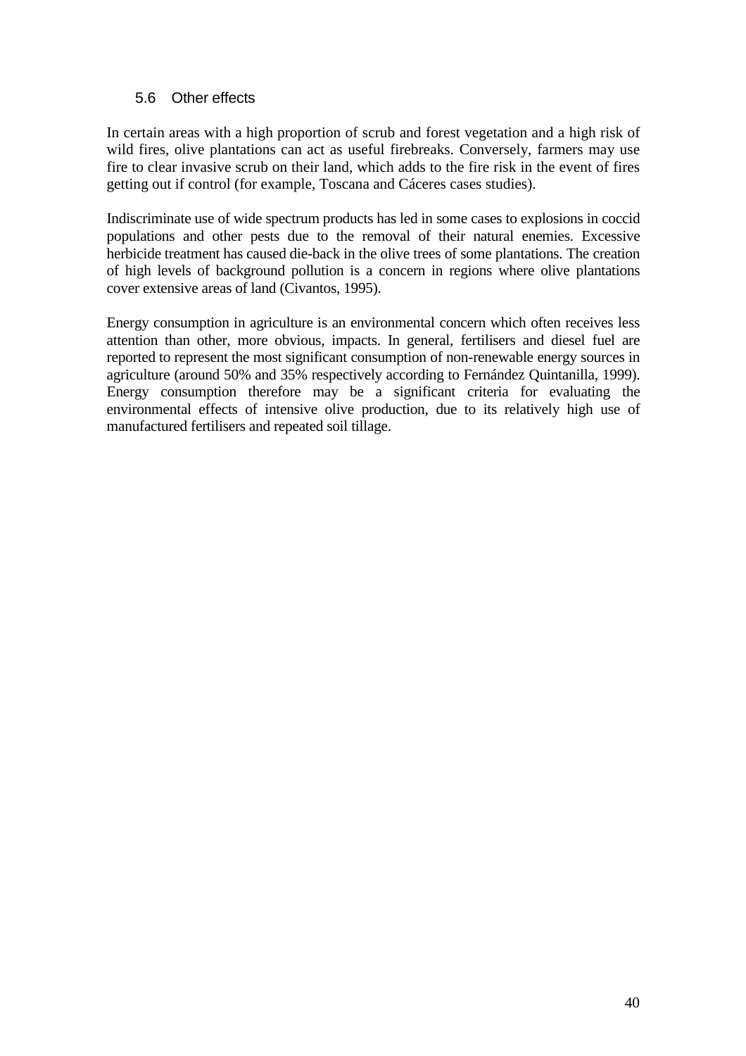## 5.6 Other effects

In certain areas with a high proportion of scrub and forest vegetation and a high risk of wild fires, olive plantations can act as useful firebreaks. Conversely, farmers may use fire to clear invasive scrub on their land, which adds to the fire risk in the event of fires getting out if control (for example, Toscana and Cáceres cases studies).

Indiscriminate use of wide spectrum products has led in some cases to explosions in coccid populations and other pests due to the removal of their natural enemies. Excessive herbicide treatment has caused die-back in the olive trees of some plantations. The creation of high levels of background pollution is a concern in regions where olive plantations cover extensive areas of land (Civantos, 1995).

Energy consumption in agriculture is an environmental concern which often receives less attention than other, more obvious, impacts. In general, fertilisers and diesel fuel are reported to represent the most significant consumption of non-renewable energy sources in agriculture (around 50% and 35% respectively according to Fernández Quintanilla, 1999). Energy consumption therefore may be a significant criteria for evaluating the environmental effects of intensive olive production, due to its relatively high use of manufactured fertilisers and repeated soil tillage.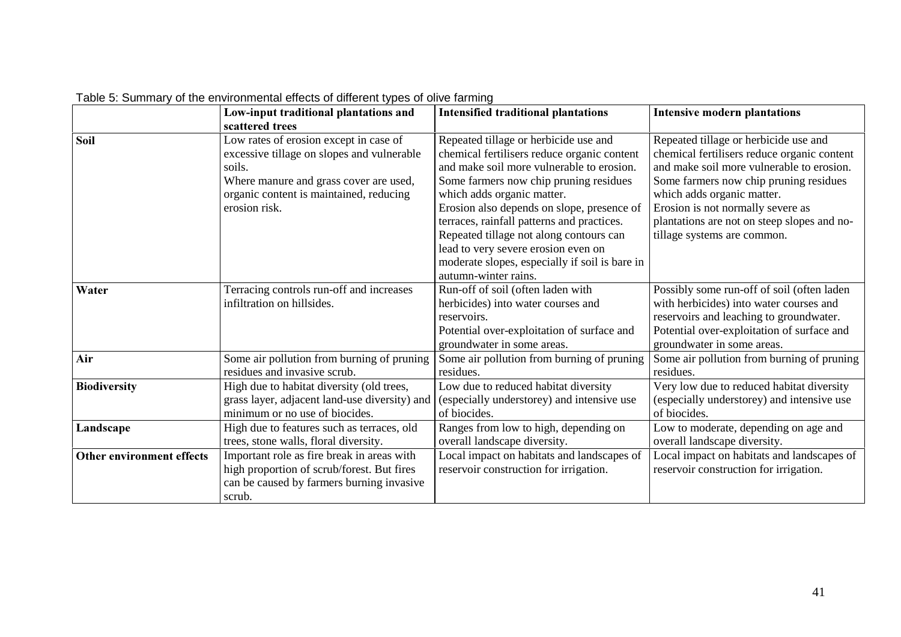Table 5: Summary of the environmental effects of different types of olive farming

| | **Low-input traditional plantations and scattered trees** | **Intensified traditional plantations** | **Intensive modern plantations** |
|---|---|---|---|
| **Soil** | Low rates of erosion except in case of excessive tillage on slopes and vulnerable soils. Where manure and grass cover are used, organic content is maintained, reducing erosion risk. | Repeated tillage or herbicide use and chemical fertilisers reduce organic content and make soil more vulnerable to erosion. Some farmers now chip pruning residues which adds organic matter. Erosion also depends on slope, presence of terraces, rainfall patterns and practices. Repeated tillage not along contours can lead to very severe erosion even on moderate slopes, especially if soil is bare in autumn-winter rains. | Repeated tillage or herbicide use and chemical fertilisers reduce organic content and make soil more vulnerable to erosion. Some farmers now chip pruning residues which adds organic matter. Erosion is not normally severe as plantations are not on steep slopes and no-tillage systems are common. |
| **Water** | Terracing controls run-off and increases infiltration on hillsides. | Run-off of soil (often laden with herbicides) into water courses and reservoirs. Potential over-exploitation of surface and groundwater in some areas. | Possibly some run-off of soil (often laden with herbicides) into water courses and reservoirs and leaching to groundwater. Potential over-exploitation of surface and groundwater in some areas. |
| **Air** | Some air pollution from burning of pruning residues and invasive scrub. | Some air pollution from burning of pruning residues. | Some air pollution from burning of pruning residues. |
| **Biodiversity** | High due to habitat diversity (old trees, grass layer, adjacent land-use diversity) and minimum or no use of biocides. | Low due to reduced habitat diversity (especially understorey) and intensive use of biocides. | Very low due to reduced habitat diversity (especially understorey) and intensive use of biocides. |
| **Landscape** | High due to features such as terraces, old trees, stone walls, floral diversity. | Ranges from low to high, depending on overall landscape diversity. | Low to moderate, depending on age and overall landscape diversity. |
| **Other environment effects** | Important role as fire break in areas with high proportion of scrub/forest. But fires can be caused by farmers burning invasive scrub. | Local impact on habitats and landscapes of reservoir construction for irrigation. | Local impact on habitats and landscapes of reservoir construction for irrigation. |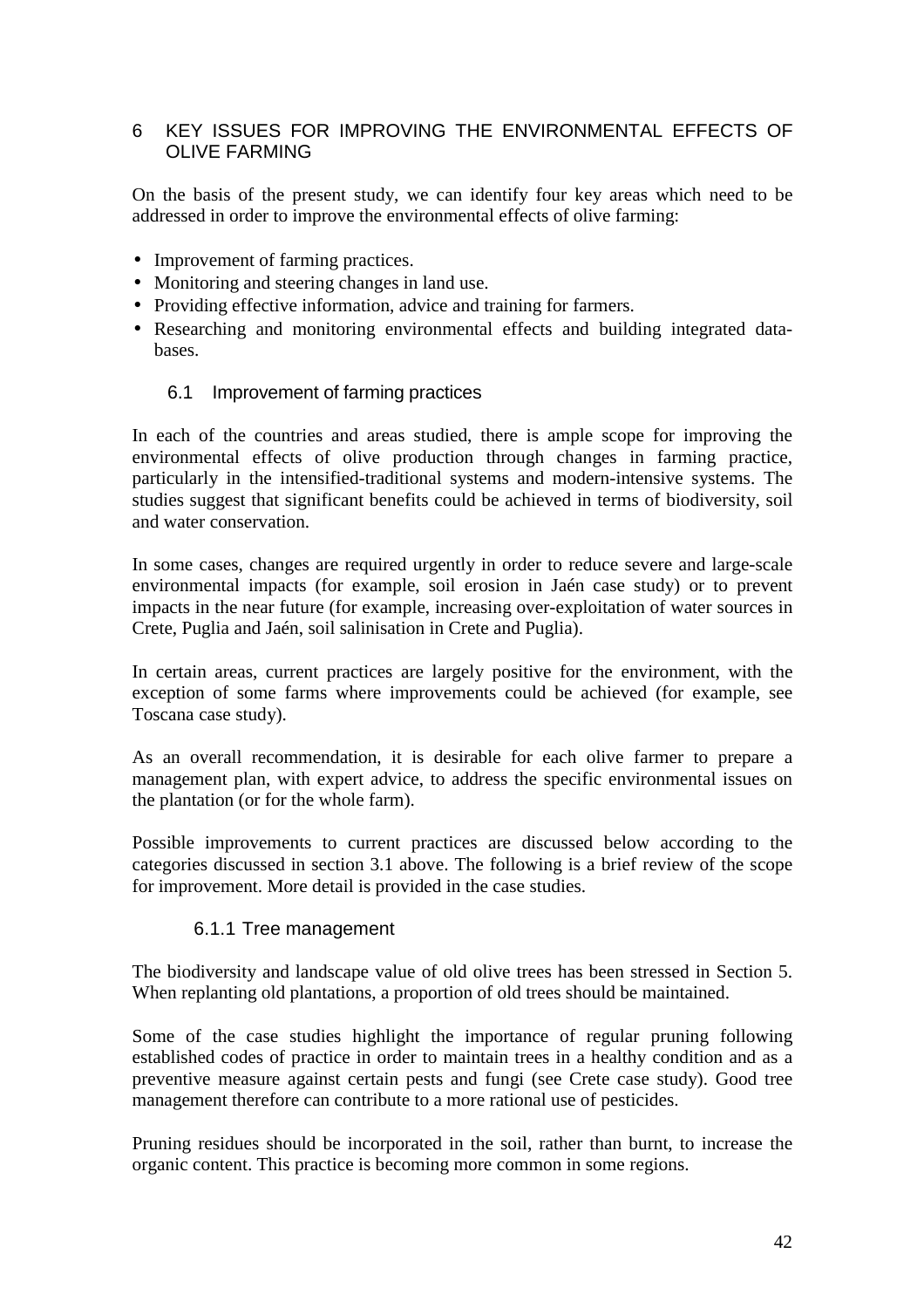# 6 KEY ISSUES FOR IMPROVING THE ENVIRONMENTAL EFFECTS OF OLIVE FARMING

On the basis of the present study, we can identify four key areas which need to be addressed in order to improve the environmental effects of olive farming:

- Improvement of farming practices.
- Monitoring and steering changes in land use.
- Providing effective information, advice and training for farmers.
- Researching and monitoring environmental effects and building integrated data-bases.

## 6.1 Improvement of farming practices

In each of the countries and areas studied, there is ample scope for improving the environmental effects of olive production through changes in farming practice, particularly in the intensified-traditional systems and modern-intensive systems. The studies suggest that significant benefits could be achieved in terms of biodiversity, soil and water conservation.

In some cases, changes are required urgently in order to reduce severe and large-scale environmental impacts (for example, soil erosion in Jaén case study) or to prevent impacts in the near future (for example, increasing over-exploitation of water sources in Crete, Puglia and Jaén, soil salinisation in Crete and Puglia).

In certain areas, current practices are largely positive for the environment, with the exception of some farms where improvements could be achieved (for example, see Toscana case study).

As an overall recommendation, it is desirable for each olive farmer to prepare a management plan, with expert advice, to address the specific environmental issues on the plantation (or for the whole farm).

Possible improvements to current practices are discussed below according to the categories discussed in section 3.1 above. The following is a brief review of the scope for improvement. More detail is provided in the case studies.

### 6.1.1 Tree management

The biodiversity and landscape value of old olive trees has been stressed in Section 5. When replanting old plantations, a proportion of old trees should be maintained.

Some of the case studies highlight the importance of regular pruning following established codes of practice in order to maintain trees in a healthy condition and as a preventive measure against certain pests and fungi (see Crete case study). Good tree management therefore can contribute to a more rational use of pesticides.

Pruning residues should be incorporated in the soil, rather than burnt, to increase the organic content. This practice is becoming more common in some regions.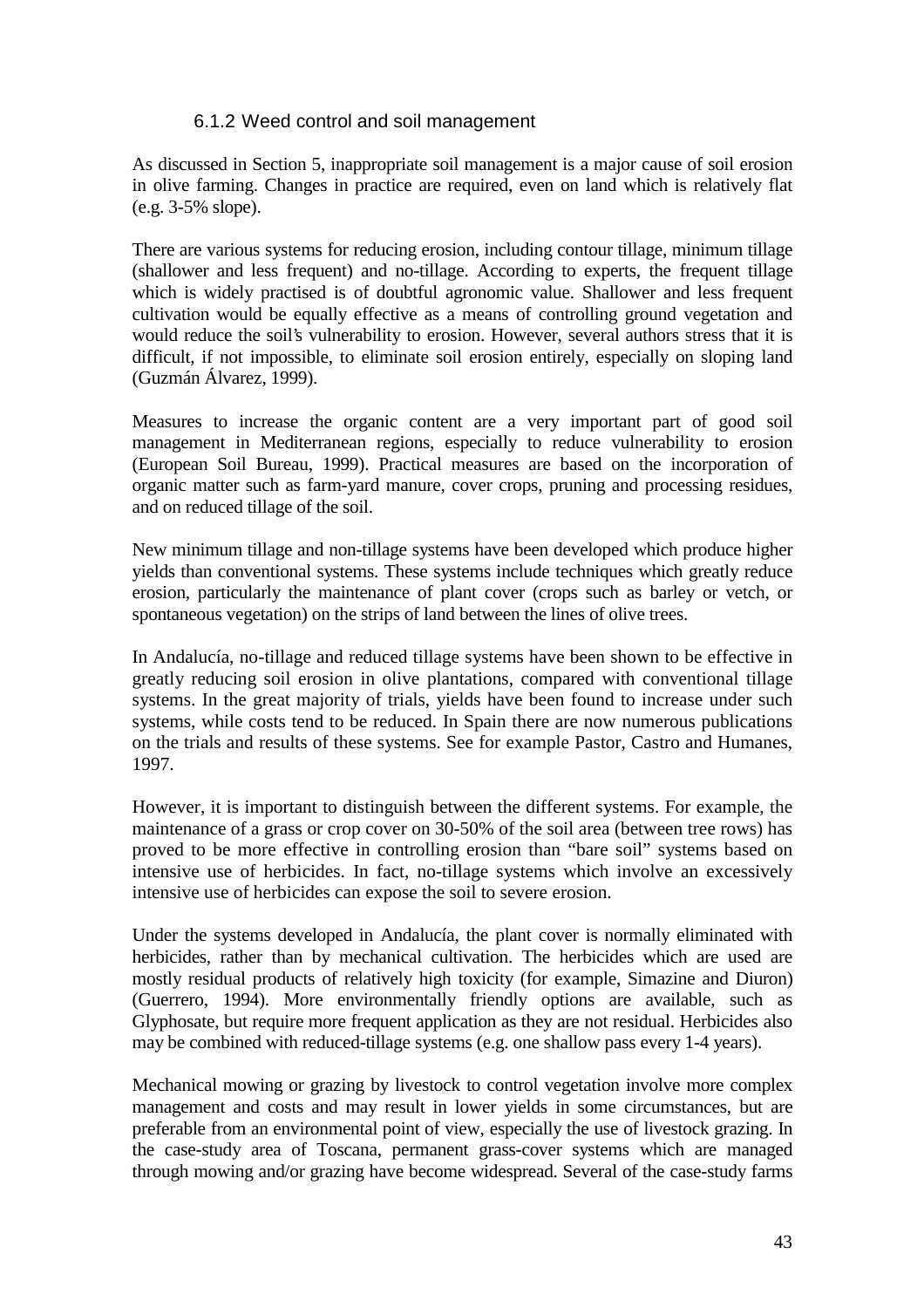### 6.1.2 Weed control and soil management

As discussed in Section 5, inappropriate soil management is a major cause of soil erosion in olive farming. Changes in practice are required, even on land which is relatively flat (e.g. 3-5% slope).

There are various systems for reducing erosion, including contour tillage, minimum tillage (shallower and less frequent) and no-tillage. According to experts, the frequent tillage which is widely practised is of doubtful agronomic value. Shallower and less frequent cultivation would be equally effective as a means of controlling ground vegetation and would reduce the soil's vulnerability to erosion. However, several authors stress that it is difficult, if not impossible, to eliminate soil erosion entirely, especially on sloping land (Guzmán Álvarez, 1999).

Measures to increase the organic content are a very important part of good soil management in Mediterranean regions, especially to reduce vulnerability to erosion (European Soil Bureau, 1999). Practical measures are based on the incorporation of organic matter such as farm-yard manure, cover crops, pruning and processing residues, and on reduced tillage of the soil.

New minimum tillage and non-tillage systems have been developed which produce higher yields than conventional systems. These systems include techniques which greatly reduce erosion, particularly the maintenance of plant cover (crops such as barley or vetch, or spontaneous vegetation) on the strips of land between the lines of olive trees.

In Andalucía, no-tillage and reduced tillage systems have been shown to be effective in greatly reducing soil erosion in olive plantations, compared with conventional tillage systems. In the great majority of trials, yields have been found to increase under such systems, while costs tend to be reduced. In Spain there are now numerous publications on the trials and results of these systems. See for example Pastor, Castro and Humanes, 1997.

However, it is important to distinguish between the different systems. For example, the maintenance of a grass or crop cover on 30-50% of the soil area (between tree rows) has proved to be more effective in controlling erosion than "bare soil" systems based on intensive use of herbicides. In fact, no-tillage systems which involve an excessively intensive use of herbicides can expose the soil to severe erosion.

Under the systems developed in Andalucía, the plant cover is normally eliminated with herbicides, rather than by mechanical cultivation. The herbicides which are used are mostly residual products of relatively high toxicity (for example, Simazine and Diuron) (Guerrero, 1994). More environmentally friendly options are available, such as Glyphosate, but require more frequent application as they are not residual. Herbicides also may be combined with reduced-tillage systems (e.g. one shallow pass every 1-4 years).

Mechanical mowing or grazing by livestock to control vegetation involve more complex management and costs and may result in lower yields in some circumstances, but are preferable from an environmental point of view, especially the use of livestock grazing. In the case-study area of Toscana, permanent grass-cover systems which are managed through mowing and/or grazing have become widespread. Several of the case-study farms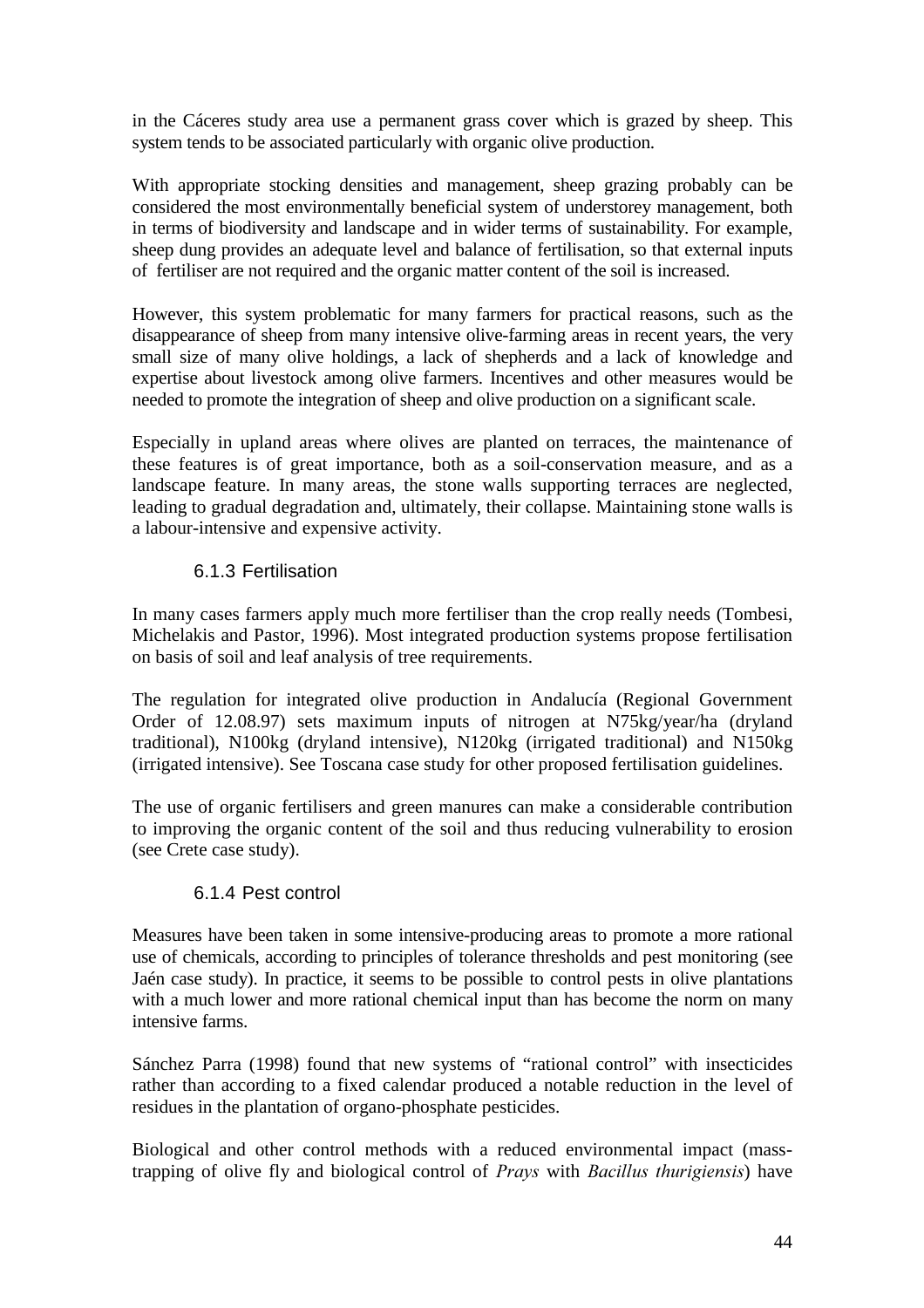in the Cáceres study area use a permanent grass cover which is grazed by sheep. This system tends to be associated particularly with organic olive production.

With appropriate stocking densities and management, sheep grazing probably can be considered the most environmentally beneficial system of understorey management, both in terms of biodiversity and landscape and in wider terms of sustainability. For example, sheep dung provides an adequate level and balance of fertilisation, so that external inputs of fertiliser are not required and the organic matter content of the soil is increased.

However, this system problematic for many farmers for practical reasons, such as the disappearance of sheep from many intensive olive-farming areas in recent years, the very small size of many olive holdings, a lack of shepherds and a lack of knowledge and expertise about livestock among olive farmers. Incentives and other measures would be needed to promote the integration of sheep and olive production on a significant scale.

Especially in upland areas where olives are planted on terraces, the maintenance of these features is of great importance, both as a soil-conservation measure, and as a landscape feature. In many areas, the stone walls supporting terraces are neglected, leading to gradual degradation and, ultimately, their collapse. Maintaining stone walls is a labour-intensive and expensive activity.

### 6.1.3 Fertilisation

In many cases farmers apply much more fertiliser than the crop really needs (Tombesi, Michelakis and Pastor, 1996). Most integrated production systems propose fertilisation on basis of soil and leaf analysis of tree requirements.

The regulation for integrated olive production in Andalucía (Regional Government Order of 12.08.97) sets maximum inputs of nitrogen at N75kg/year/ha (dryland traditional), N100kg (dryland intensive), N120kg (irrigated traditional) and N150kg (irrigated intensive). See Toscana case study for other proposed fertilisation guidelines.

The use of organic fertilisers and green manures can make a considerable contribution to improving the organic content of the soil and thus reducing vulnerability to erosion (see Crete case study).

### 6.1.4 Pest control

Measures have been taken in some intensive-producing areas to promote a more rational use of chemicals, according to principles of tolerance thresholds and pest monitoring (see Jaén case study). In practice, it seems to be possible to control pests in olive plantations with a much lower and more rational chemical input than has become the norm on many intensive farms.

Sánchez Parra (1998) found that new systems of "rational control" with insecticides rather than according to a fixed calendar produced a notable reduction in the level of residues in the plantation of organo-phosphate pesticides.

Biological and other control methods with a reduced environmental impact (mass-trapping of olive fly and biological control of *Prays* with *Bacillus thurigiensis*) have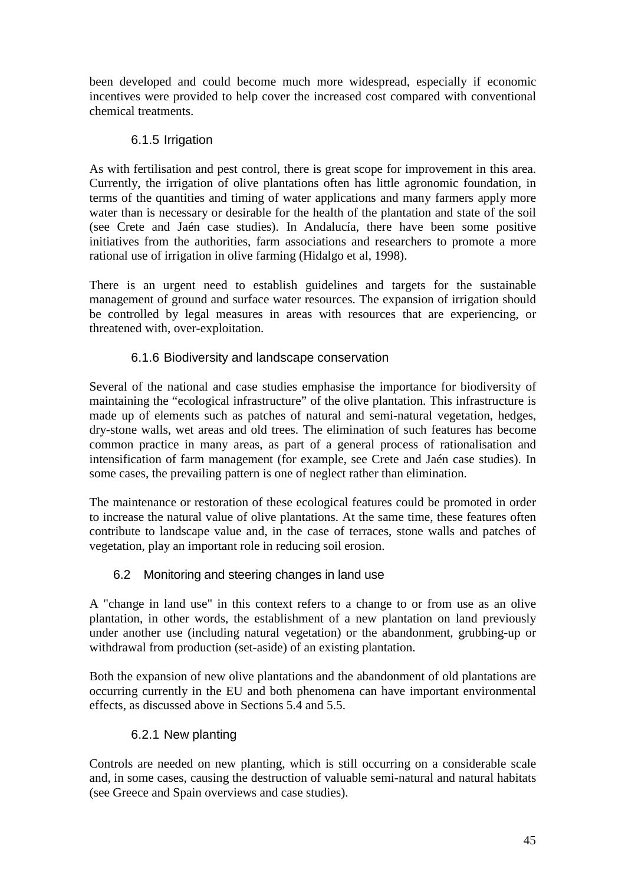been developed and could become much more widespread, especially if economic incentives were provided to help cover the increased cost compared with conventional chemical treatments.

### 6.1.5 Irrigation

As with fertilisation and pest control, there is great scope for improvement in this area. Currently, the irrigation of olive plantations often has little agronomic foundation, in terms of the quantities and timing of water applications and many farmers apply more water than is necessary or desirable for the health of the plantation and state of the soil (see Crete and Jaén case studies). In Andalucía, there have been some positive initiatives from the authorities, farm associations and researchers to promote a more rational use of irrigation in olive farming (Hidalgo et al, 1998).

There is an urgent need to establish guidelines and targets for the sustainable management of ground and surface water resources. The expansion of irrigation should be controlled by legal measures in areas with resources that are experiencing, or threatened with, over-exploitation.

### 6.1.6 Biodiversity and landscape conservation

Several of the national and case studies emphasise the importance for biodiversity of maintaining the "ecological infrastructure" of the olive plantation. This infrastructure is made up of elements such as patches of natural and semi-natural vegetation, hedges, dry-stone walls, wet areas and old trees. The elimination of such features has become common practice in many areas, as part of a general process of rationalisation and intensification of farm management (for example, see Crete and Jaén case studies). In some cases, the prevailing pattern is one of neglect rather than elimination.

The maintenance or restoration of these ecological features could be promoted in order to increase the natural value of olive plantations. At the same time, these features often contribute to landscape value and, in the case of terraces, stone walls and patches of vegetation, play an important role in reducing soil erosion.

## 6.2 Monitoring and steering changes in land use

A "change in land use" in this context refers to a change to or from use as an olive plantation, in other words, the establishment of a new plantation on land previously under another use (including natural vegetation) or the abandonment, grubbing-up or withdrawal from production (set-aside) of an existing plantation.

Both the expansion of new olive plantations and the abandonment of old plantations are occurring currently in the EU and both phenomena can have important environmental effects, as discussed above in Sections 5.4 and 5.5.

### 6.2.1 New planting

Controls are needed on new planting, which is still occurring on a considerable scale and, in some cases, causing the destruction of valuable semi-natural and natural habitats (see Greece and Spain overviews and case studies).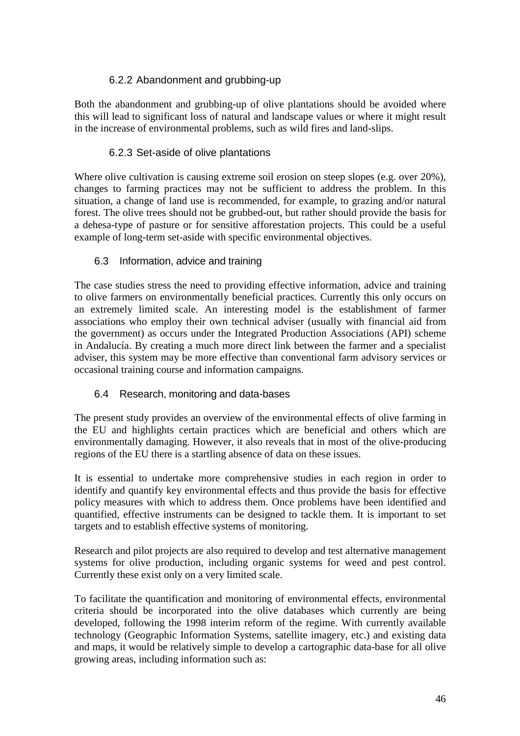#### 6.2.2 Abandonment and grubbing-up

Both the abandonment and grubbing-up of olive plantations should be avoided where this will lead to significant loss of natural and landscape values or where it might result in the increase of environmental problems, such as wild fires and land-slips.

#### 6.2.3 Set-aside of olive plantations

Where olive cultivation is causing extreme soil erosion on steep slopes (e.g. over 20%), changes to farming practices may not be sufficient to address the problem. In this situation, a change of land use is recommended, for example, to grazing and/or natural forest. The olive trees should not be grubbed-out, but rather should provide the basis for a dehesa-type of pasture or for sensitive afforestation projects. This could be a useful example of long-term set-aside with specific environmental objectives.

### 6.3 Information, advice and training

The case studies stress the need to providing effective information, advice and training to olive farmers on environmentally beneficial practices. Currently this only occurs on an extremely limited scale. An interesting model is the establishment of farmer associations who employ their own technical adviser (usually with financial aid from the government) as occurs under the Integrated Production Associations (API) scheme in Andalucía. By creating a much more direct link between the farmer and a specialist adviser, this system may be more effective than conventional farm advisory services or occasional training course and information campaigns.

### 6.4 Research, monitoring and data-bases

The present study provides an overview of the environmental effects of olive farming in the EU and highlights certain practices which are beneficial and others which are environmentally damaging. However, it also reveals that in most of the olive-producing regions of the EU there is a startling absence of data on these issues.

It is essential to undertake more comprehensive studies in each region in order to identify and quantify key environmental effects and thus provide the basis for effective policy measures with which to address them. Once problems have been identified and quantified, effective instruments can be designed to tackle them. It is important to set targets and to establish effective systems of monitoring.

Research and pilot projects are also required to develop and test alternative management systems for olive production, including organic systems for weed and pest control. Currently these exist only on a very limited scale.

To facilitate the quantification and monitoring of environmental effects, environmental criteria should be incorporated into the olive databases which currently are being developed, following the 1998 interim reform of the regime. With currently available technology (Geographic Information Systems, satellite imagery, etc.) and existing data and maps, it would be relatively simple to develop a cartographic data-base for all olive growing areas, including information such as: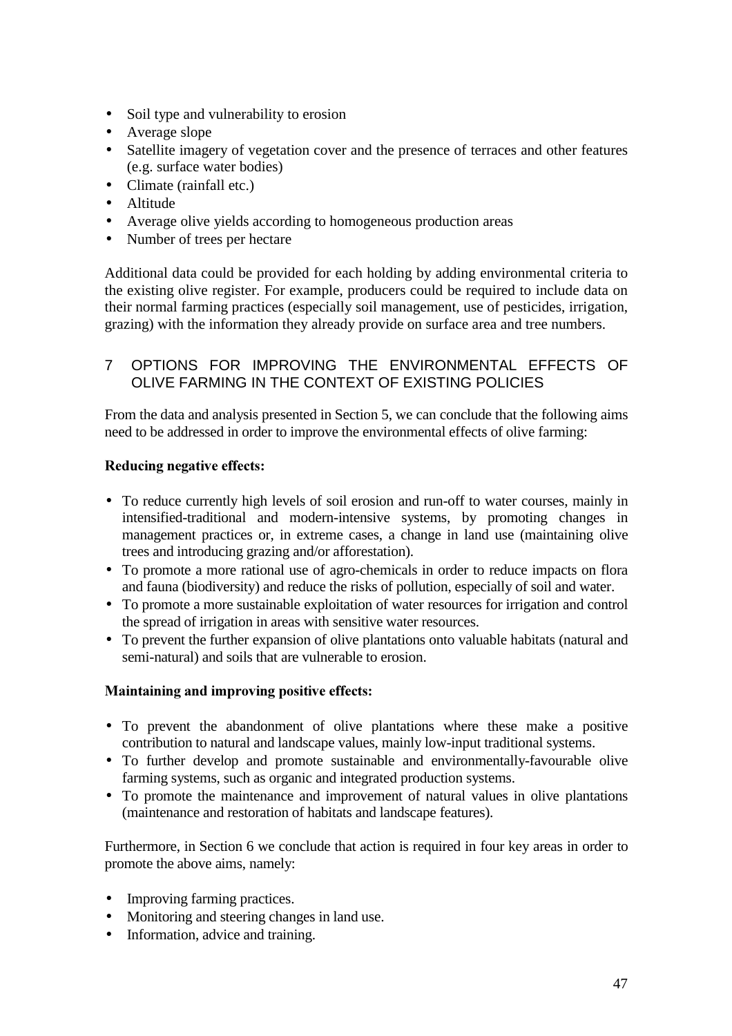- Soil type and vulnerability to erosion
- Average slope
- Satellite imagery of vegetation cover and the presence of terraces and other features (e.g. surface water bodies)
- Climate (rainfall etc.)
- Altitude
- Average olive yields according to homogeneous production areas
- Number of trees per hectare

Additional data could be provided for each holding by adding environmental criteria to the existing olive register. For example, producers could be required to include data on their normal farming practices (especially soil management, use of pesticides, irrigation, grazing) with the information they already provide on surface area and tree numbers.

# 7 OPTIONS FOR IMPROVING THE ENVIRONMENTAL EFFECTS OF OLIVE FARMING IN THE CONTEXT OF EXISTING POLICIES

From the data and analysis presented in Section 5, we can conclude that the following aims need to be addressed in order to improve the environmental effects of olive farming:

**Reducing negative effects:**

- To reduce currently high levels of soil erosion and run-off to water courses, mainly in intensified-traditional and modern-intensive systems, by promoting changes in management practices or, in extreme cases, a change in land use (maintaining olive trees and introducing grazing and/or afforestation).
- To promote a more rational use of agro-chemicals in order to reduce impacts on flora and fauna (biodiversity) and reduce the risks of pollution, especially of soil and water.
- To promote a more sustainable exploitation of water resources for irrigation and control the spread of irrigation in areas with sensitive water resources.
- To prevent the further expansion of olive plantations onto valuable habitats (natural and semi-natural) and soils that are vulnerable to erosion.

**Maintaining and improving positive effects:**

- To prevent the abandonment of olive plantations where these make a positive contribution to natural and landscape values, mainly low-input traditional systems.
- To further develop and promote sustainable and environmentally-favourable olive farming systems, such as organic and integrated production systems.
- To promote the maintenance and improvement of natural values in olive plantations (maintenance and restoration of habitats and landscape features).

Furthermore, in Section 6 we conclude that action is required in four key areas in order to promote the above aims, namely:

- Improving farming practices.
- Monitoring and steering changes in land use.
- Information, advice and training.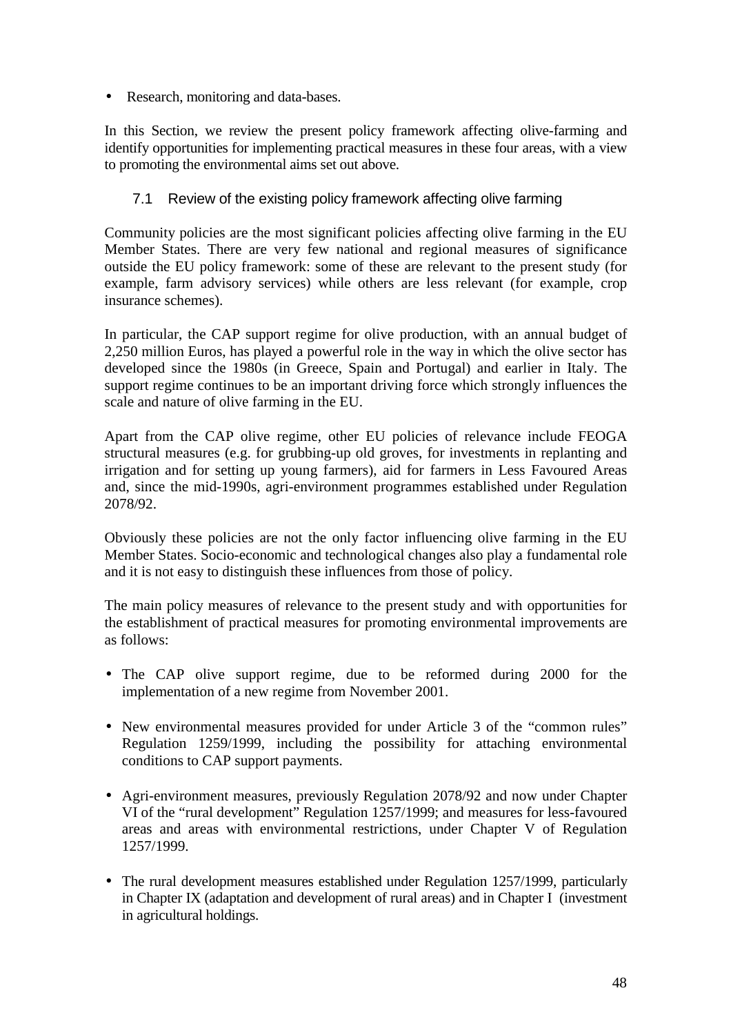- Research, monitoring and data-bases.

In this Section, we review the present policy framework affecting olive-farming and identify opportunities for implementing practical measures in these four areas, with a view to promoting the environmental aims set out above.

## 7.1 Review of the existing policy framework affecting olive farming

Community policies are the most significant policies affecting olive farming in the EU Member States. There are very few national and regional measures of significance outside the EU policy framework: some of these are relevant to the present study (for example, farm advisory services) while others are less relevant (for example, crop insurance schemes).

In particular, the CAP support regime for olive production, with an annual budget of 2,250 million Euros, has played a powerful role in the way in which the olive sector has developed since the 1980s (in Greece, Spain and Portugal) and earlier in Italy. The support regime continues to be an important driving force which strongly influences the scale and nature of olive farming in the EU.

Apart from the CAP olive regime, other EU policies of relevance include FEOGA structural measures (e.g. for grubbing-up old groves, for investments in replanting and irrigation and for setting up young farmers), aid for farmers in Less Favoured Areas and, since the mid-1990s, agri-environment programmes established under Regulation 2078/92.

Obviously these policies are not the only factor influencing olive farming in the EU Member States. Socio-economic and technological changes also play a fundamental role and it is not easy to distinguish these influences from those of policy.

The main policy measures of relevance to the present study and with opportunities for the establishment of practical measures for promoting environmental improvements are as follows:

- The CAP olive support regime, due to be reformed during 2000 for the implementation of a new regime from November 2001.
- New environmental measures provided for under Article 3 of the "common rules" Regulation 1259/1999, including the possibility for attaching environmental conditions to CAP support payments.
- Agri-environment measures, previously Regulation 2078/92 and now under Chapter VI of the "rural development" Regulation 1257/1999; and measures for less-favoured areas and areas with environmental restrictions, under Chapter V of Regulation 1257/1999.
- The rural development measures established under Regulation 1257/1999, particularly in Chapter IX (adaptation and development of rural areas) and in Chapter I (investment in agricultural holdings.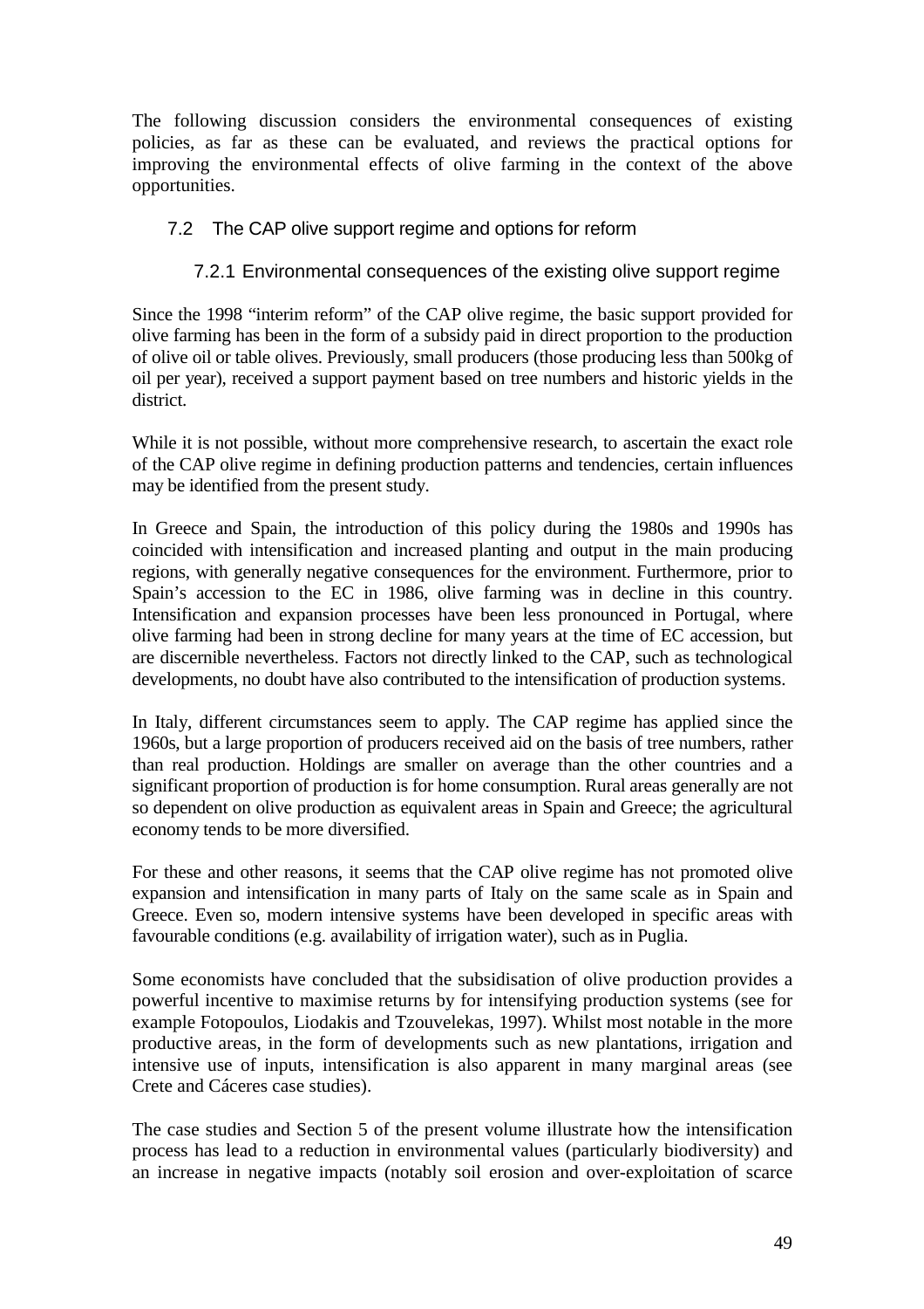The following discussion considers the environmental consequences of existing policies, as far as these can be evaluated, and reviews the practical options for improving the environmental effects of olive farming in the context of the above opportunities.

## 7.2 The CAP olive support regime and options for reform

### 7.2.1 Environmental consequences of the existing olive support regime

Since the 1998 "interim reform" of the CAP olive regime, the basic support provided for olive farming has been in the form of a subsidy paid in direct proportion to the production of olive oil or table olives. Previously, small producers (those producing less than 500kg of oil per year), received a support payment based on tree numbers and historic yields in the district.

While it is not possible, without more comprehensive research, to ascertain the exact role of the CAP olive regime in defining production patterns and tendencies, certain influences may be identified from the present study.

In Greece and Spain, the introduction of this policy during the 1980s and 1990s has coincided with intensification and increased planting and output in the main producing regions, with generally negative consequences for the environment. Furthermore, prior to Spain's accession to the EC in 1986, olive farming was in decline in this country. Intensification and expansion processes have been less pronounced in Portugal, where olive farming had been in strong decline for many years at the time of EC accession, but are discernible nevertheless. Factors not directly linked to the CAP, such as technological developments, no doubt have also contributed to the intensification of production systems.

In Italy, different circumstances seem to apply. The CAP regime has applied since the 1960s, but a large proportion of producers received aid on the basis of tree numbers, rather than real production. Holdings are smaller on average than the other countries and a significant proportion of production is for home consumption. Rural areas generally are not so dependent on olive production as equivalent areas in Spain and Greece; the agricultural economy tends to be more diversified.

For these and other reasons, it seems that the CAP olive regime has not promoted olive expansion and intensification in many parts of Italy on the same scale as in Spain and Greece. Even so, modern intensive systems have been developed in specific areas with favourable conditions (e.g. availability of irrigation water), such as in Puglia.

Some economists have concluded that the subsidisation of olive production provides a powerful incentive to maximise returns by for intensifying production systems (see for example Fotopoulos, Liodakis and Tzouvelekas, 1997). Whilst most notable in the more productive areas, in the form of developments such as new plantations, irrigation and intensive use of inputs, intensification is also apparent in many marginal areas (see Crete and Cáceres case studies).

The case studies and Section 5 of the present volume illustrate how the intensification process has lead to a reduction in environmental values (particularly biodiversity) and an increase in negative impacts (notably soil erosion and over-exploitation of scarce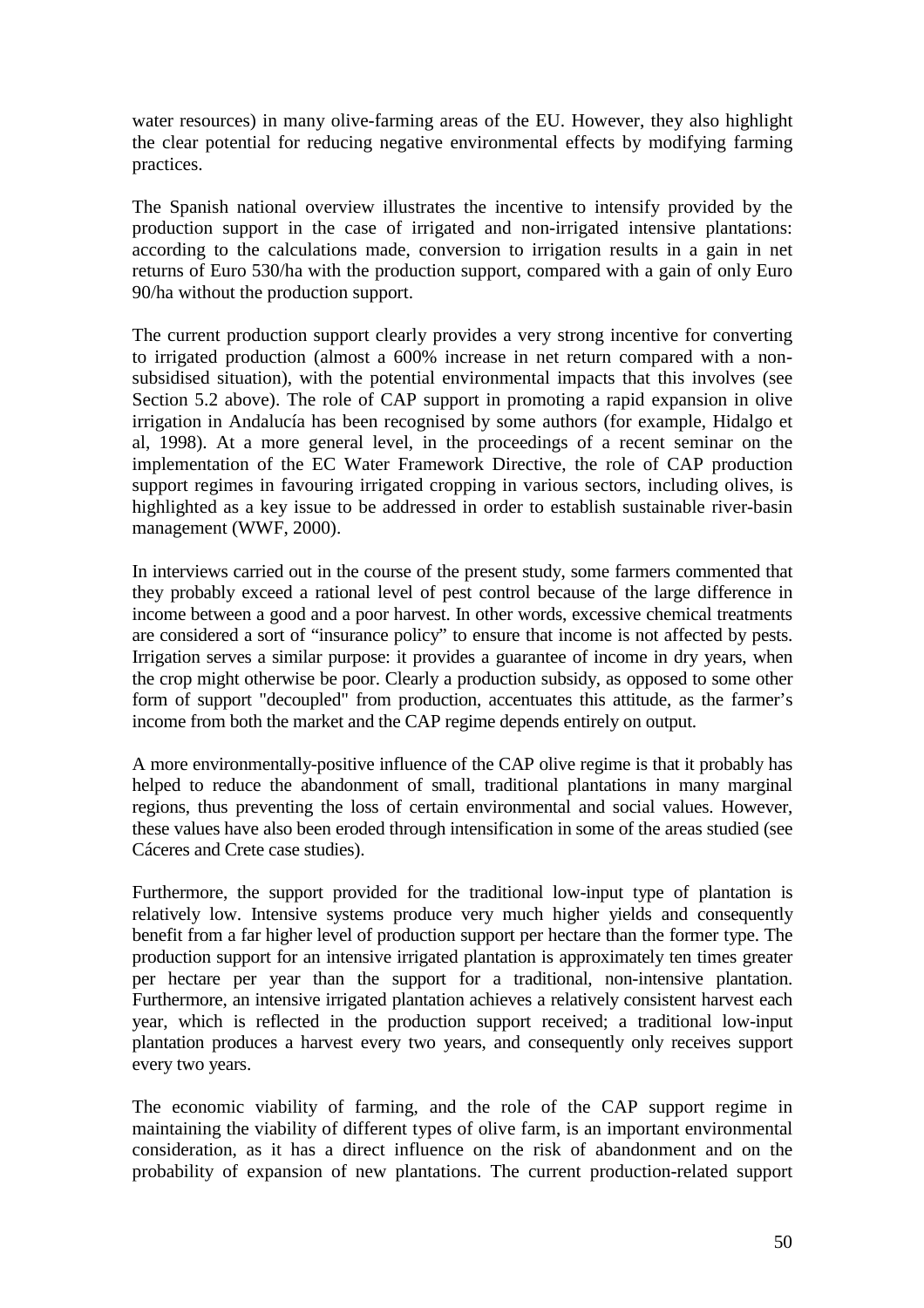water resources) in many olive-farming areas of the EU. However, they also highlight the clear potential for reducing negative environmental effects by modifying farming practices.

The Spanish national overview illustrates the incentive to intensify provided by the production support in the case of irrigated and non-irrigated intensive plantations: according to the calculations made, conversion to irrigation results in a gain in net returns of Euro 530/ha with the production support, compared with a gain of only Euro 90/ha without the production support.

The current production support clearly provides a very strong incentive for converting to irrigated production (almost a 600% increase in net return compared with a non-subsidised situation), with the potential environmental impacts that this involves (see Section 5.2 above). The role of CAP support in promoting a rapid expansion in olive irrigation in Andalucía has been recognised by some authors (for example, Hidalgo et al, 1998). At a more general level, in the proceedings of a recent seminar on the implementation of the EC Water Framework Directive, the role of CAP production support regimes in favouring irrigated cropping in various sectors, including olives, is highlighted as a key issue to be addressed in order to establish sustainable river-basin management (WWF, 2000).

In interviews carried out in the course of the present study, some farmers commented that they probably exceed a rational level of pest control because of the large difference in income between a good and a poor harvest. In other words, excessive chemical treatments are considered a sort of "insurance policy" to ensure that income is not affected by pests. Irrigation serves a similar purpose: it provides a guarantee of income in dry years, when the crop might otherwise be poor. Clearly a production subsidy, as opposed to some other form of support "decoupled" from production, accentuates this attitude, as the farmer's income from both the market and the CAP regime depends entirely on output.

A more environmentally-positive influence of the CAP olive regime is that it probably has helped to reduce the abandonment of small, traditional plantations in many marginal regions, thus preventing the loss of certain environmental and social values. However, these values have also been eroded through intensification in some of the areas studied (see Cáceres and Crete case studies).

Furthermore, the support provided for the traditional low-input type of plantation is relatively low. Intensive systems produce very much higher yields and consequently benefit from a far higher level of production support per hectare than the former type. The production support for an intensive irrigated plantation is approximately ten times greater per hectare per year than the support for a traditional, non-intensive plantation. Furthermore, an intensive irrigated plantation achieves a relatively consistent harvest each year, which is reflected in the production support received; a traditional low-input plantation produces a harvest every two years, and consequently only receives support every two years.

The economic viability of farming, and the role of the CAP support regime in maintaining the viability of different types of olive farm, is an important environmental consideration, as it has a direct influence on the risk of abandonment and on the probability of expansion of new plantations. The current production-related support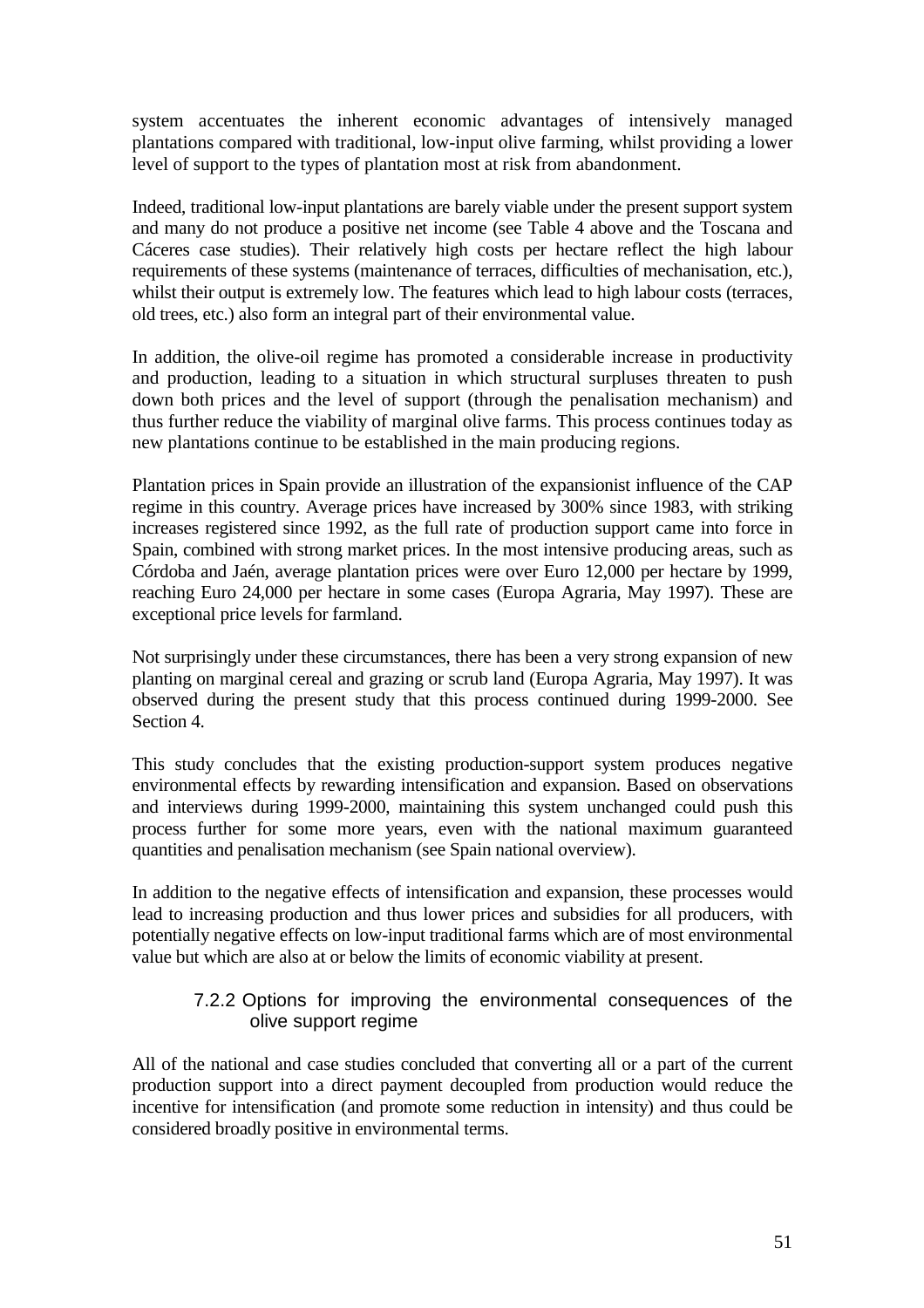system accentuates the inherent economic advantages of intensively managed plantations compared with traditional, low-input olive farming, whilst providing a lower level of support to the types of plantation most at risk from abandonment.

Indeed, traditional low-input plantations are barely viable under the present support system and many do not produce a positive net income (see Table 4 above and the Toscana and Cáceres case studies). Their relatively high costs per hectare reflect the high labour requirements of these systems (maintenance of terraces, difficulties of mechanisation, etc.), whilst their output is extremely low. The features which lead to high labour costs (terraces, old trees, etc.) also form an integral part of their environmental value.

In addition, the olive-oil regime has promoted a considerable increase in productivity and production, leading to a situation in which structural surpluses threaten to push down both prices and the level of support (through the penalisation mechanism) and thus further reduce the viability of marginal olive farms. This process continues today as new plantations continue to be established in the main producing regions.

Plantation prices in Spain provide an illustration of the expansionist influence of the CAP regime in this country. Average prices have increased by 300% since 1983, with striking increases registered since 1992, as the full rate of production support came into force in Spain, combined with strong market prices. In the most intensive producing areas, such as Córdoba and Jaén, average plantation prices were over Euro 12,000 per hectare by 1999, reaching Euro 24,000 per hectare in some cases (Europa Agraria, May 1997). These are exceptional price levels for farmland.

Not surprisingly under these circumstances, there has been a very strong expansion of new planting on marginal cereal and grazing or scrub land (Europa Agraria, May 1997). It was observed during the present study that this process continued during 1999-2000. See Section 4.

This study concludes that the existing production-support system produces negative environmental effects by rewarding intensification and expansion. Based on observations and interviews during 1999-2000, maintaining this system unchanged could push this process further for some more years, even with the national maximum guaranteed quantities and penalisation mechanism (see Spain national overview).

In addition to the negative effects of intensification and expansion, these processes would lead to increasing production and thus lower prices and subsidies for all producers, with potentially negative effects on low-input traditional farms which are of most environmental value but which are also at or below the limits of economic viability at present.

### 7.2.2 Options for improving the environmental consequences of the olive support regime

All of the national and case studies concluded that converting all or a part of the current production support into a direct payment decoupled from production would reduce the incentive for intensification (and promote some reduction in intensity) and thus could be considered broadly positive in environmental terms.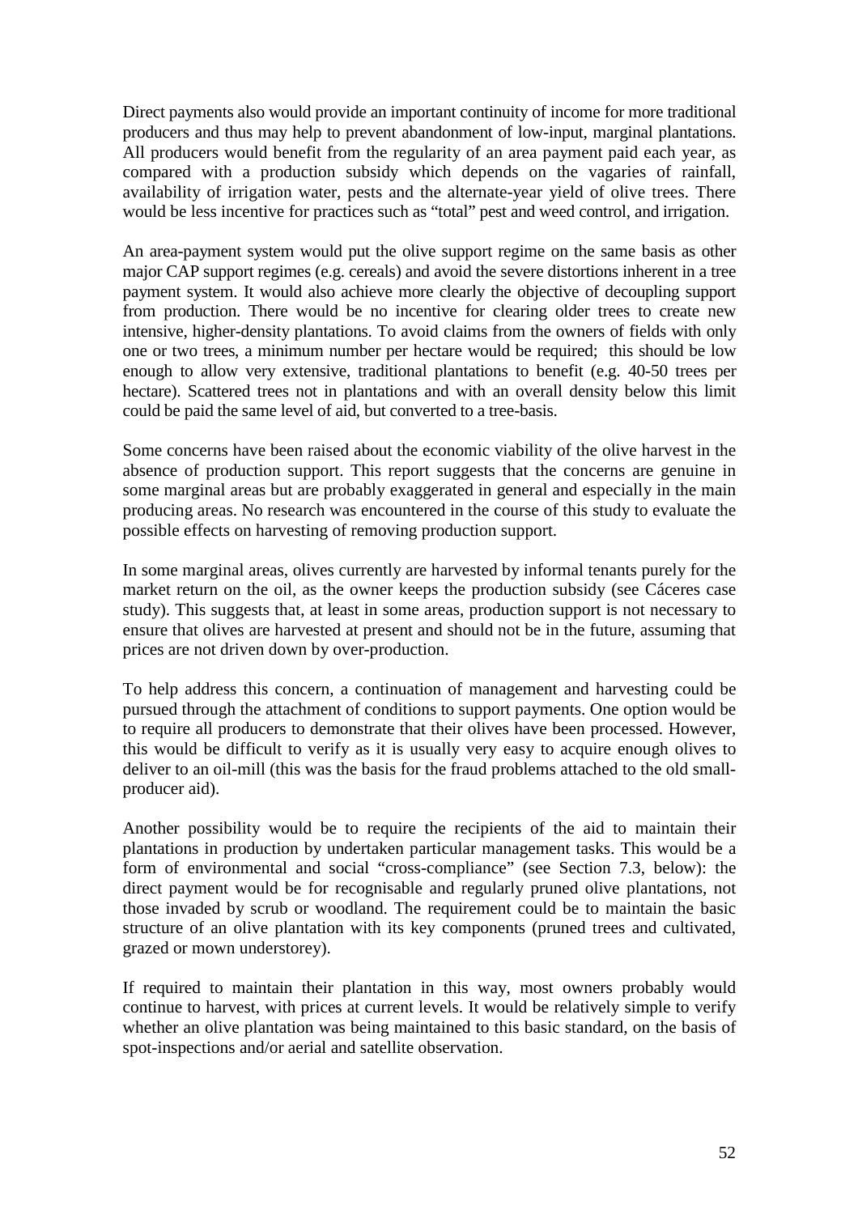Direct payments also would provide an important continuity of income for more traditional producers and thus may help to prevent abandonment of low-input, marginal plantations. All producers would benefit from the regularity of an area payment paid each year, as compared with a production subsidy which depends on the vagaries of rainfall, availability of irrigation water, pests and the alternate-year yield of olive trees. There would be less incentive for practices such as "total" pest and weed control, and irrigation.

An area-payment system would put the olive support regime on the same basis as other major CAP support regimes (e.g. cereals) and avoid the severe distortions inherent in a tree payment system. It would also achieve more clearly the objective of decoupling support from production. There would be no incentive for clearing older trees to create new intensive, higher-density plantations. To avoid claims from the owners of fields with only one or two trees, a minimum number per hectare would be required; this should be low enough to allow very extensive, traditional plantations to benefit (e.g. 40-50 trees per hectare). Scattered trees not in plantations and with an overall density below this limit could be paid the same level of aid, but converted to a tree-basis.

Some concerns have been raised about the economic viability of the olive harvest in the absence of production support. This report suggests that the concerns are genuine in some marginal areas but are probably exaggerated in general and especially in the main producing areas. No research was encountered in the course of this study to evaluate the possible effects on harvesting of removing production support.

In some marginal areas, olives currently are harvested by informal tenants purely for the market return on the oil, as the owner keeps the production subsidy (see Cáceres case study). This suggests that, at least in some areas, production support is not necessary to ensure that olives are harvested at present and should not be in the future, assuming that prices are not driven down by over-production.

To help address this concern, a continuation of management and harvesting could be pursued through the attachment of conditions to support payments. One option would be to require all producers to demonstrate that their olives have been processed. However, this would be difficult to verify as it is usually very easy to acquire enough olives to deliver to an oil-mill (this was the basis for the fraud problems attached to the old small-producer aid).

Another possibility would be to require the recipients of the aid to maintain their plantations in production by undertaken particular management tasks. This would be a form of environmental and social "cross-compliance" (see Section 7.3, below): the direct payment would be for recognisable and regularly pruned olive plantations, not those invaded by scrub or woodland. The requirement could be to maintain the basic structure of an olive plantation with its key components (pruned trees and cultivated, grazed or mown understorey).

If required to maintain their plantation in this way, most owners probably would continue to harvest, with prices at current levels. It would be relatively simple to verify whether an olive plantation was being maintained to this basic standard, on the basis of spot-inspections and/or aerial and satellite observation.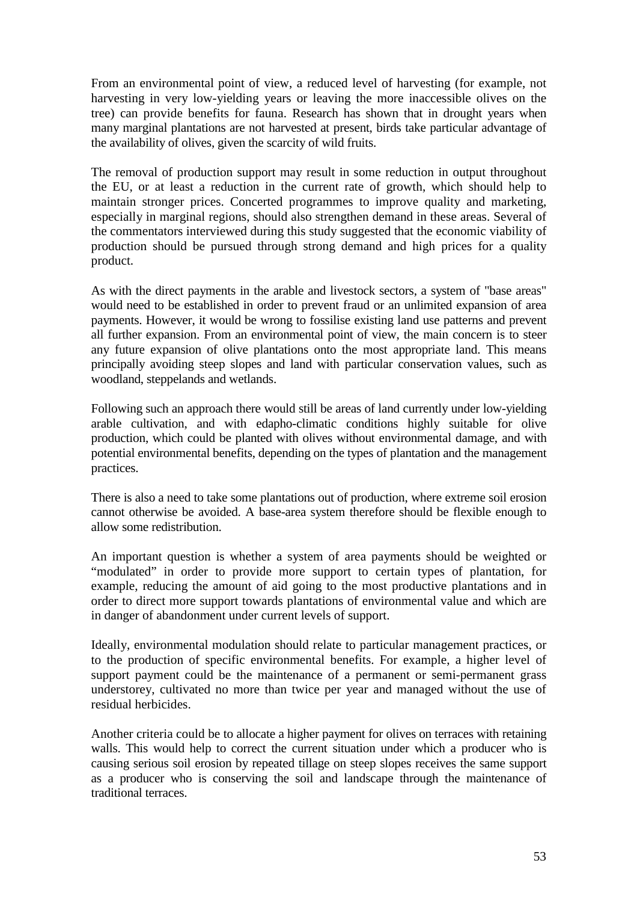From an environmental point of view, a reduced level of harvesting (for example, not harvesting in very low-yielding years or leaving the more inaccessible olives on the tree) can provide benefits for fauna. Research has shown that in drought years when many marginal plantations are not harvested at present, birds take particular advantage of the availability of olives, given the scarcity of wild fruits.

The removal of production support may result in some reduction in output throughout the EU, or at least a reduction in the current rate of growth, which should help to maintain stronger prices. Concerted programmes to improve quality and marketing, especially in marginal regions, should also strengthen demand in these areas. Several of the commentators interviewed during this study suggested that the economic viability of production should be pursued through strong demand and high prices for a quality product.

As with the direct payments in the arable and livestock sectors, a system of "base areas" would need to be established in order to prevent fraud or an unlimited expansion of area payments. However, it would be wrong to fossilise existing land use patterns and prevent all further expansion. From an environmental point of view, the main concern is to steer any future expansion of olive plantations onto the most appropriate land. This means principally avoiding steep slopes and land with particular conservation values, such as woodland, steppelands and wetlands.

Following such an approach there would still be areas of land currently under low-yielding arable cultivation, and with edapho-climatic conditions highly suitable for olive production, which could be planted with olives without environmental damage, and with potential environmental benefits, depending on the types of plantation and the management practices.

There is also a need to take some plantations out of production, where extreme soil erosion cannot otherwise be avoided. A base-area system therefore should be flexible enough to allow some redistribution.

An important question is whether a system of area payments should be weighted or "modulated" in order to provide more support to certain types of plantation, for example, reducing the amount of aid going to the most productive plantations and in order to direct more support towards plantations of environmental value and which are in danger of abandonment under current levels of support.

Ideally, environmental modulation should relate to particular management practices, or to the production of specific environmental benefits. For example, a higher level of support payment could be the maintenance of a permanent or semi-permanent grass understorey, cultivated no more than twice per year and managed without the use of residual herbicides.

Another criteria could be to allocate a higher payment for olives on terraces with retaining walls. This would help to correct the current situation under which a producer who is causing serious soil erosion by repeated tillage on steep slopes receives the same support as a producer who is conserving the soil and landscape through the maintenance of traditional terraces.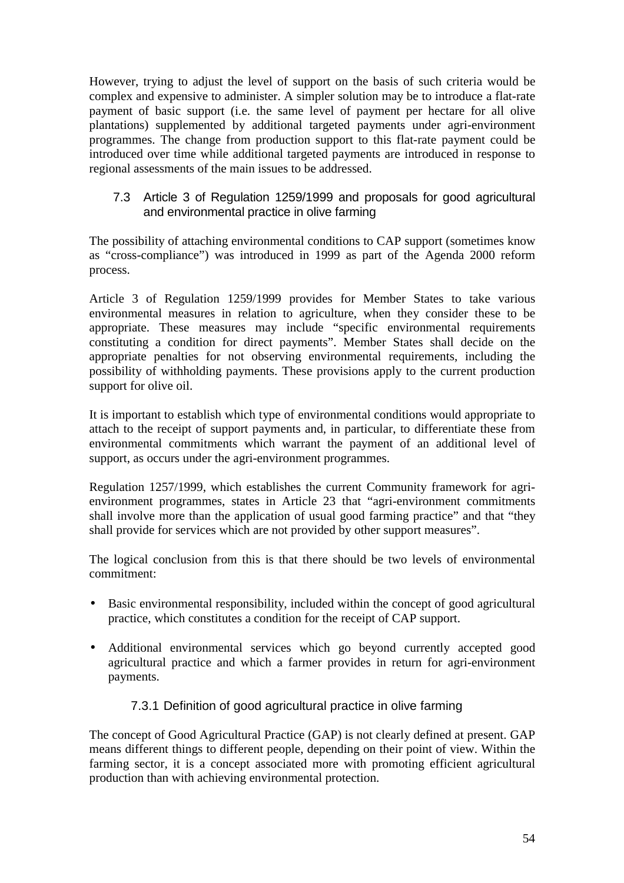However, trying to adjust the level of support on the basis of such criteria would be complex and expensive to administer. A simpler solution may be to introduce a flat-rate payment of basic support (i.e. the same level of payment per hectare for all olive plantations) supplemented by additional targeted payments under agri-environment programmes. The change from production support to this flat-rate payment could be introduced over time while additional targeted payments are introduced in response to regional assessments of the main issues to be addressed.

## 7.3 Article 3 of Regulation 1259/1999 and proposals for good agricultural and environmental practice in olive farming

The possibility of attaching environmental conditions to CAP support (sometimes know as "cross-compliance") was introduced in 1999 as part of the Agenda 2000 reform process.

Article 3 of Regulation 1259/1999 provides for Member States to take various environmental measures in relation to agriculture, when they consider these to be appropriate. These measures may include "specific environmental requirements constituting a condition for direct payments". Member States shall decide on the appropriate penalties for not observing environmental requirements, including the possibility of withholding payments. These provisions apply to the current production support for olive oil.

It is important to establish which type of environmental conditions would appropriate to attach to the receipt of support payments and, in particular, to differentiate these from environmental commitments which warrant the payment of an additional level of support, as occurs under the agri-environment programmes.

Regulation 1257/1999, which establishes the current Community framework for agri-environment programmes, states in Article 23 that "agri-environment commitments shall involve more than the application of usual good farming practice" and that "they shall provide for services which are not provided by other support measures".

The logical conclusion from this is that there should be two levels of environmental commitment:

- Basic environmental responsibility, included within the concept of good agricultural practice, which constitutes a condition for the receipt of CAP support.
- Additional environmental services which go beyond currently accepted good agricultural practice and which a farmer provides in return for agri-environment payments.

### 7.3.1 Definition of good agricultural practice in olive farming

The concept of Good Agricultural Practice (GAP) is not clearly defined at present. GAP means different things to different people, depending on their point of view. Within the farming sector, it is a concept associated more with promoting efficient agricultural production than with achieving environmental protection.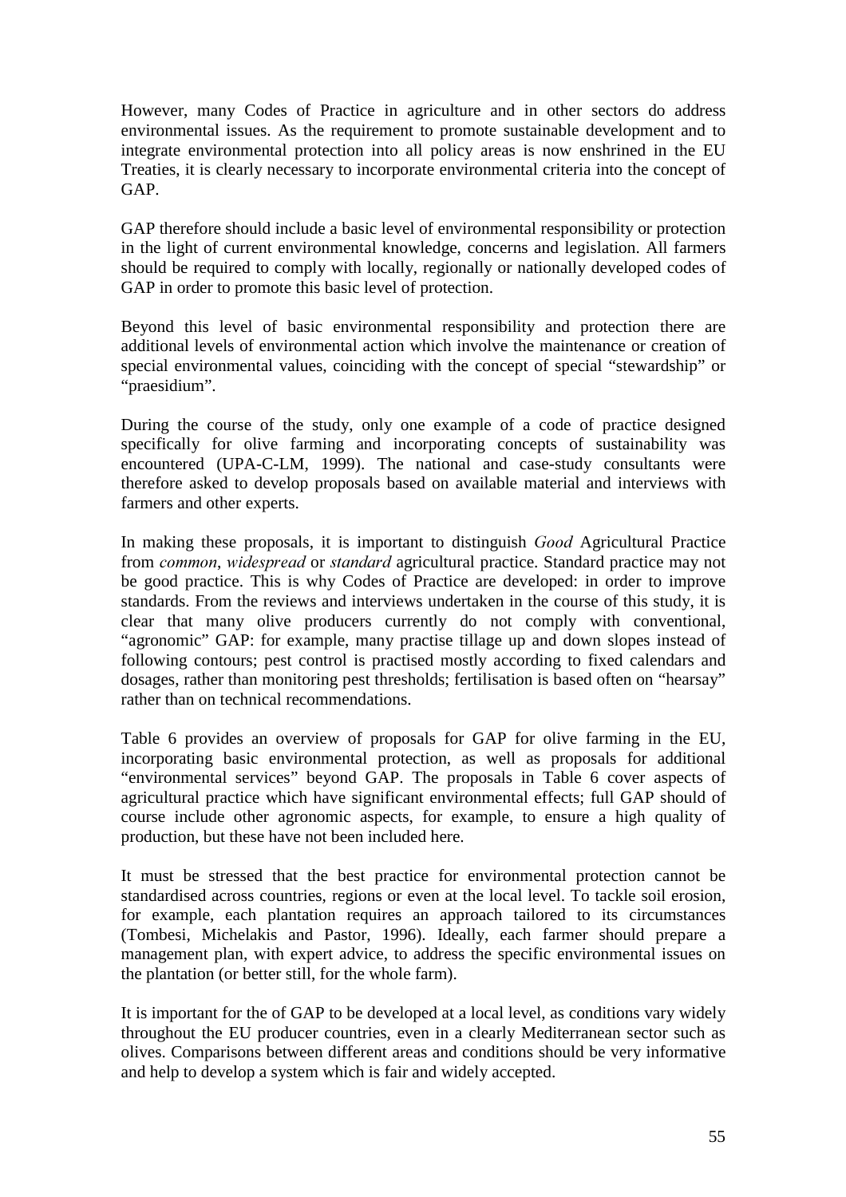However, many Codes of Practice in agriculture and in other sectors do address environmental issues. As the requirement to promote sustainable development and to integrate environmental protection into all policy areas is now enshrined in the EU Treaties, it is clearly necessary to incorporate environmental criteria into the concept of GAP.

GAP therefore should include a basic level of environmental responsibility or protection in the light of current environmental knowledge, concerns and legislation. All farmers should be required to comply with locally, regionally or nationally developed codes of GAP in order to promote this basic level of protection.

Beyond this level of basic environmental responsibility and protection there are additional levels of environmental action which involve the maintenance or creation of special environmental values, coinciding with the concept of special "stewardship" or "praesidium".

During the course of the study, only one example of a code of practice designed specifically for olive farming and incorporating concepts of sustainability was encountered (UPA-C-LM, 1999). The national and case-study consultants were therefore asked to develop proposals based on available material and interviews with farmers and other experts.

In making these proposals, it is important to distinguish *Good* Agricultural Practice from *common*, *widespread* or *standard* agricultural practice. Standard practice may not be good practice. This is why Codes of Practice are developed: in order to improve standards. From the reviews and interviews undertaken in the course of this study, it is clear that many olive producers currently do not comply with conventional, "agronomic" GAP: for example, many practise tillage up and down slopes instead of following contours; pest control is practised mostly according to fixed calendars and dosages, rather than monitoring pest thresholds; fertilisation is based often on "hearsay" rather than on technical recommendations.

Table 6 provides an overview of proposals for GAP for olive farming in the EU, incorporating basic environmental protection, as well as proposals for additional "environmental services" beyond GAP. The proposals in Table 6 cover aspects of agricultural practice which have significant environmental effects; full GAP should of course include other agronomic aspects, for example, to ensure a high quality of production, but these have not been included here.

It must be stressed that the best practice for environmental protection cannot be standardised across countries, regions or even at the local level. To tackle soil erosion, for example, each plantation requires an approach tailored to its circumstances (Tombesi, Michelakis and Pastor, 1996). Ideally, each farmer should prepare a management plan, with expert advice, to address the specific environmental issues on the plantation (or better still, for the whole farm).

It is important for the of GAP to be developed at a local level, as conditions vary widely throughout the EU producer countries, even in a clearly Mediterranean sector such as olives. Comparisons between different areas and conditions should be very informative and help to develop a system which is fair and widely accepted.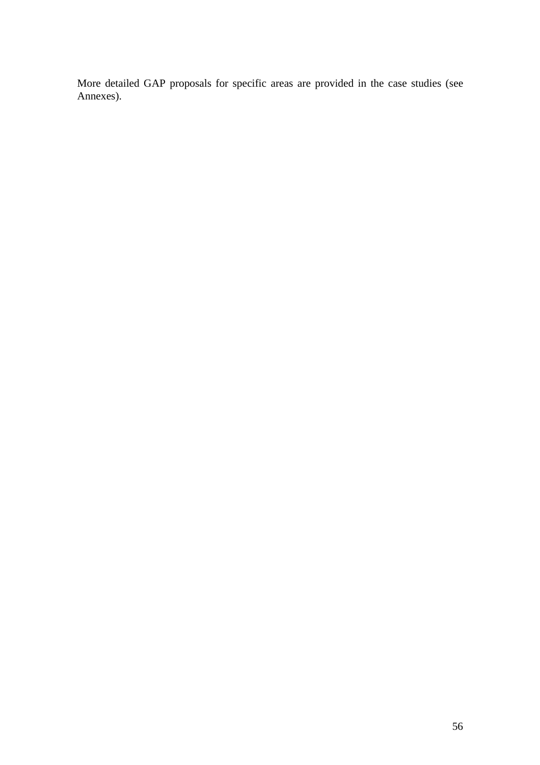More detailed GAP proposals for specific areas are provided in the case studies (see Annexes).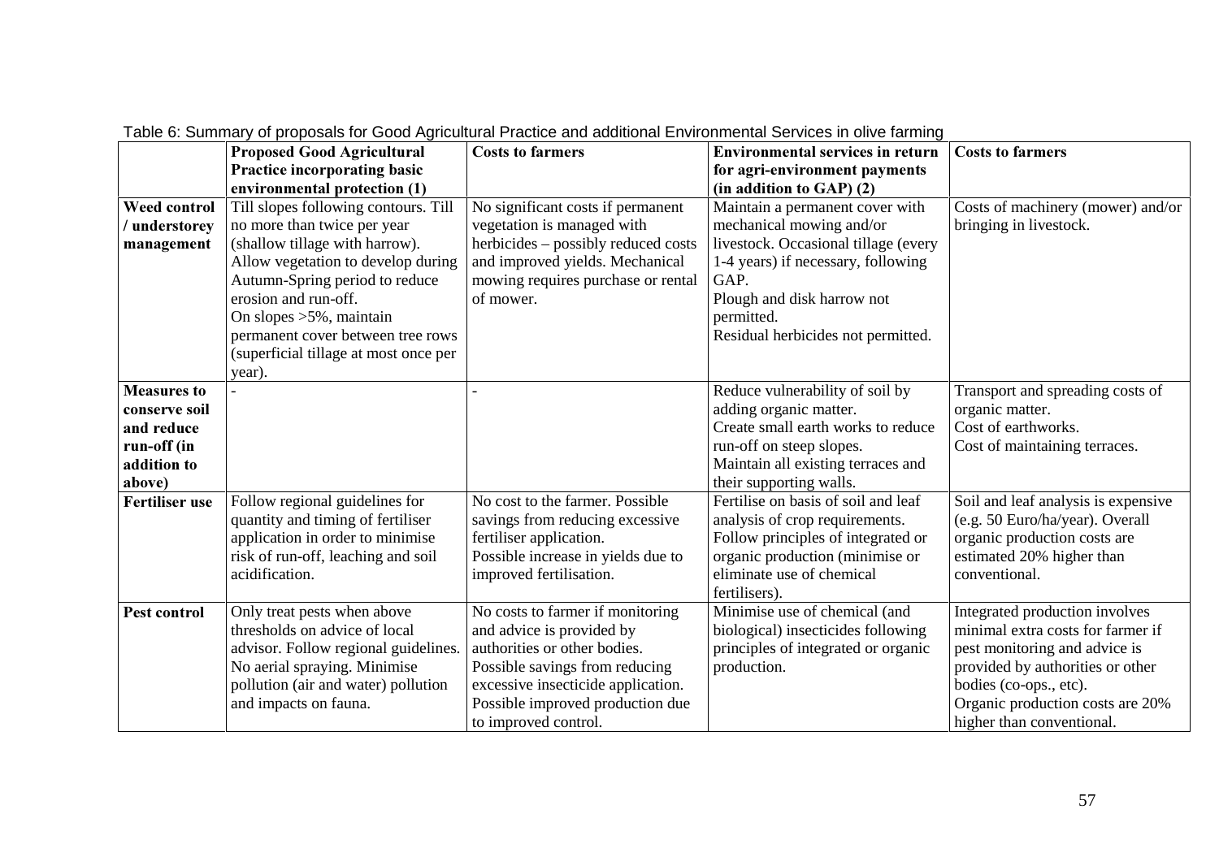Table 6: Summary of proposals for Good Agricultural Practice and additional Environmental Services in olive farming

| | **Proposed Good Agricultural Practice incorporating basic environmental protection (1)** | **Costs to farmers** | **Environmental services in return for agri-environment payments (in addition to GAP) (2)** | **Costs to farmers** |
|---|---|---|---|---|
| **Weed control / understorey management** | Till slopes following contours. Till no more than twice per year (shallow tillage with harrow). Allow vegetation to develop during Autumn-Spring period to reduce erosion and run-off. On slopes >5%, maintain permanent cover between tree rows (superficial tillage at most once per year). | No significant costs if permanent vegetation is managed with herbicides – possibly reduced costs and improved yields. Mechanical mowing requires purchase or rental of mower. | Maintain a permanent cover with mechanical mowing and/or livestock. Occasional tillage (every 1-4 years) if necessary, following GAP. Plough and disk harrow not permitted. Residual herbicides not permitted. | Costs of machinery (mower) and/or bringing in livestock. |
| **Measures to conserve soil and reduce run-off (in addition to above)** | - | - | Reduce vulnerability of soil by adding organic matter. Create small earth works to reduce run-off on steep slopes. Maintain all existing terraces and their supporting walls. | Transport and spreading costs of organic matter. Cost of earthworks. Cost of maintaining terraces. |
| **Fertiliser use** | Follow regional guidelines for quantity and timing of fertiliser application in order to minimise risk of run-off, leaching and soil acidification. | No cost to the farmer. Possible savings from reducing excessive fertiliser application. Possible increase in yields due to improved fertilisation. | Fertilise on basis of soil and leaf analysis of crop requirements. Follow principles of integrated or organic production (minimise or eliminate use of chemical fertilisers). | Soil and leaf analysis is expensive (e.g. 50 Euro/ha/year). Overall organic production costs are estimated 20% higher than conventional. |
| **Pest control** | Only treat pests when above thresholds on advice of local advisor. Follow regional guidelines. No aerial spraying. Minimise pollution (air and water) pollution and impacts on fauna. | No costs to farmer if monitoring and advice is provided by authorities or other bodies. Possible savings from reducing excessive insecticide application. Possible improved production due to improved control. | Minimise use of chemical (and biological) insecticides following principles of integrated or organic production. | Integrated production involves minimal extra costs for farmer if pest monitoring and advice is provided by authorities or other bodies (co-ops., etc). Organic production costs are 20% higher than conventional. |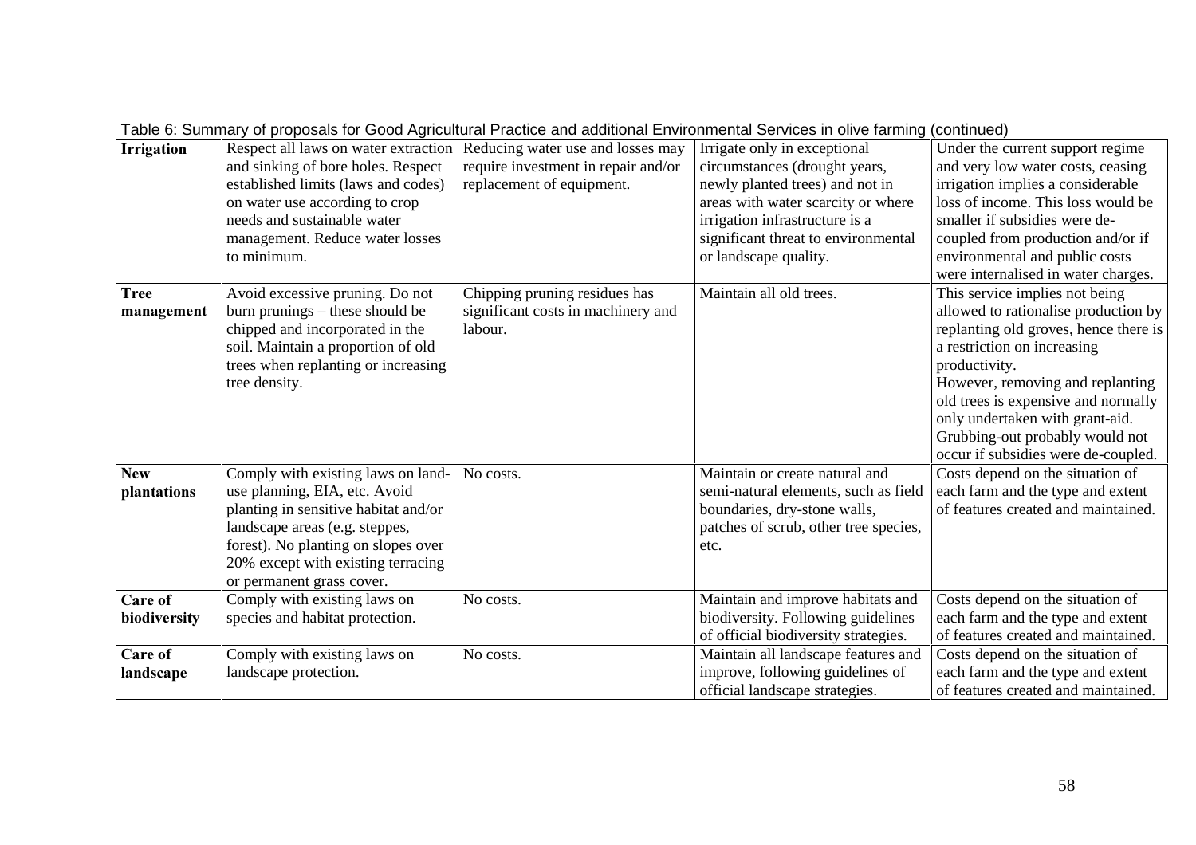Table 6: Summary of proposals for Good Agricultural Practice and additional Environmental Services in olive farming (continued)

| | | | | |
|---|---|---|---|---|
| **Irrigation** | Respect all laws on water extraction and sinking of bore holes. Respect established limits (laws and codes) on water use according to crop needs and sustainable water management. Reduce water losses to minimum. | Reducing water use and losses may require investment in repair and/or replacement of equipment. | Irrigate only in exceptional circumstances (drought years, newly planted trees) and not in areas with water scarcity or where irrigation infrastructure is a significant threat to environmental or landscape quality. | Under the current support regime and very low water costs, ceasing irrigation implies a considerable loss of income. This loss would be smaller if subsidies were de-coupled from production and/or if environmental and public costs were internalised in water charges. |
| **Tree management** | Avoid excessive pruning. Do not burn prunings – these should be chipped and incorporated in the soil. Maintain a proportion of old trees when replanting or increasing tree density. | Chipping pruning residues has significant costs in machinery and labour. | Maintain all old trees. | This service implies not being allowed to rationalise production by replanting old groves, hence there is a restriction on increasing productivity. However, removing and replanting old trees is expensive and normally only undertaken with grant-aid. Grubbing-out probably would not occur if subsidies were de-coupled. |
| **New plantations** | Comply with existing laws on land-use planning, EIA, etc. Avoid planting in sensitive habitat and/or landscape areas (e.g. steppes, forest). No planting on slopes over 20% except with existing terracing or permanent grass cover. | No costs. | Maintain or create natural and semi-natural elements, such as field boundaries, dry-stone walls, patches of scrub, other tree species, etc. | Costs depend on the situation of each farm and the type and extent of features created and maintained. |
| **Care of biodiversity** | Comply with existing laws on species and habitat protection. | No costs. | Maintain and improve habitats and biodiversity. Following guidelines of official biodiversity strategies. | Costs depend on the situation of each farm and the type and extent of features created and maintained. |
| **Care of landscape** | Comply with existing laws on landscape protection. | No costs. | Maintain all landscape features and improve, following guidelines of official landscape strategies. | Costs depend on the situation of each farm and the type and extent of features created and maintained. |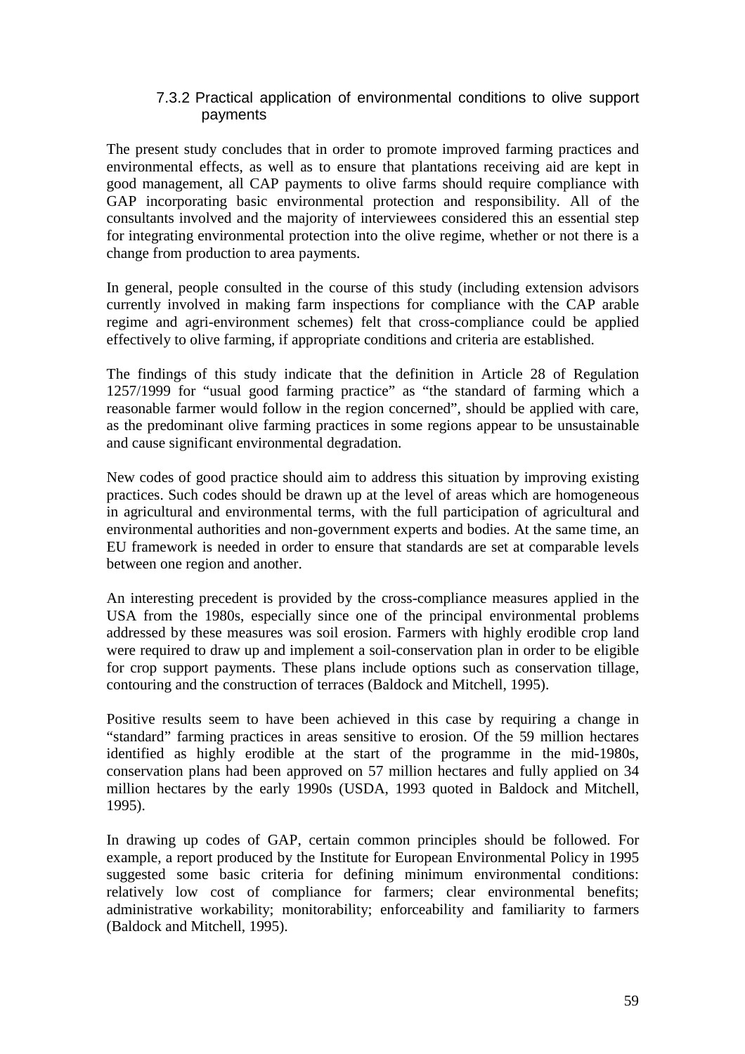### 7.3.2 Practical application of environmental conditions to olive support payments

The present study concludes that in order to promote improved farming practices and environmental effects, as well as to ensure that plantations receiving aid are kept in good management, all CAP payments to olive farms should require compliance with GAP incorporating basic environmental protection and responsibility. All of the consultants involved and the majority of interviewees considered this an essential step for integrating environmental protection into the olive regime, whether or not there is a change from production to area payments.

In general, people consulted in the course of this study (including extension advisors currently involved in making farm inspections for compliance with the CAP arable regime and agri-environment schemes) felt that cross-compliance could be applied effectively to olive farming, if appropriate conditions and criteria are established.

The findings of this study indicate that the definition in Article 28 of Regulation 1257/1999 for "usual good farming practice" as "the standard of farming which a reasonable farmer would follow in the region concerned", should be applied with care, as the predominant olive farming practices in some regions appear to be unsustainable and cause significant environmental degradation.

New codes of good practice should aim to address this situation by improving existing practices. Such codes should be drawn up at the level of areas which are homogeneous in agricultural and environmental terms, with the full participation of agricultural and environmental authorities and non-government experts and bodies. At the same time, an EU framework is needed in order to ensure that standards are set at comparable levels between one region and another.

An interesting precedent is provided by the cross-compliance measures applied in the USA from the 1980s, especially since one of the principal environmental problems addressed by these measures was soil erosion. Farmers with highly erodible crop land were required to draw up and implement a soil-conservation plan in order to be eligible for crop support payments. These plans include options such as conservation tillage, contouring and the construction of terraces (Baldock and Mitchell, 1995).

Positive results seem to have been achieved in this case by requiring a change in "standard" farming practices in areas sensitive to erosion. Of the 59 million hectares identified as highly erodible at the start of the programme in the mid-1980s, conservation plans had been approved on 57 million hectares and fully applied on 34 million hectares by the early 1990s (USDA, 1993 quoted in Baldock and Mitchell, 1995).

In drawing up codes of GAP, certain common principles should be followed. For example, a report produced by the Institute for European Environmental Policy in 1995 suggested some basic criteria for defining minimum environmental conditions: relatively low cost of compliance for farmers; clear environmental benefits; administrative workability; monitorability; enforceability and familiarity to farmers (Baldock and Mitchell, 1995).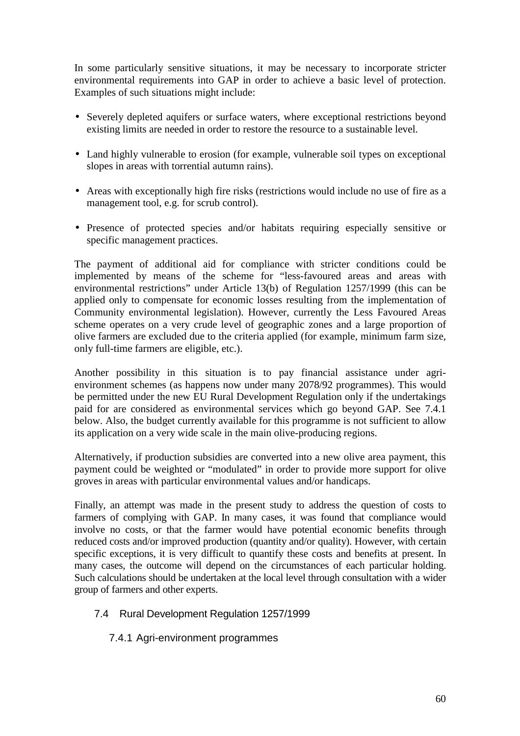In some particularly sensitive situations, it may be necessary to incorporate stricter environmental requirements into GAP in order to achieve a basic level of protection. Examples of such situations might include:

- Severely depleted aquifers or surface waters, where exceptional restrictions beyond existing limits are needed in order to restore the resource to a sustainable level.
- Land highly vulnerable to erosion (for example, vulnerable soil types on exceptional slopes in areas with torrential autumn rains).
- Areas with exceptionally high fire risks (restrictions would include no use of fire as a management tool, e.g. for scrub control).
- Presence of protected species and/or habitats requiring especially sensitive or specific management practices.

The payment of additional aid for compliance with stricter conditions could be implemented by means of the scheme for "less-favoured areas and areas with environmental restrictions" under Article 13(b) of Regulation 1257/1999 (this can be applied only to compensate for economic losses resulting from the implementation of Community environmental legislation). However, currently the Less Favoured Areas scheme operates on a very crude level of geographic zones and a large proportion of olive farmers are excluded due to the criteria applied (for example, minimum farm size, only full-time farmers are eligible, etc.).

Another possibility in this situation is to pay financial assistance under agri-environment schemes (as happens now under many 2078/92 programmes). This would be permitted under the new EU Rural Development Regulation only if the undertakings paid for are considered as environmental services which go beyond GAP. See 7.4.1 below. Also, the budget currently available for this programme is not sufficient to allow its application on a very wide scale in the main olive-producing regions.

Alternatively, if production subsidies are converted into a new olive area payment, this payment could be weighted or "modulated" in order to provide more support for olive groves in areas with particular environmental values and/or handicaps.

Finally, an attempt was made in the present study to address the question of costs to farmers of complying with GAP. In many cases, it was found that compliance would involve no costs, or that the farmer would have potential economic benefits through reduced costs and/or improved production (quantity and/or quality). However, with certain specific exceptions, it is very difficult to quantify these costs and benefits at present. In many cases, the outcome will depend on the circumstances of each particular holding. Such calculations should be undertaken at the local level through consultation with a wider group of farmers and other experts.

## 7.4 Rural Development Regulation 1257/1999

### 7.4.1 Agri-environment programmes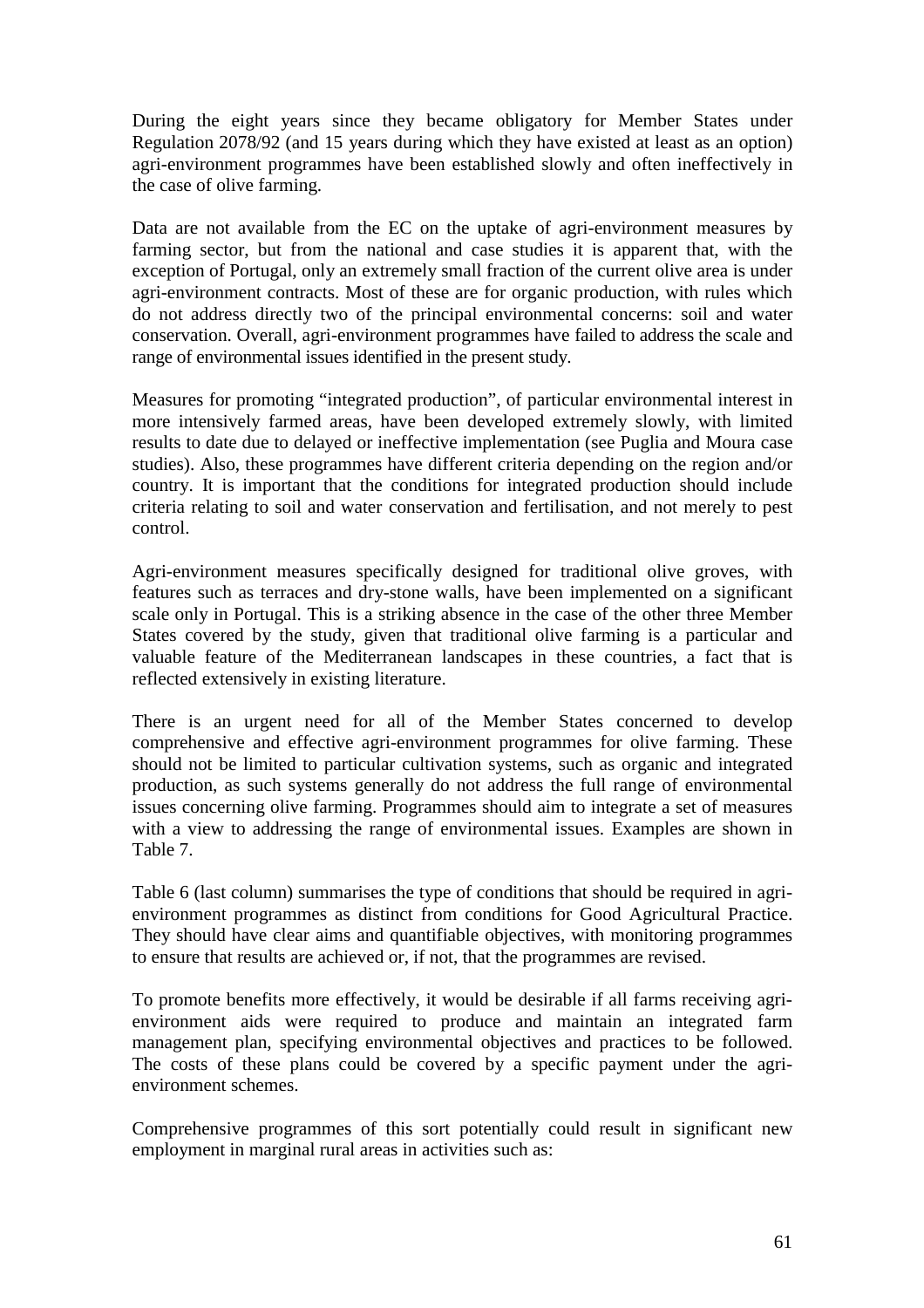During the eight years since they became obligatory for Member States under Regulation 2078/92 (and 15 years during which they have existed at least as an option) agri-environment programmes have been established slowly and often ineffectively in the case of olive farming.

Data are not available from the EC on the uptake of agri-environment measures by farming sector, but from the national and case studies it is apparent that, with the exception of Portugal, only an extremely small fraction of the current olive area is under agri-environment contracts. Most of these are for organic production, with rules which do not address directly two of the principal environmental concerns: soil and water conservation. Overall, agri-environment programmes have failed to address the scale and range of environmental issues identified in the present study.

Measures for promoting "integrated production", of particular environmental interest in more intensively farmed areas, have been developed extremely slowly, with limited results to date due to delayed or ineffective implementation (see Puglia and Moura case studies). Also, these programmes have different criteria depending on the region and/or country. It is important that the conditions for integrated production should include criteria relating to soil and water conservation and fertilisation, and not merely to pest control.

Agri-environment measures specifically designed for traditional olive groves, with features such as terraces and dry-stone walls, have been implemented on a significant scale only in Portugal. This is a striking absence in the case of the other three Member States covered by the study, given that traditional olive farming is a particular and valuable feature of the Mediterranean landscapes in these countries, a fact that is reflected extensively in existing literature.

There is an urgent need for all of the Member States concerned to develop comprehensive and effective agri-environment programmes for olive farming. These should not be limited to particular cultivation systems, such as organic and integrated production, as such systems generally do not address the full range of environmental issues concerning olive farming. Programmes should aim to integrate a set of measures with a view to addressing the range of environmental issues. Examples are shown in Table 7.

Table 6 (last column) summarises the type of conditions that should be required in agri-environment programmes as distinct from conditions for Good Agricultural Practice. They should have clear aims and quantifiable objectives, with monitoring programmes to ensure that results are achieved or, if not, that the programmes are revised.

To promote benefits more effectively, it would be desirable if all farms receiving agri-environment aids were required to produce and maintain an integrated farm management plan, specifying environmental objectives and practices to be followed. The costs of these plans could be covered by a specific payment under the agri-environment schemes.

Comprehensive programmes of this sort potentially could result in significant new employment in marginal rural areas in activities such as: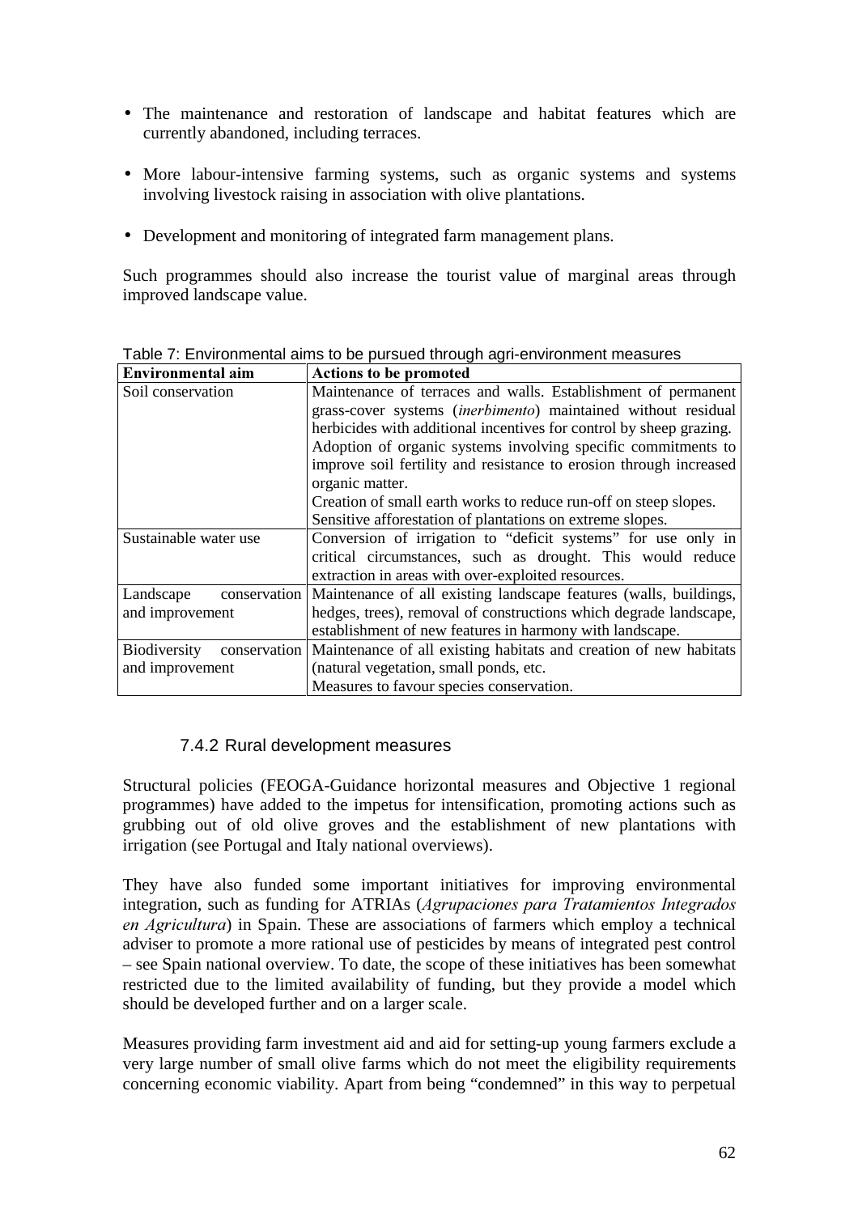- The maintenance and restoration of landscape and habitat features which are currently abandoned, including terraces.

- More labour-intensive farming systems, such as organic systems and systems involving livestock raising in association with olive plantations.

- Development and monitoring of integrated farm management plans.

Such programmes should also increase the tourist value of marginal areas through improved landscape value.

Table 7: Environmental aims to be pursued through agri-environment measures

| **Environmental aim** | **Actions to be promoted** |
|---|---|
| Soil conservation | Maintenance of terraces and walls. Establishment of permanent grass-cover systems (*inerbimento*) maintained without residual herbicides with additional incentives for control by sheep grazing.<br>Adoption of organic systems involving specific commitments to improve soil fertility and resistance to erosion through increased organic matter.<br>Creation of small earth works to reduce run-off on steep slopes.<br>Sensitive afforestation of plantations on extreme slopes. |
| Sustainable water use | Conversion of irrigation to "deficit systems" for use only in critical circumstances, such as drought. This would reduce extraction in areas with over-exploited resources. |
| Landscape conservation and improvement | Maintenance of all existing landscape features (walls, buildings, hedges, trees), removal of constructions which degrade landscape, establishment of new features in harmony with landscape. |
| Biodiversity conservation and improvement | Maintenance of all existing habitats and creation of new habitats (natural vegetation, small ponds, etc.<br>Measures to favour species conservation. |

### 7.4.2 Rural development measures

Structural policies (FEOGA-Guidance horizontal measures and Objective 1 regional programmes) have added to the impetus for intensification, promoting actions such as grubbing out of old olive groves and the establishment of new plantations with irrigation (see Portugal and Italy national overviews).

They have also funded some important initiatives for improving environmental integration, such as funding for ATRIAs (*Agrupaciones para Tratamientos Integrados en Agricultura*) in Spain. These are associations of farmers which employ a technical adviser to promote a more rational use of pesticides by means of integrated pest control – see Spain national overview. To date, the scope of these initiatives has been somewhat restricted due to the limited availability of funding, but they provide a model which should be developed further and on a larger scale.

Measures providing farm investment aid and aid for setting-up young farmers exclude a very large number of small olive farms which do not meet the eligibility requirements concerning economic viability. Apart from being "condemned" in this way to perpetual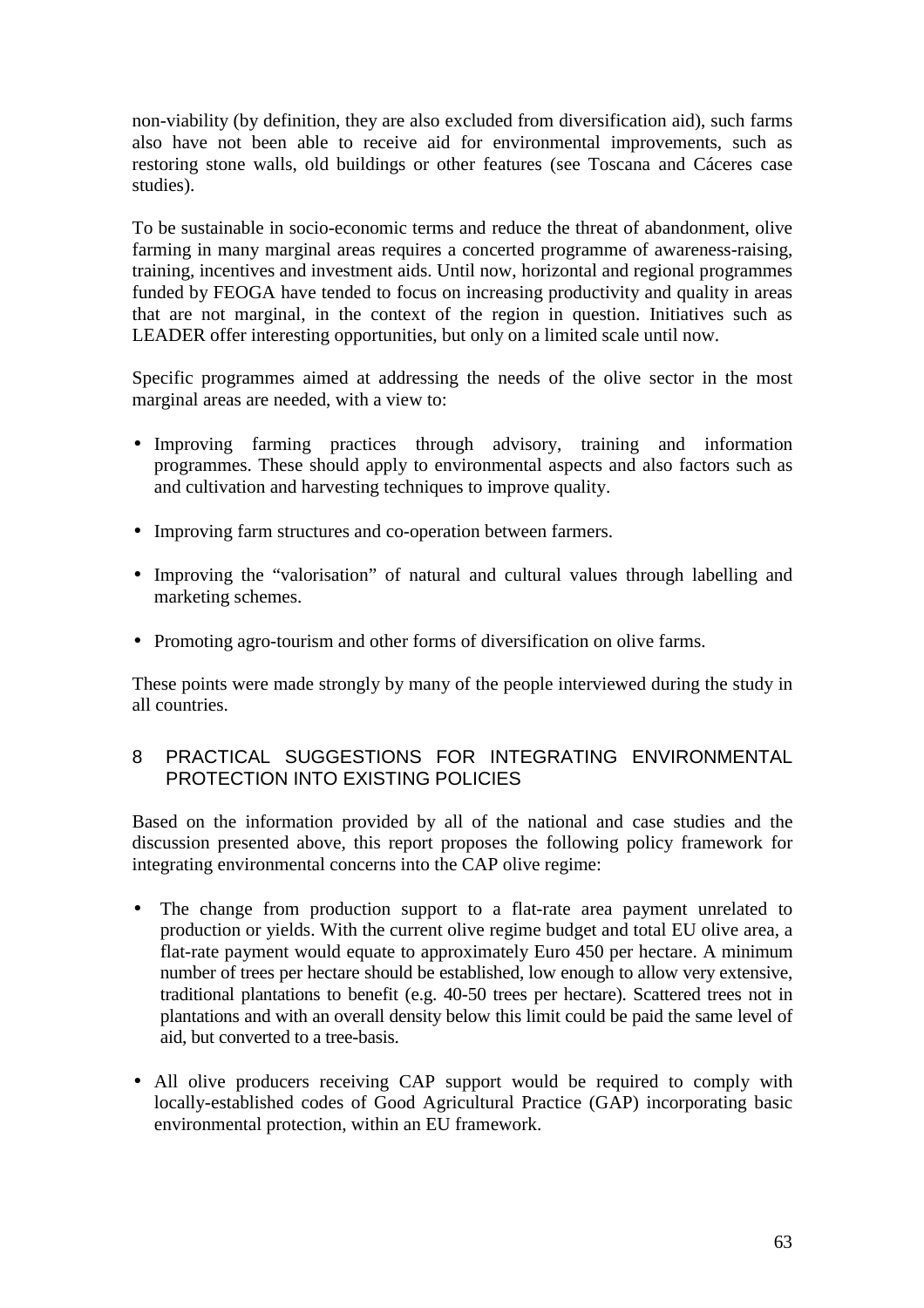non-viability (by definition, they are also excluded from diversification aid), such farms also have not been able to receive aid for environmental improvements, such as restoring stone walls, old buildings or other features (see Toscana and Cáceres case studies).

To be sustainable in socio-economic terms and reduce the threat of abandonment, olive farming in many marginal areas requires a concerted programme of awareness-raising, training, incentives and investment aids. Until now, horizontal and regional programmes funded by FEOGA have tended to focus on increasing productivity and quality in areas that are not marginal, in the context of the region in question. Initiatives such as LEADER offer interesting opportunities, but only on a limited scale until now.

Specific programmes aimed at addressing the needs of the olive sector in the most marginal areas are needed, with a view to:

- Improving farming practices through advisory, training and information programmes. These should apply to environmental aspects and also factors such as and cultivation and harvesting techniques to improve quality.
- Improving farm structures and co-operation between farmers.
- Improving the "valorisation" of natural and cultural values through labelling and marketing schemes.
- Promoting agro-tourism and other forms of diversification on olive farms.

These points were made strongly by many of the people interviewed during the study in all countries.

## 8 PRACTICAL SUGGESTIONS FOR INTEGRATING ENVIRONMENTAL PROTECTION INTO EXISTING POLICIES

Based on the information provided by all of the national and case studies and the discussion presented above, this report proposes the following policy framework for integrating environmental concerns into the CAP olive regime:

- The change from production support to a flat-rate area payment unrelated to production or yields. With the current olive regime budget and total EU olive area, a flat-rate payment would equate to approximately Euro 450 per hectare. A minimum number of trees per hectare should be established, low enough to allow very extensive, traditional plantations to benefit (e.g. 40-50 trees per hectare). Scattered trees not in plantations and with an overall density below this limit could be paid the same level of aid, but converted to a tree-basis.
- All olive producers receiving CAP support would be required to comply with locally-established codes of Good Agricultural Practice (GAP) incorporating basic environmental protection, within an EU framework.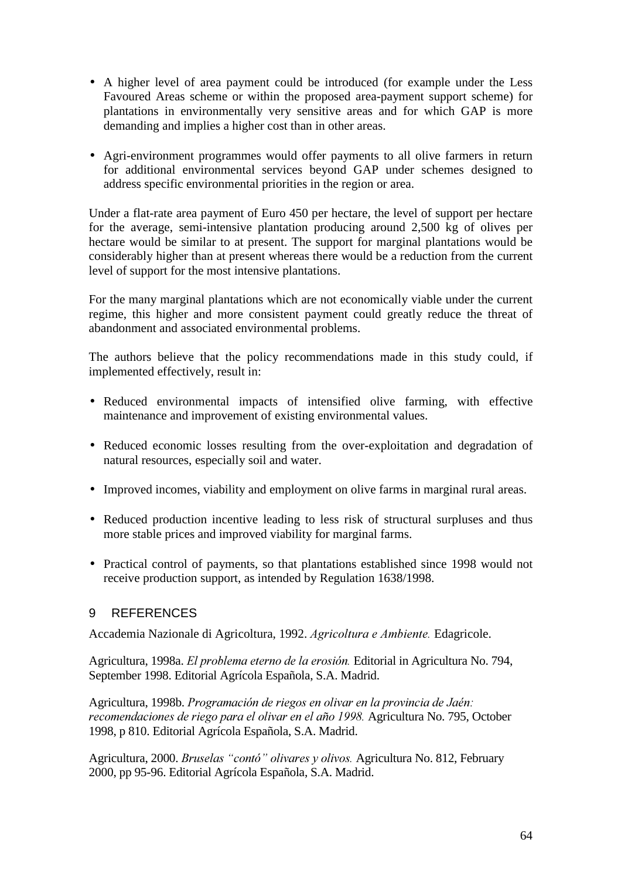- A higher level of area payment could be introduced (for example under the Less Favoured Areas scheme or within the proposed area-payment support scheme) for plantations in environmentally very sensitive areas and for which GAP is more demanding and implies a higher cost than in other areas.

- Agri-environment programmes would offer payments to all olive farmers in return for additional environmental services beyond GAP under schemes designed to address specific environmental priorities in the region or area.

Under a flat-rate area payment of Euro 450 per hectare, the level of support per hectare for the average, semi-intensive plantation producing around 2,500 kg of olives per hectare would be similar to at present. The support for marginal plantations would be considerably higher than at present whereas there would be a reduction from the current level of support for the most intensive plantations.

For the many marginal plantations which are not economically viable under the current regime, this higher and more consistent payment could greatly reduce the threat of abandonment and associated environmental problems.

The authors believe that the policy recommendations made in this study could, if implemented effectively, result in:

- Reduced environmental impacts of intensified olive farming, with effective maintenance and improvement of existing environmental values.

- Reduced economic losses resulting from the over-exploitation and degradation of natural resources, especially soil and water.

- Improved incomes, viability and employment on olive farms in marginal rural areas.

- Reduced production incentive leading to less risk of structural surpluses and thus more stable prices and improved viability for marginal farms.

- Practical control of payments, so that plantations established since 1998 would not receive production support, as intended by Regulation 1638/1998.

# 9 REFERENCES

Accademia Nazionale di Agricoltura, 1992. *Agricoltura e Ambiente.* Edagricole.

Agricultura, 1998a. *El problema eterno de la erosión.* Editorial in Agricultura No. 794, September 1998. Editorial Agrícola Española, S.A. Madrid.

Agricultura, 1998b. *Programación de riegos en olivar en la provincia de Jaén: recomendaciones de riego para el olivar en el año 1998.* Agricultura No. 795, October 1998, p 810. Editorial Agrícola Española, S.A. Madrid.

Agricultura, 2000. *Bruselas "contó" olivares y olivos.* Agricultura No. 812, February 2000, pp 95-96. Editorial Agrícola Española, S.A. Madrid.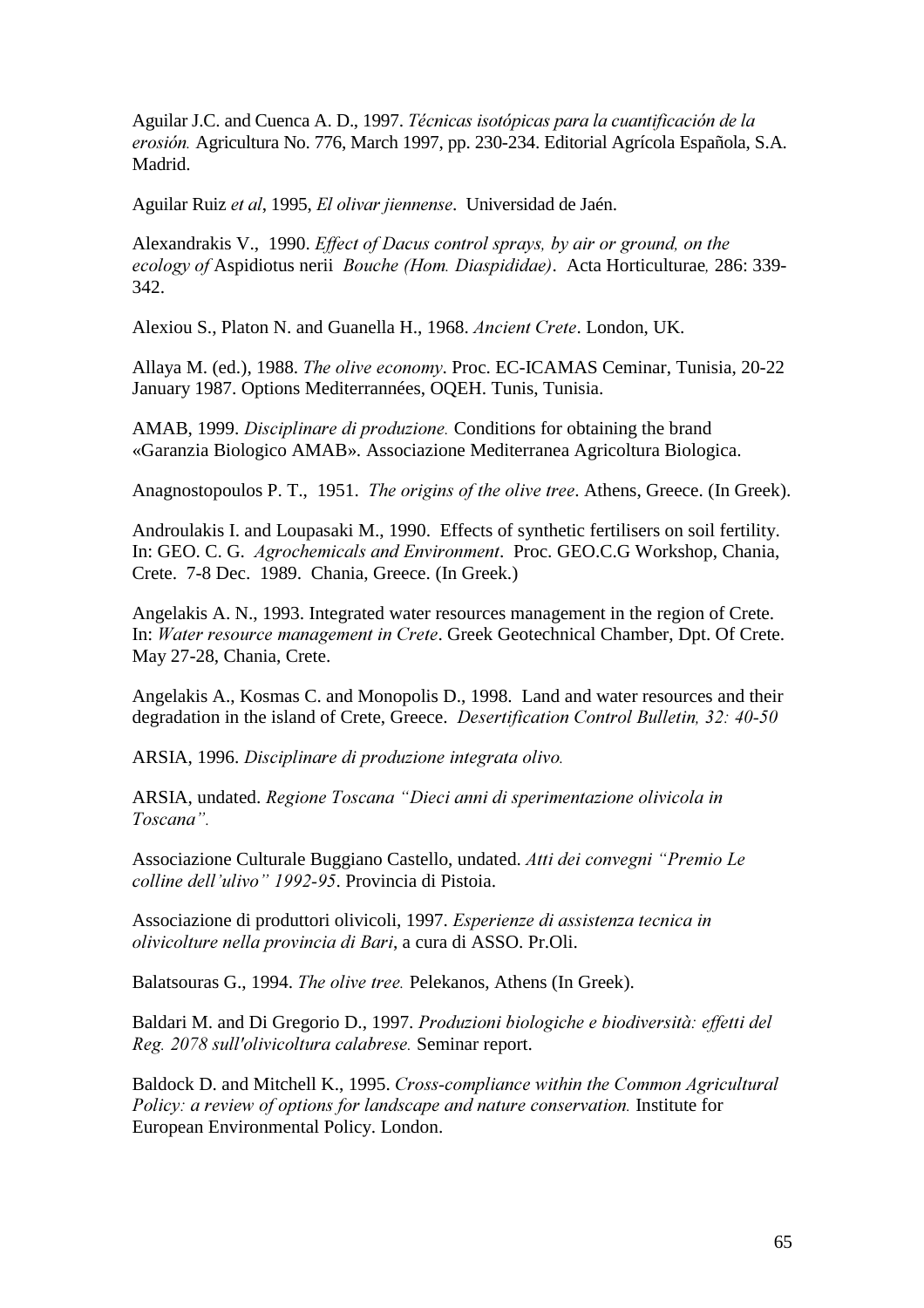Aguilar J.C. and Cuenca A. D., 1997. *Técnicas isotópicas para la cuantificación de la erosión.* Agricultura No. 776, March 1997, pp. 230-234. Editorial Agrícola Española, S.A. Madrid.

Aguilar Ruiz *et al*, 1995, *El olivar jiennense*. Universidad de Jaén.

Alexandrakis V., 1990. *Effect of Dacus control sprays, by air or ground, on the ecology of* Aspidiotus nerii *Bouche (Hom. Diaspididae)*. Acta Horticulturae*,* 286: 339-342.

Alexiou S., Platon N. and Guanella H., 1968. *Ancient Crete*. London, UK.

Allaya M. (ed.), 1988. *The olive economy*. Proc. EC-ICAMAS Ceminar, Tunisia, 20-22 January 1987. Options Mediterrannées, OQEH. Tunis, Tunisia.

AMAB, 1999. *Disciplinare di produzione.* Conditions for obtaining the brand «Garanzia Biologico AMAB». Associazione Mediterranea Agricoltura Biologica.

Anagnostopoulos P. T., 1951. *The origins of the olive tree*. Athens, Greece. (In Greek).

Androulakis I. and Loupasaki M., 1990. Effects of synthetic fertilisers on soil fertility. In: GEO. C. G. *Agrochemicals and Environment*. Proc. GEO.C.G Workshop, Chania, Crete. 7-8 Dec. 1989. Chania, Greece. (In Greek.)

Angelakis A. N., 1993. Integrated water resources management in the region of Crete. In: *Water resource management in Crete*. Greek Geotechnical Chamber, Dpt. Of Crete. May 27-28, Chania, Crete.

Angelakis A., Kosmas C. and Monopolis D., 1998. Land and water resources and their degradation in the island of Crete, Greece. *Desertification Control Bulletin, 32: 40-50*

ARSIA, 1996. *Disciplinare di produzione integrata olivo.*

ARSIA, undated. *Regione Toscana "Dieci anni di sperimentazione olivicola in Toscana".*

Associazione Culturale Buggiano Castello, undated. *Atti dei convegni "Premio Le colline dell'ulivo" 1992-95*. Provincia di Pistoia.

Associazione di produttori olivicoli, 1997. *Esperienze di assistenza tecnica in olivicolture nella provincia di Bari*, a cura di ASSO. Pr.Oli.

Balatsouras G., 1994. *The olive tree.* Pelekanos, Athens (In Greek).

Baldari M. and Di Gregorio D., 1997. *Produzioni biologiche e biodiversità: effetti del Reg. 2078 sull'olivicoltura calabrese.* Seminar report.

Baldock D. and Mitchell K., 1995. *Cross-compliance within the Common Agricultural Policy: a review of options for landscape and nature conservation.* Institute for European Environmental Policy. London.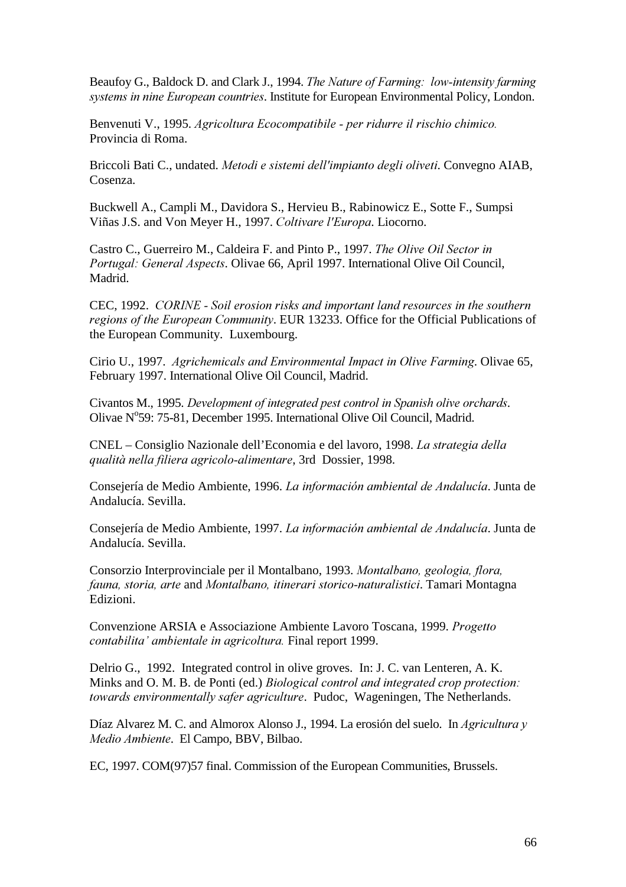Beaufoy G., Baldock D. and Clark J., 1994. *The Nature of Farming: low-intensity farming systems in nine European countries*. Institute for European Environmental Policy, London.

Benvenuti V., 1995. *Agricoltura Ecocompatibile - per ridurre il rischio chimico.* Provincia di Roma.

Briccoli Bati C., undated. *Metodi e sistemi dell'impianto degli oliveti*. Convegno AIAB, Cosenza.

Buckwell A., Campli M., Davidora S., Hervieu B., Rabinowicz E., Sotte F., Sumpsi Viñas J.S. and Von Meyer H., 1997. *Coltivare l'Europa*. Liocorno.

Castro C., Guerreiro M., Caldeira F. and Pinto P., 1997. *The Olive Oil Sector in Portugal: General Aspects*. Olivae 66, April 1997. International Olive Oil Council, Madrid.

CEC, 1992. *CORINE - Soil erosion risks and important land resources in the southern regions of the European Community*. EUR 13233. Office for the Official Publications of the European Community. Luxembourg.

Cirio U., 1997. *Agrichemicals and Environmental Impact in Olive Farming*. Olivae 65, February 1997. International Olive Oil Council, Madrid.

Civantos M., 1995. *Development of integrated pest control in Spanish olive orchards*. Olivae N°59: 75-81, December 1995. International Olive Oil Council, Madrid.

CNEL – Consiglio Nazionale dell'Economia e del lavoro, 1998. *La strategia della qualità nella filiera agricolo-alimentare*, 3rd Dossier, 1998.

Consejería de Medio Ambiente, 1996. *La información ambiental de Andalucía*. Junta de Andalucía. Sevilla.

Consejería de Medio Ambiente, 1997. *La información ambiental de Andalucía*. Junta de Andalucía. Sevilla.

Consorzio Interprovinciale per il Montalbano, 1993. *Montalbano, geologia, flora, fauna, storia, arte* and *Montalbano, itinerari storico-naturalistici*. Tamari Montagna Edizioni.

Convenzione ARSIA e Associazione Ambiente Lavoro Toscana, 1999. *Progetto contabilita' ambientale in agricoltura.* Final report 1999.

Delrio G., 1992. Integrated control in olive groves. In: J. C. van Lenteren, A. K. Minks and O. M. B. de Ponti (ed.) *Biological control and integrated crop protection: towards environmentally safer agriculture*. Pudoc, Wageningen, The Netherlands.

Díaz Alvarez M. C. and Almorox Alonso J., 1994. La erosión del suelo. In *Agricultura y Medio Ambiente*. El Campo, BBV, Bilbao.

EC, 1997. COM(97)57 final. Commission of the European Communities, Brussels.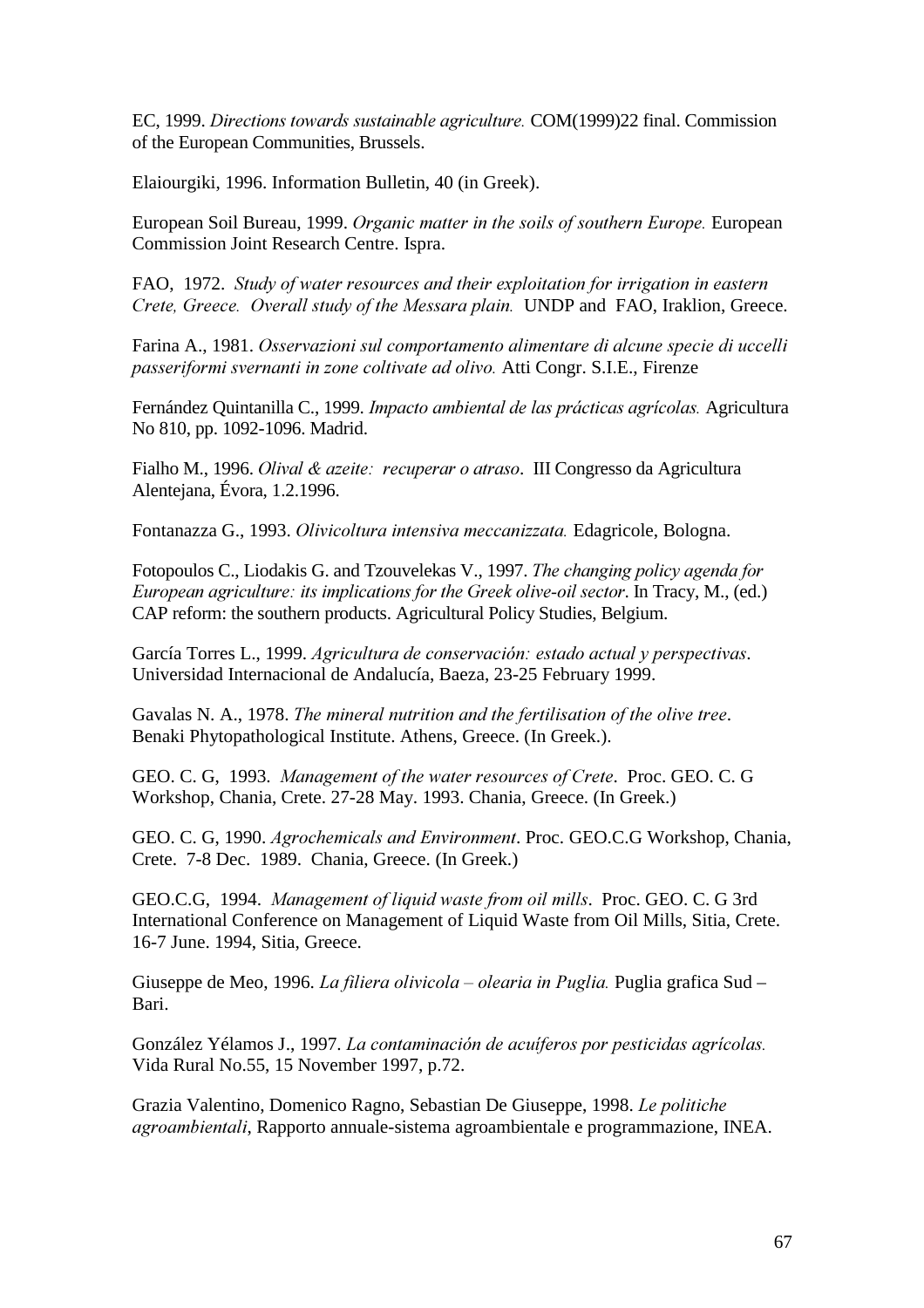EC, 1999. *Directions towards sustainable agriculture.* COM(1999)22 final. Commission of the European Communities, Brussels.

Elaiourgiki, 1996. Information Bulletin, 40 (in Greek).

European Soil Bureau, 1999. *Organic matter in the soils of southern Europe.* European Commission Joint Research Centre. Ispra.

FAO, 1972. *Study of water resources and their exploitation for irrigation in eastern Crete, Greece. Overall study of the Messara plain.* UNDP and FAO, Iraklion, Greece.

Farina A., 1981. *Osservazioni sul comportamento alimentare di alcune specie di uccelli passeriformi svernanti in zone coltivate ad olivo.* Atti Congr. S.I.E., Firenze

Fernández Quintanilla C., 1999. *Impacto ambiental de las prácticas agrícolas.* Agricultura No 810, pp. 1092-1096. Madrid.

Fialho M., 1996. *Olival & azeite: recuperar o atraso*. III Congresso da Agricultura Alentejana, Évora, 1.2.1996.

Fontanazza G., 1993. *Olivicoltura intensiva meccanizzata.* Edagricole, Bologna.

Fotopoulos C., Liodakis G. and Tzouvelekas V., 1997. *The changing policy agenda for European agriculture: its implications for the Greek olive-oil sector*. In Tracy, M., (ed.) CAP reform: the southern products. Agricultural Policy Studies, Belgium.

García Torres L., 1999. *Agricultura de conservación: estado actual y perspectivas*. Universidad Internacional de Andalucía, Baeza, 23-25 February 1999.

Gavalas N. A., 1978. *The mineral nutrition and the fertilisation of the olive tree*. Benaki Phytopathological Institute. Athens, Greece. (In Greek.).

GEO. C. G, 1993. *Management of the water resources of Crete*. Proc. GEO. C. G Workshop, Chania, Crete. 27-28 May. 1993. Chania, Greece. (In Greek.)

GEO. C. G, 1990. *Agrochemicals and Environment*. Proc. GEO.C.G Workshop, Chania, Crete. 7-8 Dec. 1989. Chania, Greece. (In Greek.)

GEO.C.G, 1994. *Management of liquid waste from oil mills*. Proc. GEO. C. G 3rd International Conference on Management of Liquid Waste from Oil Mills, Sitia, Crete. 16-7 June. 1994, Sitia, Greece.

Giuseppe de Meo, 1996. *La filiera olivicola – olearia in Puglia.* Puglia grafica Sud – Bari.

González Yélamos J., 1997. *La contaminación de acuíferos por pesticidas agrícolas.* Vida Rural No.55, 15 November 1997, p.72.

Grazia Valentino, Domenico Ragno, Sebastian De Giuseppe, 1998. *Le politiche agroambientali*, Rapporto annuale-sistema agroambientale e programmazione, INEA.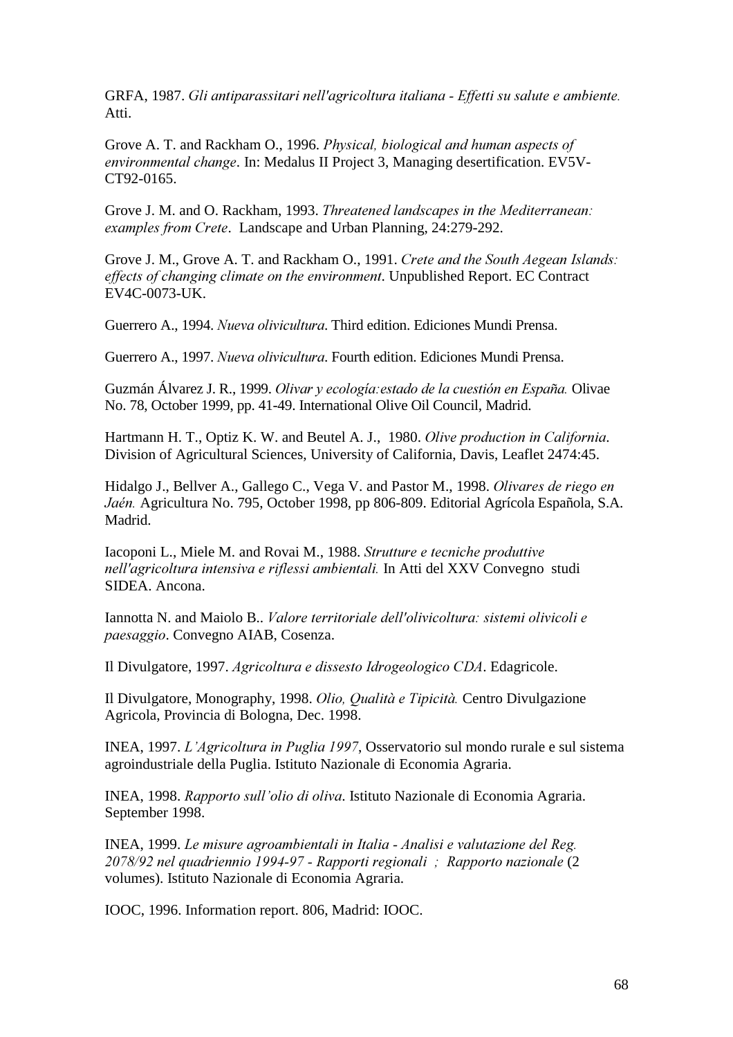GRFA, 1987. *Gli antiparassitari nell'agricoltura italiana - Effetti su salute e ambiente.* Atti.

Grove A. T. and Rackham O., 1996. *Physical, biological and human aspects of environmental change*. In: Medalus II Project 3, Managing desertification. EV5V-CT92-0165.

Grove J. M. and O. Rackham, 1993. *Threatened landscapes in the Mediterranean: examples from Crete*. Landscape and Urban Planning, 24:279-292.

Grove J. M., Grove A. T. and Rackham O., 1991. *Crete and the South Aegean Islands: effects of changing climate on the environment*. Unpublished Report. EC Contract EV4C-0073-UK.

Guerrero A., 1994. *Nueva olivicultura*. Third edition. Ediciones Mundi Prensa.

Guerrero A., 1997. *Nueva olivicultura*. Fourth edition. Ediciones Mundi Prensa.

Guzmán Álvarez J. R., 1999. *Olivar y ecología:estado de la cuestión en España.* Olivae No. 78, October 1999, pp. 41-49. International Olive Oil Council, Madrid.

Hartmann H. T., Optiz K. W. and Beutel A. J., 1980. *Olive production in California*. Division of Agricultural Sciences, University of California, Davis, Leaflet 2474:45.

Hidalgo J., Bellver A., Gallego C., Vega V. and Pastor M., 1998. *Olivares de riego en Jaén.* Agricultura No. 795, October 1998, pp 806-809. Editorial Agrícola Española, S.A. Madrid.

Iacoponi L., Miele M. and Rovai M., 1988. *Strutture e tecniche produttive nell'agricoltura intensiva e riflessi ambientali.* In Atti del XXV Convegno studi SIDEA. Ancona.

Iannotta N. and Maiolo B.. *Valore territoriale dell'olivicoltura: sistemi olivicoli e paesaggio*. Convegno AIAB, Cosenza.

Il Divulgatore, 1997. *Agricoltura e dissesto Idrogeologico CDA*. Edagricole.

Il Divulgatore, Monography, 1998. *Olio, Qualità e Tipicità.* Centro Divulgazione Agricola, Provincia di Bologna, Dec. 1998.

INEA, 1997. *L'Agricoltura in Puglia 1997*, Osservatorio sul mondo rurale e sul sistema agroindustriale della Puglia. Istituto Nazionale di Economia Agraria.

INEA, 1998. *Rapporto sull'olio di oliva*. Istituto Nazionale di Economia Agraria. September 1998.

INEA, 1999. *Le misure agroambientali in Italia - Analisi e valutazione del Reg. 2078/92 nel quadriennio 1994-97 - Rapporti regionali ; Rapporto nazionale* (2 volumes). Istituto Nazionale di Economia Agraria.

IOOC, 1996. Information report. 806, Madrid: IOOC.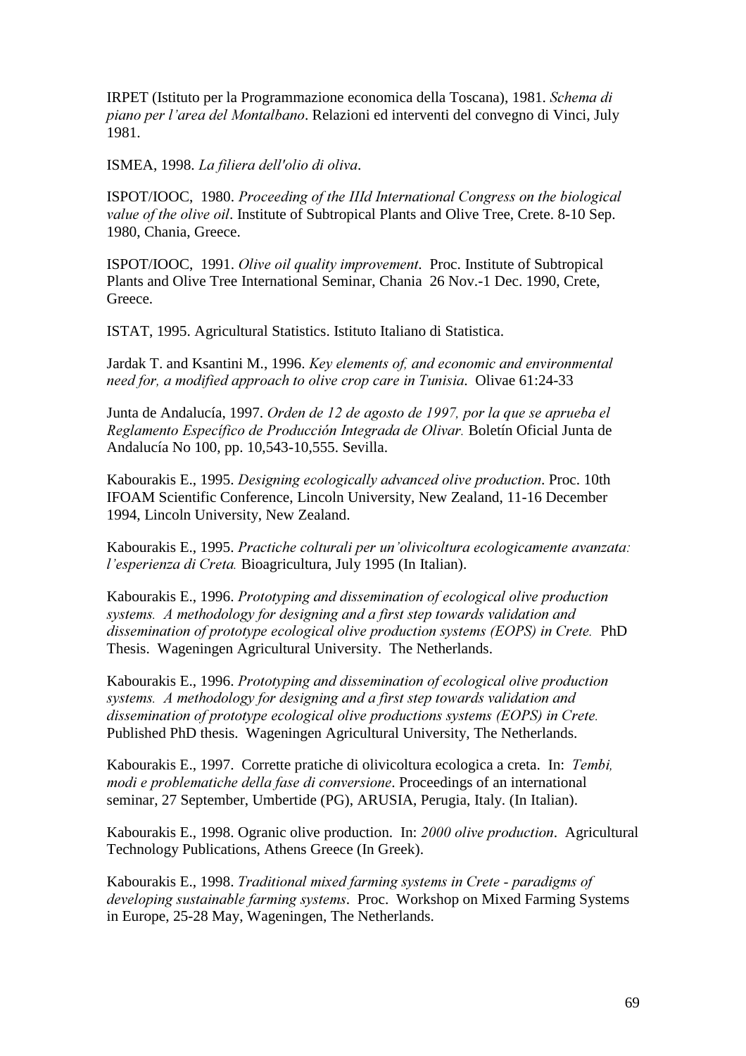IRPET (Istituto per la Programmazione economica della Toscana), 1981. *Schema di piano per l'area del Montalbano*. Relazioni ed interventi del convegno di Vinci, July 1981.

ISMEA, 1998. *La filiera dell'olio di oliva*.

ISPOT/IOOC, 1980. *Proceeding of the IIId International Congress on the biological value of the olive oil*. Institute of Subtropical Plants and Olive Tree, Crete. 8-10 Sep. 1980, Chania, Greece.

ISPOT/IOOC, 1991. *Olive oil quality improvement*. Proc. Institute of Subtropical Plants and Olive Tree International Seminar, Chania 26 Nov.-1 Dec. 1990, Crete, Greece.

ISTAT, 1995. Agricultural Statistics. Istituto Italiano di Statistica.

Jardak T. and Ksantini M., 1996. *Key elements of, and economic and environmental need for, a modified approach to olive crop care in Tunisia*. Olivae 61:24-33

Junta de Andalucía, 1997. *Orden de 12 de agosto de 1997, por la que se aprueba el Reglamento Específico de Producción Integrada de Olivar.* Boletín Oficial Junta de Andalucía No 100, pp. 10,543-10,555. Sevilla.

Kabourakis E., 1995. *Designing ecologically advanced olive production*. Proc. 10th IFOAM Scientific Conference, Lincoln University, New Zealand, 11-16 December 1994, Lincoln University, New Zealand.

Kabourakis E., 1995. *Practiche colturali per un'olivicoltura ecologicamente avanzata: l'esperienza di Creta.* Bioagricultura, July 1995 (In Italian).

Kabourakis E., 1996. *Prototyping and dissemination of ecological olive production systems. A methodology for designing and a first step towards validation and dissemination of prototype ecological olive production systems (EOPS) in Crete.* PhD Thesis. Wageningen Agricultural University. The Netherlands.

Kabourakis E., 1996. *Prototyping and dissemination of ecological olive production systems. A methodology for designing and a first step towards validation and dissemination of prototype ecological olive productions systems (EOPS) in Crete.* Published PhD thesis. Wageningen Agricultural University, The Netherlands.

Kabourakis E., 1997. Corrette pratiche di olivicoltura ecologica a creta. In: *Tembi, modi e problematiche della fase di conversione*. Proceedings of an international seminar, 27 September, Umbertide (PG), ARUSIA, Perugia, Italy. (In Italian).

Kabourakis E., 1998. Ogranic olive production. In: *2000 olive production*. Agricultural Technology Publications, Athens Greece (In Greek).

Kabourakis E., 1998. *Traditional mixed farming systems in Crete - paradigms of developing sustainable farming systems*. Proc. Workshop on Mixed Farming Systems in Europe, 25-28 May, Wageningen, The Netherlands.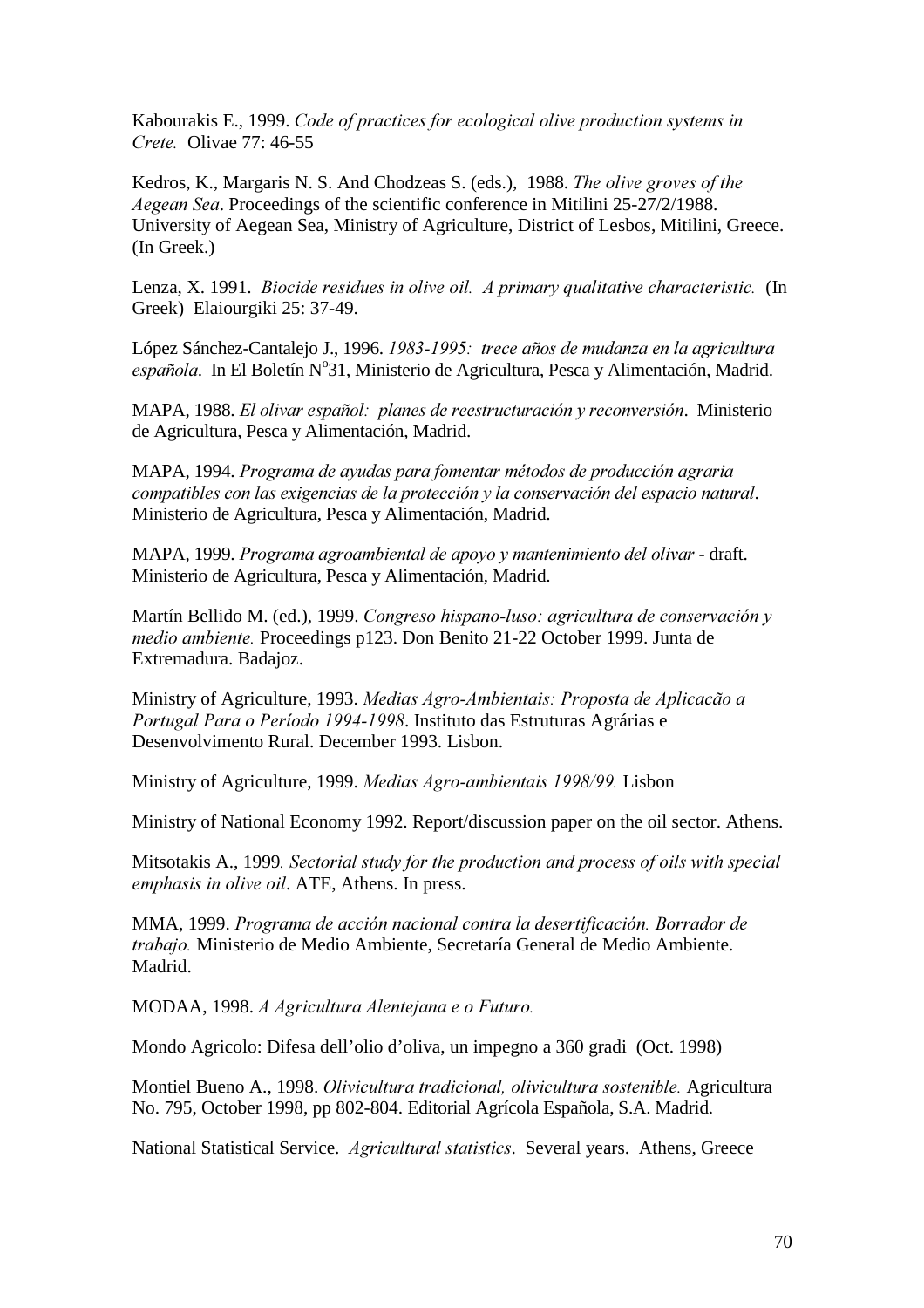Kabourakis E., 1999. *Code of practices for ecological olive production systems in Crete.* Olivae 77: 46-55

Kedros, K., Margaris N. S. And Chodzeas S. (eds.), 1988. *The olive groves of the Aegean Sea*. Proceedings of the scientific conference in Mitilini 25-27/2/1988. University of Aegean Sea, Ministry of Agriculture, District of Lesbos, Mitilini, Greece. (In Greek.)

Lenza, X. 1991. *Biocide residues in olive oil. A primary qualitative characteristic.* (In Greek) Elaiourgiki 25: 37-49.

López Sánchez-Cantalejo J., 1996. *1983-1995: trece años de mudanza en la agricultura española*. In El Boletín N°31, Ministerio de Agricultura, Pesca y Alimentación, Madrid.

MAPA, 1988. *El olivar español: planes de reestructuración y reconversión*. Ministerio de Agricultura, Pesca y Alimentación, Madrid.

MAPA, 1994. *Programa de ayudas para fomentar métodos de producción agraria compatibles con las exigencias de la protección y la conservación del espacio natural*. Ministerio de Agricultura, Pesca y Alimentación, Madrid.

MAPA, 1999. *Programa agroambiental de apoyo y mantenimiento del olivar* - draft. Ministerio de Agricultura, Pesca y Alimentación, Madrid.

Martín Bellido M. (ed.), 1999. *Congreso hispano-luso: agricultura de conservación y medio ambiente.* Proceedings p123. Don Benito 21-22 October 1999. Junta de Extremadura. Badajoz.

Ministry of Agriculture, 1993. *Medias Agro-Ambientais: Proposta de Aplicacão a Portugal Para o Período 1994-1998*. Instituto das Estruturas Agrárias e Desenvolvimento Rural. December 1993. Lisbon.

Ministry of Agriculture, 1999. *Medias Agro-ambientais 1998/99.* Lisbon

Ministry of National Economy 1992. Report/discussion paper on the oil sector. Athens.

Mitsotakis A., 1999. *Sectorial study for the production and process of oils with special emphasis in olive oil*. ATE, Athens. In press.

MMA, 1999. *Programa de acción nacional contra la desertificación. Borrador de trabajo.* Ministerio de Medio Ambiente, Secretaría General de Medio Ambiente. Madrid.

MODAA, 1998. *A Agricultura Alentejana e o Futuro.*

Mondo Agricolo: Difesa dell'olio d'oliva, un impegno a 360 gradi (Oct. 1998)

Montiel Bueno A., 1998. *Olivicultura tradicional, olivicultura sostenible.* Agricultura No. 795, October 1998, pp 802-804. Editorial Agrícola Española, S.A. Madrid.

National Statistical Service. *Agricultural statistics*. Several years. Athens, Greece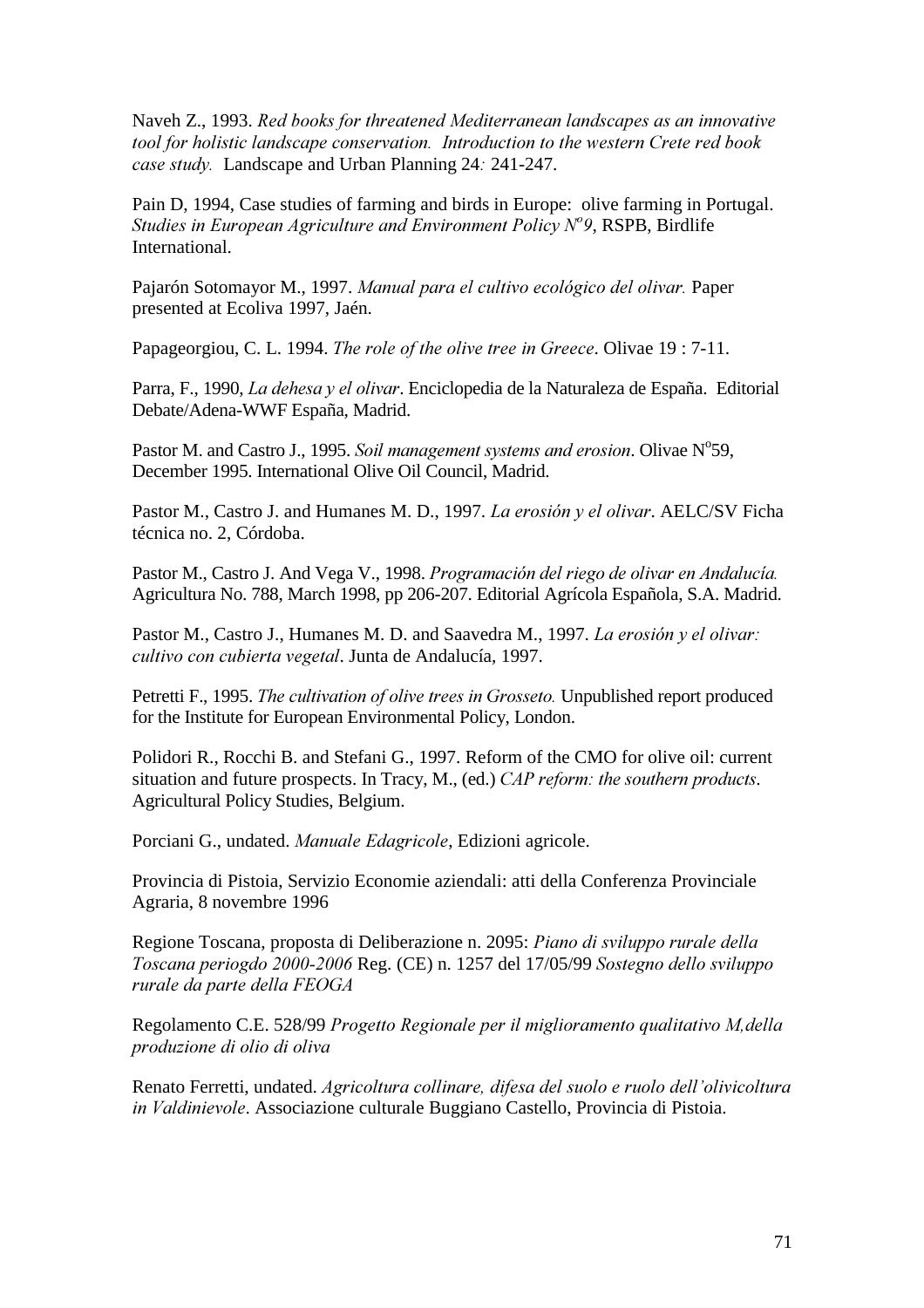Naveh Z., 1993. *Red books for threatened Mediterranean landscapes as an innovative tool for holistic landscape conservation. Introduction to the western Crete red book case study.* Landscape and Urban Planning 24*:* 241-247.

Pain D, 1994, Case studies of farming and birds in Europe: olive farming in Portugal. *Studies in European Agriculture and Environment Policy N$^{o}$9,* RSPB, Birdlife International.

Pajarón Sotomayor M., 1997. *Manual para el cultivo ecológico del olivar.* Paper presented at Ecoliva 1997, Jaén.

Papageorgiou, C. L. 1994. *The role of the olive tree in Greece*. Olivae 19 : 7-11.

Parra, F., 1990, *La dehesa y el olivar*. Enciclopedia de la Naturaleza de España. Editorial Debate/Adena-WWF España, Madrid.

Pastor M. and Castro J., 1995. *Soil management systems and erosion*. Olivae N$^{o}$59, December 1995. International Olive Oil Council, Madrid.

Pastor M., Castro J. and Humanes M. D., 1997. *La erosión y el olivar*. AELC/SV Ficha técnica no. 2, Córdoba.

Pastor M., Castro J. And Vega V., 1998. *Programación del riego de olivar en Andalucía.* Agricultura No. 788, March 1998, pp 206-207. Editorial Agrícola Española, S.A. Madrid.

Pastor M., Castro J., Humanes M. D. and Saavedra M., 1997. *La erosión y el olivar: cultivo con cubierta vegetal*. Junta de Andalucía, 1997.

Petretti F., 1995. *The cultivation of olive trees in Grosseto.* Unpublished report produced for the Institute for European Environmental Policy, London.

Polidori R., Rocchi B. and Stefani G., 1997. Reform of the CMO for olive oil: current situation and future prospects. In Tracy, M., (ed.) *CAP reform: the southern products*. Agricultural Policy Studies, Belgium.

Porciani G., undated. *Manuale Edagricole*, Edizioni agricole.

Provincia di Pistoia, Servizio Economie aziendali: atti della Conferenza Provinciale Agraria, 8 novembre 1996

Regione Toscana, proposta di Deliberazione n. 2095: *Piano di sviluppo rurale della Toscana periogdo 2000-2006* Reg. (CE) n. 1257 del 17/05/99 *Sostegno dello sviluppo rurale da parte della FEOGA*

Regolamento C.E. 528/99 *Progetto Regionale per il miglioramento qualitativo M,della produzione di olio di oliva*

Renato Ferretti, undated. *Agricoltura collinare, difesa del suolo e ruolo dell'olivicoltura in Valdinievole*. Associazione culturale Buggiano Castello, Provincia di Pistoia.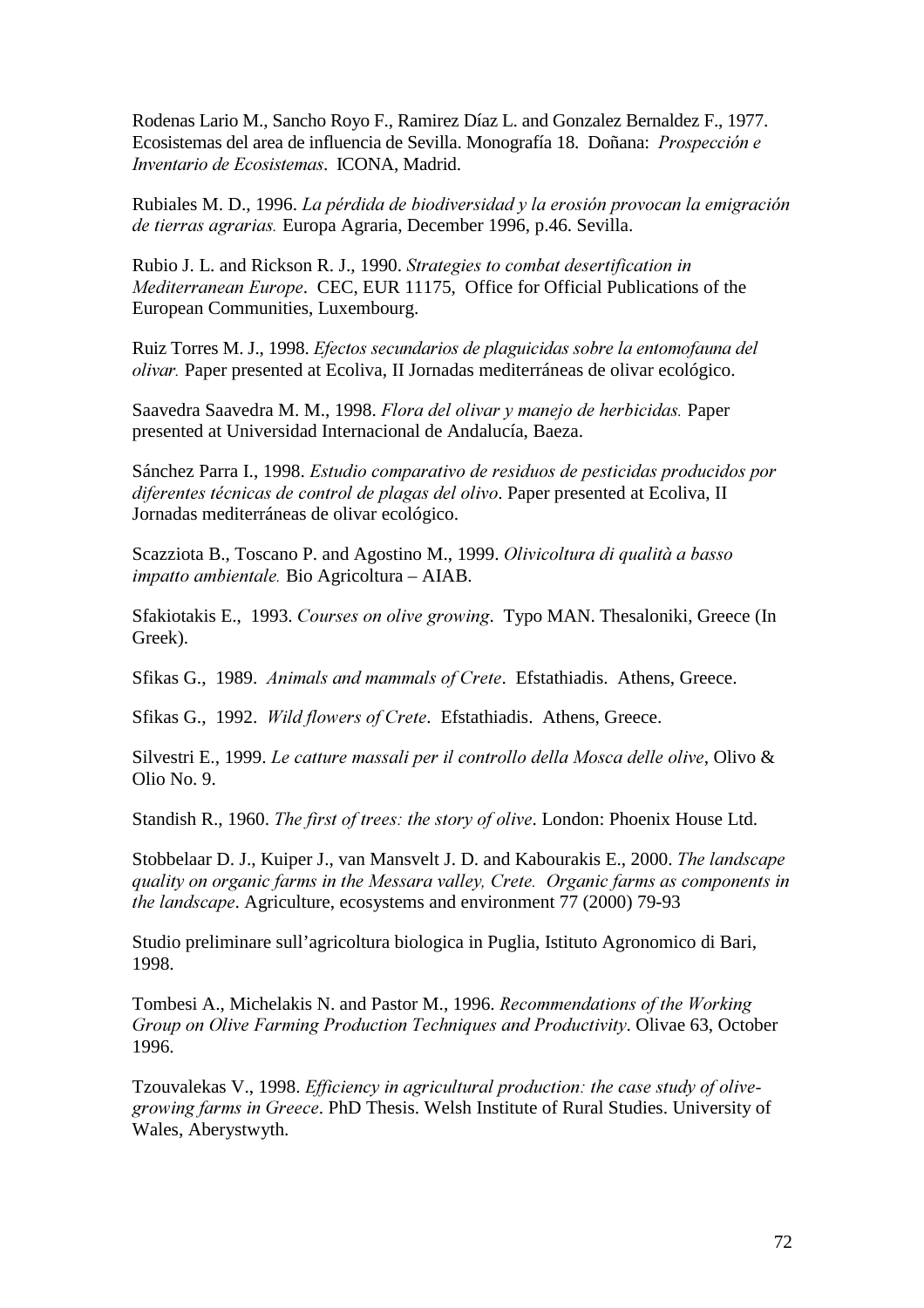Rodenas Lario M., Sancho Royo F., Ramirez Díaz L. and Gonzalez Bernaldez F., 1977. Ecosistemas del area de influencia de Sevilla. Monografía 18. Doñana: *Prospección e Inventario de Ecosistemas*. ICONA, Madrid.

Rubiales M. D., 1996. *La pérdida de biodiversidad y la erosión provocan la emigración de tierras agrarias.* Europa Agraria, December 1996, p.46. Sevilla.

Rubio J. L. and Rickson R. J., 1990. *Strategies to combat desertification in Mediterranean Europe*. CEC, EUR 11175, Office for Official Publications of the European Communities, Luxembourg.

Ruiz Torres M. J., 1998. *Efectos secundarios de plaguicidas sobre la entomofauna del olivar.* Paper presented at Ecoliva, II Jornadas mediterráneas de olivar ecológico.

Saavedra Saavedra M. M., 1998. *Flora del olivar y manejo de herbicidas.* Paper presented at Universidad Internacional de Andalucía, Baeza.

Sánchez Parra I., 1998. *Estudio comparativo de residuos de pesticidas producidos por diferentes técnicas de control de plagas del olivo*. Paper presented at Ecoliva, II Jornadas mediterráneas de olivar ecológico.

Scazziota B., Toscano P. and Agostino M., 1999. *Olivicoltura di qualità a basso impatto ambientale.* Bio Agricoltura – AIAB.

Sfakiotakis E., 1993. *Courses on olive growing*. Typo MAN. Thesaloniki, Greece (In Greek).

Sfikas G., 1989. *Animals and mammals of Crete*. Efstathiadis. Athens, Greece.

Sfikas G., 1992. *Wild flowers of Crete*. Efstathiadis. Athens, Greece.

Silvestri E., 1999. *Le catture massali per il controllo della Mosca delle olive*, Olivo & Olio No. 9.

Standish R., 1960. *The first of trees: the story of olive*. London: Phoenix House Ltd.

Stobbelaar D. J., Kuiper J., van Mansvelt J. D. and Kabourakis E., 2000. *The landscape quality on organic farms in the Messara valley, Crete. Organic farms as components in the landscape*. Agriculture, ecosystems and environment 77 (2000) 79-93

Studio preliminare sull'agricoltura biologica in Puglia, Istituto Agronomico di Bari, 1998.

Tombesi A., Michelakis N. and Pastor M., 1996. *Recommendations of the Working Group on Olive Farming Production Techniques and Productivity*. Olivae 63, October 1996.

Tzouvalekas V., 1998. *Efficiency in agricultural production: the case study of olive-growing farms in Greece*. PhD Thesis. Welsh Institute of Rural Studies. University of Wales, Aberystwyth.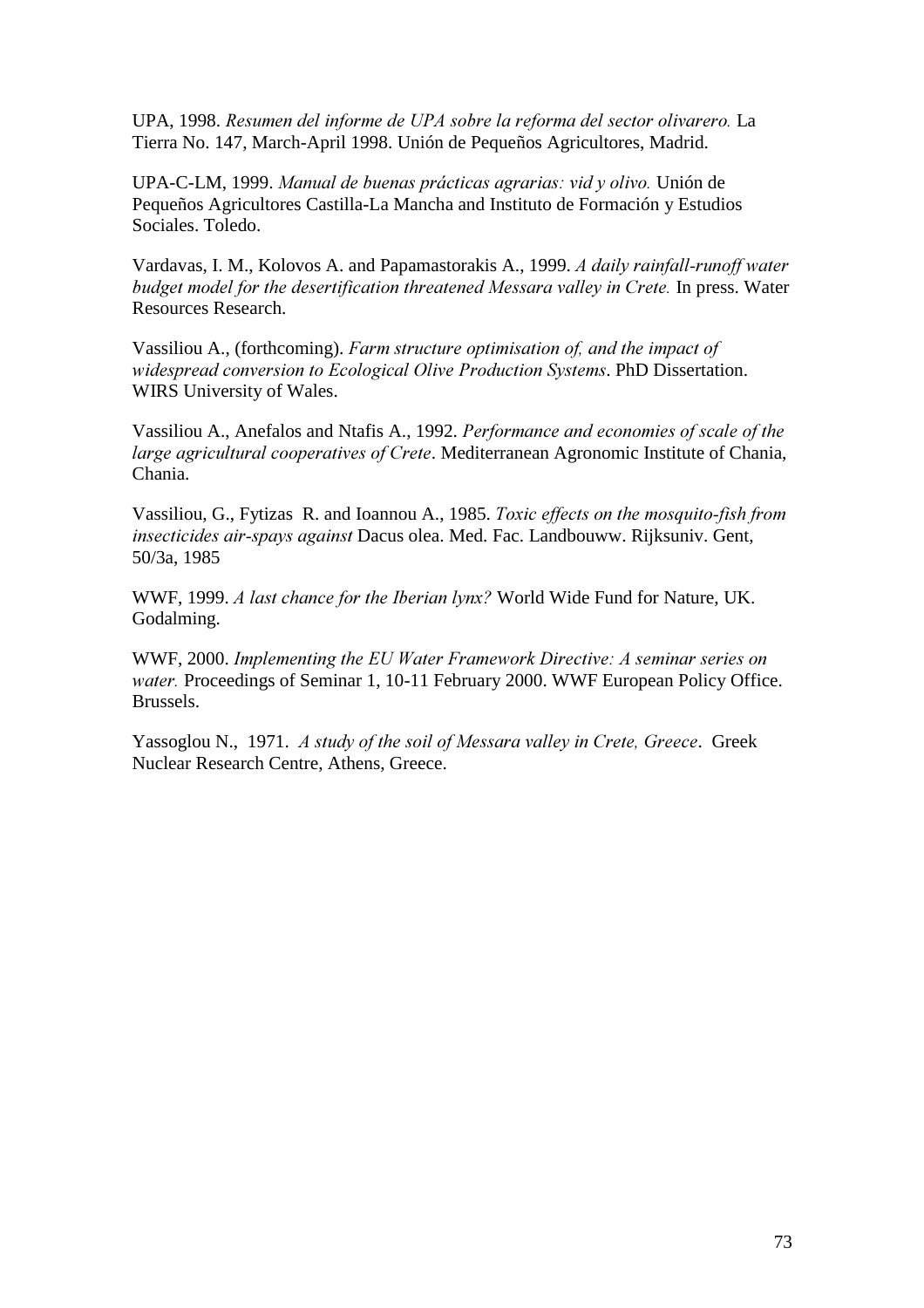UPA, 1998. *Resumen del informe de UPA sobre la reforma del sector olivarero.* La Tierra No. 147, March-April 1998. Unión de Pequeños Agricultores, Madrid.

UPA-C-LM, 1999. *Manual de buenas prácticas agrarias: vid y olivo.* Unión de Pequeños Agricultores Castilla-La Mancha and Instituto de Formación y Estudios Sociales. Toledo.

Vardavas, I. M., Kolovos A. and Papamastorakis A., 1999. *A daily rainfall-runoff water budget model for the desertification threatened Messara valley in Crete.* In press. Water Resources Research.

Vassiliou A., (forthcoming). *Farm structure optimisation of, and the impact of widespread conversion to Ecological Olive Production Systems*. PhD Dissertation. WIRS University of Wales.

Vassiliou A., Anefalos and Ntafis A., 1992. *Performance and economies of scale of the large agricultural cooperatives of Crete*. Mediterranean Agronomic Institute of Chania, Chania.

Vassiliou, G., Fytizas R. and Ioannou A., 1985. *Toxic effects on the mosquito-fish from insecticides air-spays against* Dacus olea. Med. Fac. Landbouww. Rijksuniv. Gent, 50/3a, 1985

WWF, 1999. *A last chance for the Iberian lynx?* World Wide Fund for Nature, UK. Godalming.

WWF, 2000. *Implementing the EU Water Framework Directive: A seminar series on water.* Proceedings of Seminar 1, 10-11 February 2000. WWF European Policy Office. Brussels.

Yassoglou N., 1971. *A study of the soil of Messara valley in Crete, Greece*. Greek Nuclear Research Centre, Athens, Greece.